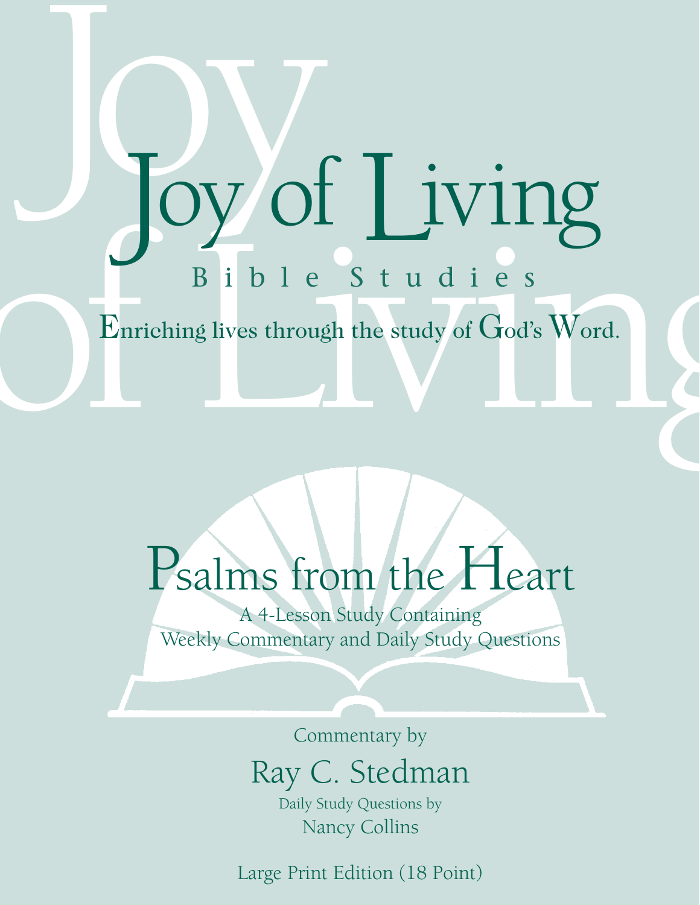# Joy of Living

Bible Studies

Enriching lives through the study of God's Word.

## Psalms from the Heart

A 4-Lesson Study Containing
Weekly Commentary and Daily Study Questions

Commentary by

Ray C. Stedman

Daily Study Questions by

Nancy Collins

Large Print Edition (18 Point)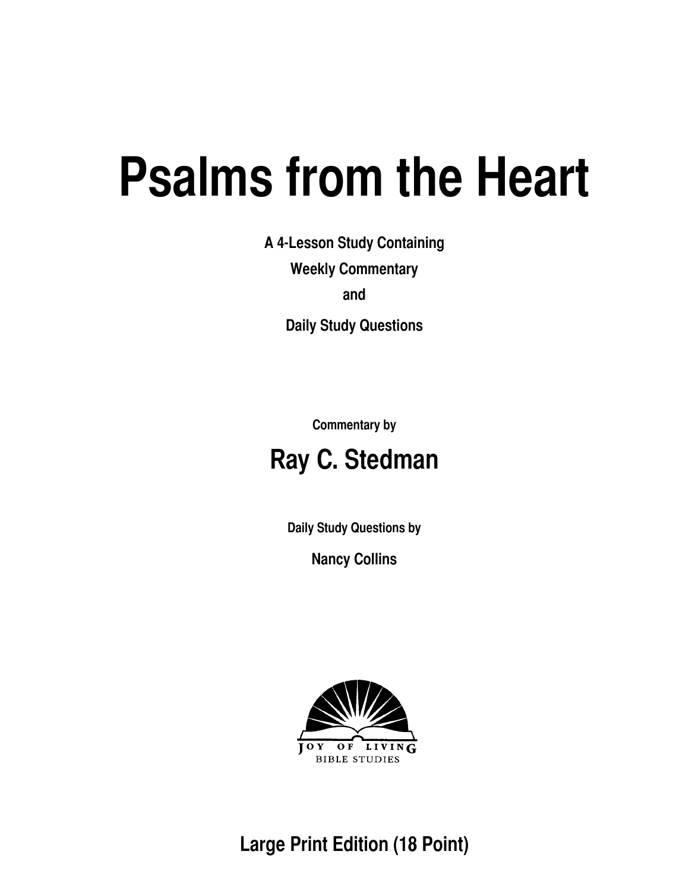# Psalms from the Heart

**A 4-Lesson Study Containing**

**Weekly Commentary**

**and**

**Daily Study Questions**

**Commentary by**

## Ray C. Stedman

**Daily Study Questions by**

**Nancy Collins**

JOY OF LIVING
BIBLE STUDIES

**Large Print Edition (18 Point)**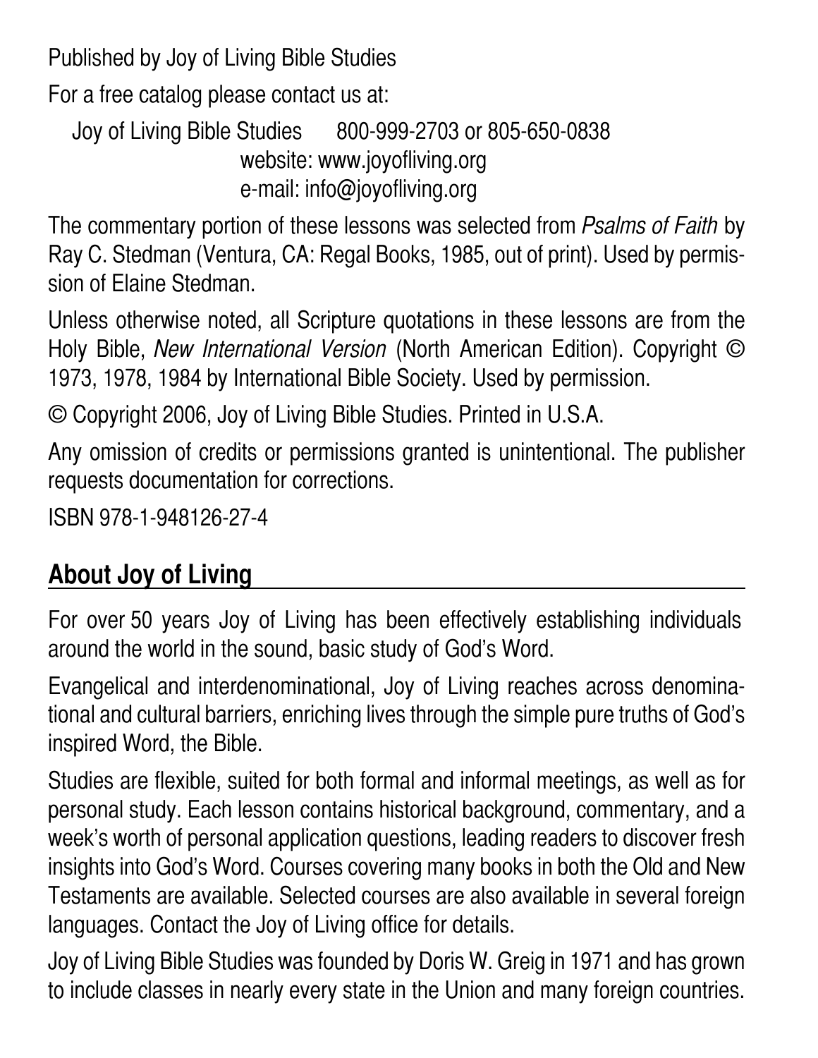Published by Joy of Living Bible Studies

For a free catalog please contact us at:

Joy of Living Bible Studies 800-999-2703 or 805-650-0838
website: www.joyofliving.org
e-mail: info@joyofliving.org

The commentary portion of these lessons was selected from *Psalms of Faith* by Ray C. Stedman (Ventura, CA: Regal Books, 1985, out of print). Used by permission of Elaine Stedman.

Unless otherwise noted, all Scripture quotations in these lessons are from the Holy Bible, *New International Version* (North American Edition). Copyright © 1973, 1978, 1984 by International Bible Society. Used by permission.

© Copyright 2006, Joy of Living Bible Studies. Printed in U.S.A.

Any omission of credits or permissions granted is unintentional. The publisher requests documentation for corrections.

ISBN 978-1-948126-27-4

## About Joy of Living

For over 50 years Joy of Living has been effectively establishing individuals around the world in the sound, basic study of God's Word.

Evangelical and interdenominational, Joy of Living reaches across denominational and cultural barriers, enriching lives through the simple pure truths of God's inspired Word, the Bible.

Studies are flexible, suited for both formal and informal meetings, as well as for personal study. Each lesson contains historical background, commentary, and a week's worth of personal application questions, leading readers to discover fresh insights into God's Word. Courses covering many books in both the Old and New Testaments are available. Selected courses are also available in several foreign languages. Contact the Joy of Living office for details.

Joy of Living Bible Studies was founded by Doris W. Greig in 1971 and has grown to include classes in nearly every state in the Union and many foreign countries.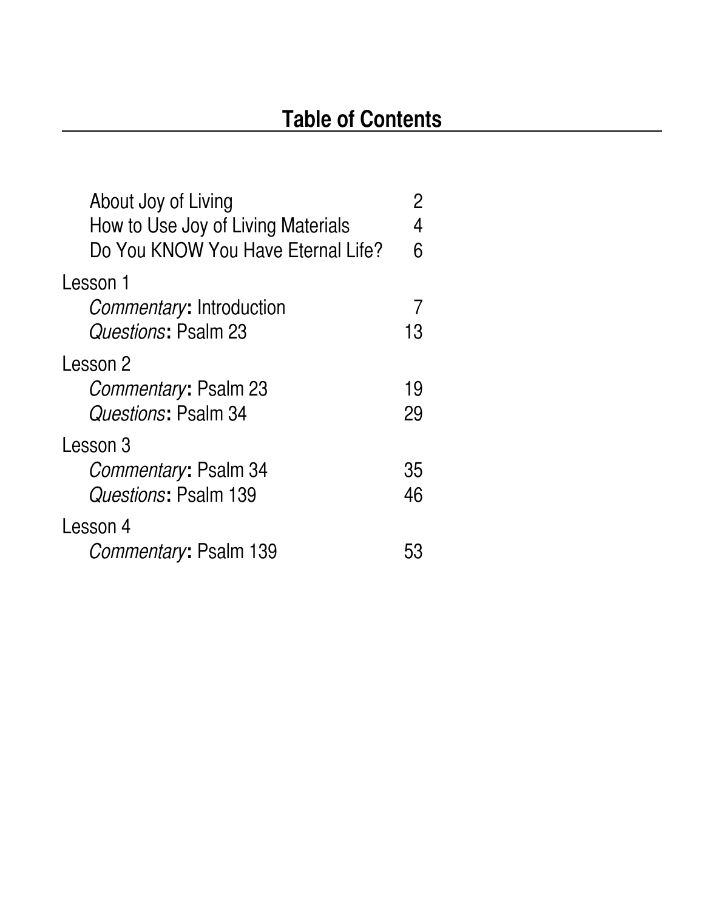# Table of Contents

| | |
|---|---|
| About Joy of Living | 2 |
| How to Use Joy of Living Materials | 4 |
| Do You KNOW You Have Eternal Life? | 6 |
| **Lesson 1** | |
| *Commentary*: Introduction | 7 |
| *Questions*: Psalm 23 | 13 |
| **Lesson 2** | |
| *Commentary*: Psalm 23 | 19 |
| *Questions*: Psalm 34 | 29 |
| **Lesson 3** | |
| *Commentary*: Psalm 34 | 35 |
| *Questions*: Psalm 139 | 46 |
| **Lesson 4** | |
| *Commentary*: Psalm 139 | 53 |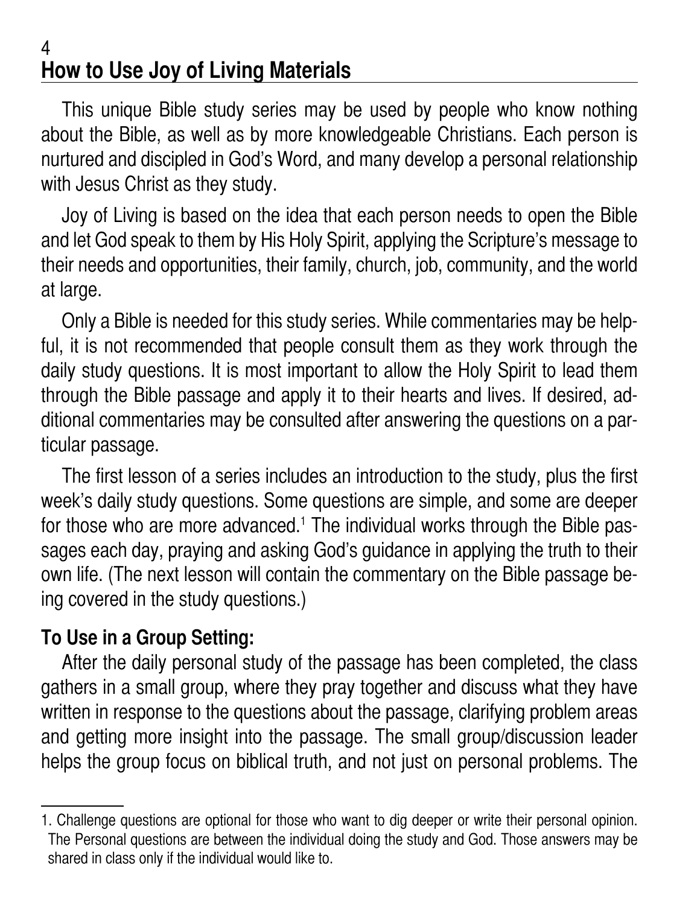# How to Use Joy of Living Materials

This unique Bible study series may be used by people who know nothing about the Bible, as well as by more knowledgeable Christians. Each person is nurtured and discipled in God's Word, and many develop a personal relationship with Jesus Christ as they study.

Joy of Living is based on the idea that each person needs to open the Bible and let God speak to them by His Holy Spirit, applying the Scripture's message to their needs and opportunities, their family, church, job, community, and the world at large.

Only a Bible is needed for this study series. While commentaries may be helpful, it is not recommended that people consult them as they work through the daily study questions. It is most important to allow the Holy Spirit to lead them through the Bible passage and apply it to their hearts and lives. If desired, additional commentaries may be consulted after answering the questions on a particular passage.

The first lesson of a series includes an introduction to the study, plus the first week's daily study questions. Some questions are simple, and some are deeper for those who are more advanced.[1] The individual works through the Bible passages each day, praying and asking God's guidance in applying the truth to their own life. (The next lesson will contain the commentary on the Bible passage being covered in the study questions.)

**To Use in a Group Setting:**

After the daily personal study of the passage has been completed, the class gathers in a small group, where they pray together and discuss what they have written in response to the questions about the passage, clarifying problem areas and getting more insight into the passage. The small group/discussion leader helps the group focus on biblical truth, and not just on personal problems. The

---

1. Challenge questions are optional for those who want to dig deeper or write their personal opinion. The Personal questions are between the individual doing the study and God. Those answers may be shared in class only if the individual would like to.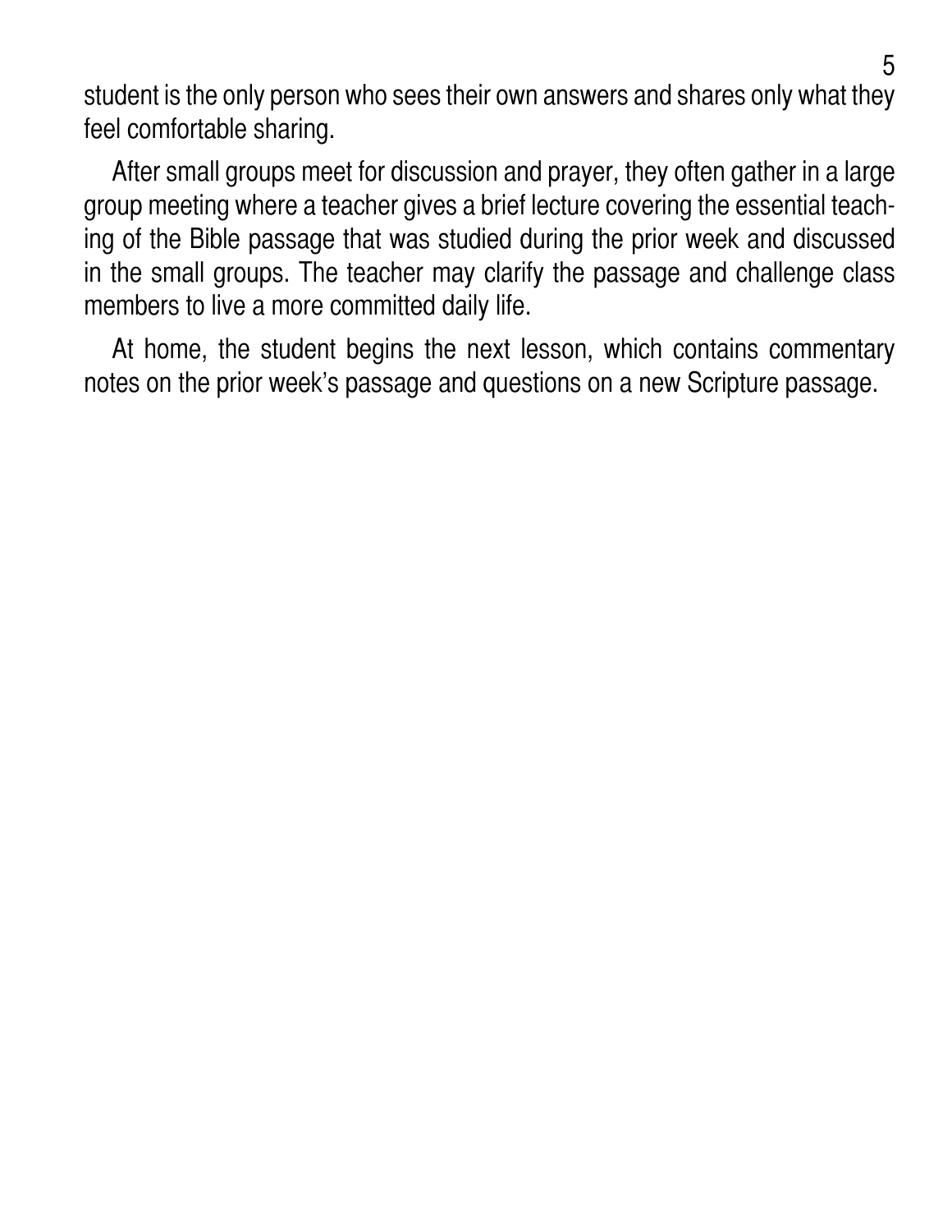student is the only person who sees their own answers and shares only what they feel comfortable sharing.

After small groups meet for discussion and prayer, they often gather in a large group meeting where a teacher gives a brief lecture covering the essential teaching of the Bible passage that was studied during the prior week and discussed in the small groups. The teacher may clarify the passage and challenge class members to live a more committed daily life.

At home, the student begins the next lesson, which contains commentary notes on the prior week's passage and questions on a new Scripture passage.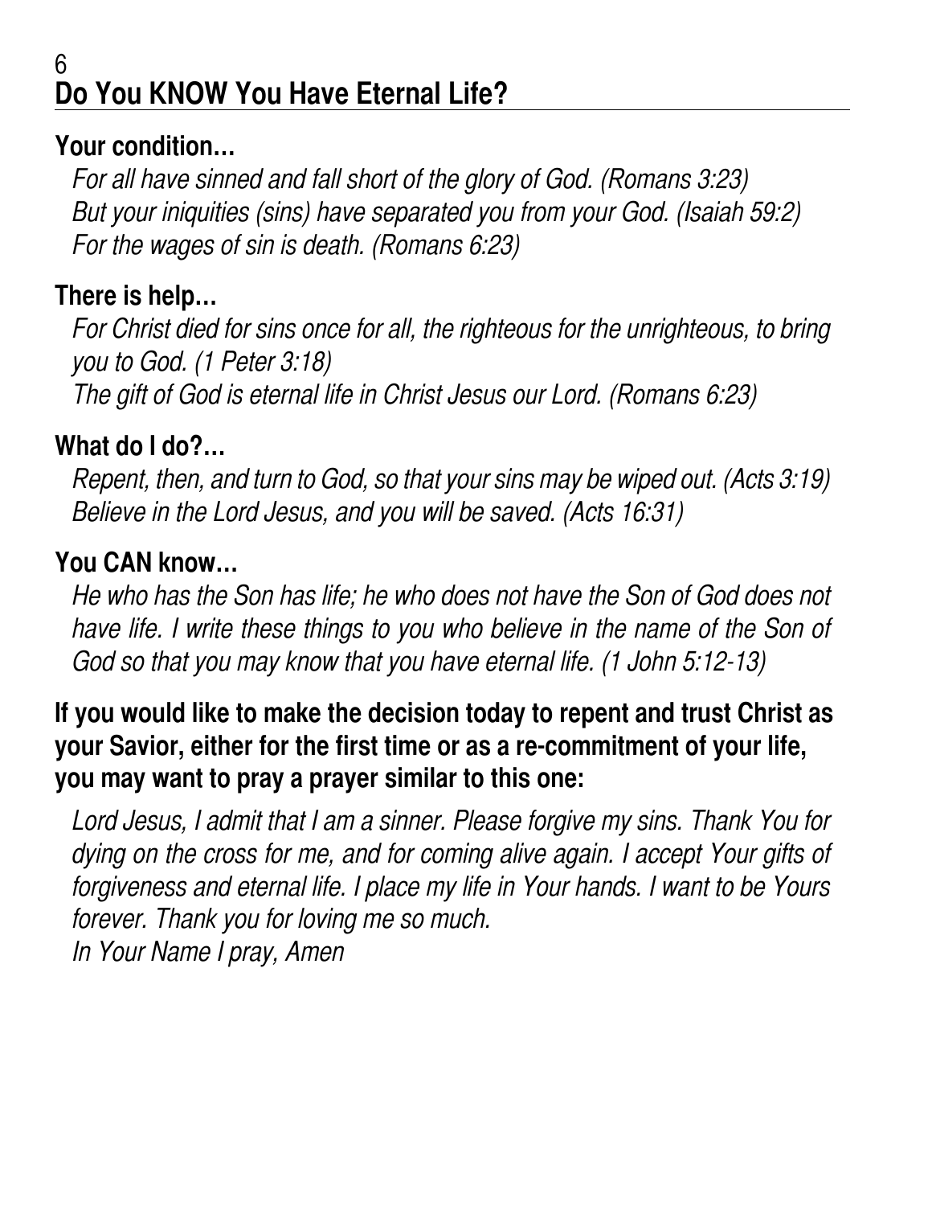## Do You KNOW You Have Eternal Life?

**Your condition…**

*For all have sinned and fall short of the glory of God. (Romans 3:23)*
*But your iniquities (sins) have separated you from your God. (Isaiah 59:2)*
*For the wages of sin is death. (Romans 6:23)*

**There is help…**

*For Christ died for sins once for all, the righteous for the unrighteous, to bring you to God. (1 Peter 3:18)*
*The gift of God is eternal life in Christ Jesus our Lord. (Romans 6:23)*

**What do I do?…**

*Repent, then, and turn to God, so that your sins may be wiped out. (Acts 3:19)*
*Believe in the Lord Jesus, and you will be saved. (Acts 16:31)*

**You CAN know…**

*He who has the Son has life; he who does not have the Son of God does not have life. I write these things to you who believe in the name of the Son of God so that you may know that you have eternal life. (1 John 5:12-13)*

**If you would like to make the decision today to repent and trust Christ as your Savior, either for the first time or as a re-commitment of your life, you may want to pray a prayer similar to this one:**

*Lord Jesus, I admit that I am a sinner. Please forgive my sins. Thank You for dying on the cross for me, and for coming alive again. I accept Your gifts of forgiveness and eternal life. I place my life in Your hands. I want to be Yours forever. Thank you for loving me so much.*
*In Your Name I pray, Amen*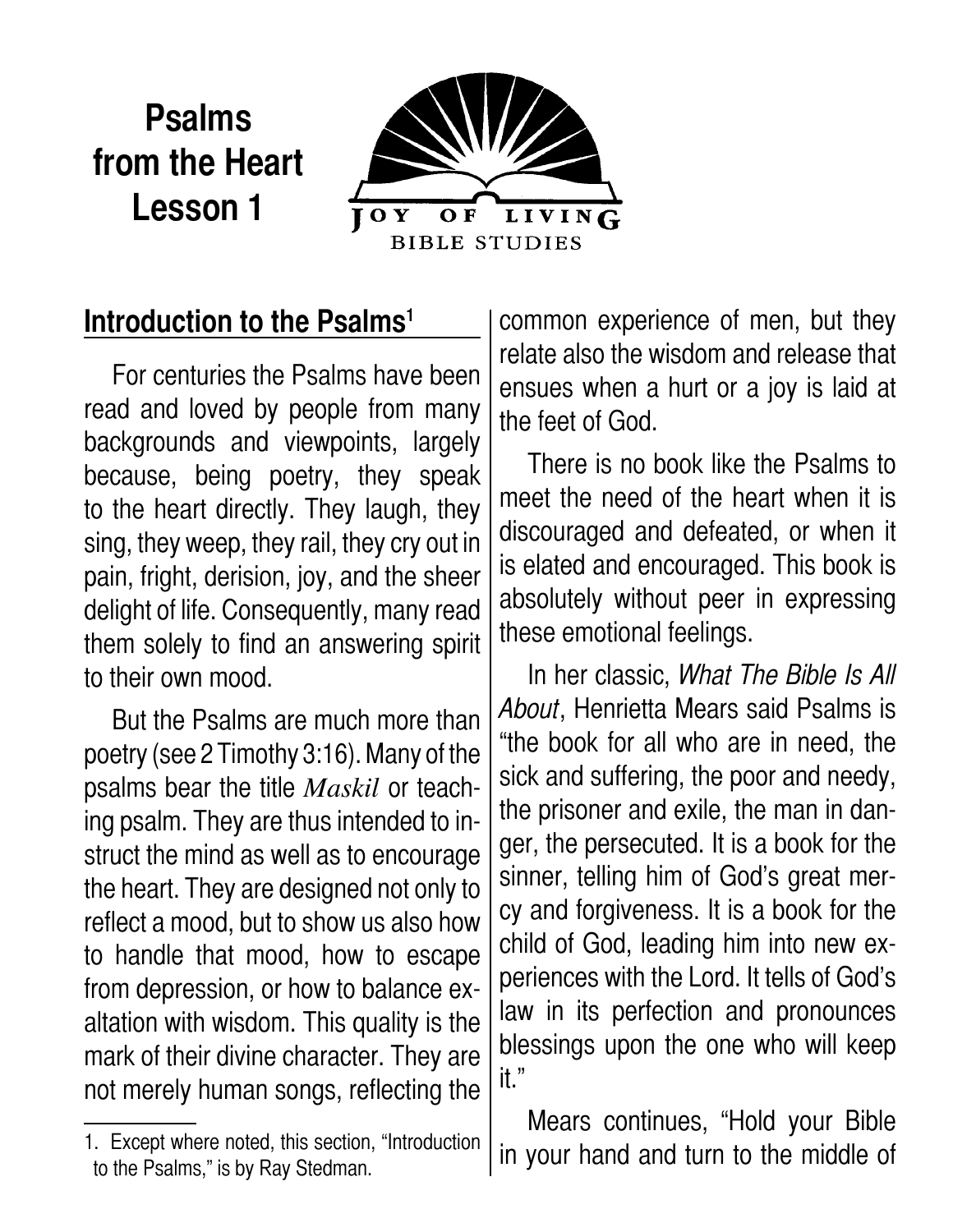# Psalms from the Heart Lesson 1

JOY OF LIVING BIBLE STUDIES

## Introduction to the Psalms[1]

For centuries the Psalms have been read and loved by people from many backgrounds and viewpoints, largely because, being poetry, they speak to the heart directly. They laugh, they sing, they weep, they rail, they cry out in pain, fright, derision, joy, and the sheer delight of life. Consequently, many read them solely to find an answering spirit to their own mood.

But the Psalms are much more than poetry (see 2 Timothy 3:16). Many of the psalms bear the title *Maskil* or teaching psalm. They are thus intended to instruct the mind as well as to encourage the heart. They are designed not only to reflect a mood, but to show us also how to handle that mood, how to escape from depression, or how to balance exaltation with wisdom. This quality is the mark of their divine character. They are not merely human songs, reflecting the common experience of men, but they relate also the wisdom and release that ensues when a hurt or a joy is laid at the feet of God.

There is no book like the Psalms to meet the need of the heart when it is discouraged and defeated, or when it is elated and encouraged. This book is absolutely without peer in expressing these emotional feelings.

In her classic, *What The Bible Is All About*, Henrietta Mears said Psalms is "the book for all who are in need, the sick and suffering, the poor and needy, the prisoner and exile, the man in danger, the persecuted. It is a book for the sinner, telling him of God's great mercy and forgiveness. It is a book for the child of God, leading him into new experiences with the Lord. It tells of God's law in its perfection and pronounces blessings upon the one who will keep it."

Mears continues, "Hold your Bible in your hand and turn to the middle of

---

1. Except where noted, this section, "Introduction to the Psalms," is by Ray Stedman.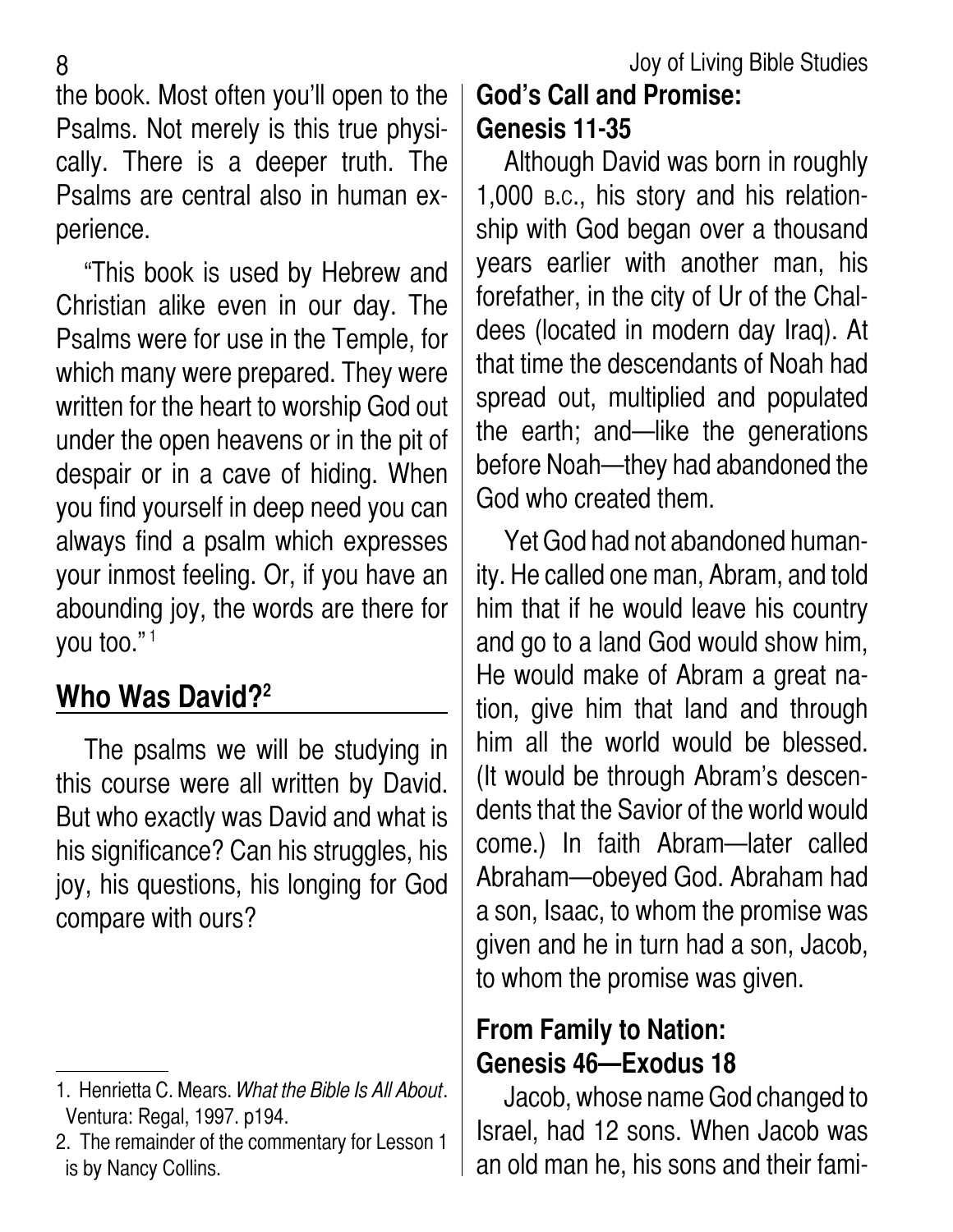the book. Most often you'll open to the Psalms. Not merely is this true physically. There is a deeper truth. The Psalms are central also in human experience.

"This book is used by Hebrew and Christian alike even in our day. The Psalms were for use in the Temple, for which many were prepared. They were written for the heart to worship God out under the open heavens or in the pit of despair or in a cave of hiding. When you find yourself in deep need you can always find a psalm which expresses your inmost feeling. Or, if you have an abounding joy, the words are there for you too." [1]

## Who Was David?[2]

The psalms we will be studying in this course were all written by David. But who exactly was David and what is his significance? Can his struggles, his joy, his questions, his longing for God compare with ours?

### God's Call and Promise: Genesis 11-35

Although David was born in roughly 1,000 B.C., his story and his relationship with God began over a thousand years earlier with another man, his forefather, in the city of Ur of the Chaldees (located in modern day Iraq). At that time the descendants of Noah had spread out, multiplied and populated the earth; and—like the generations before Noah—they had abandoned the God who created them.

Yet God had not abandoned humanity. He called one man, Abram, and told him that if he would leave his country and go to a land God would show him, He would make of Abram a great nation, give him that land and through him all the world would be blessed. (It would be through Abram's descendents that the Savior of the world would come.) In faith Abram—later called Abraham—obeyed God. Abraham had a son, Isaac, to whom the promise was given and he in turn had a son, Jacob, to whom the promise was given.

### From Family to Nation: Genesis 46—Exodus 18

Jacob, whose name God changed to Israel, had 12 sons. When Jacob was an old man he, his sons and their fami-

---

1. Henrietta C. Mears. *What the Bible Is All About*. Ventura: Regal, 1997. p194.
2. The remainder of the commentary for Lesson 1 is by Nancy Collins.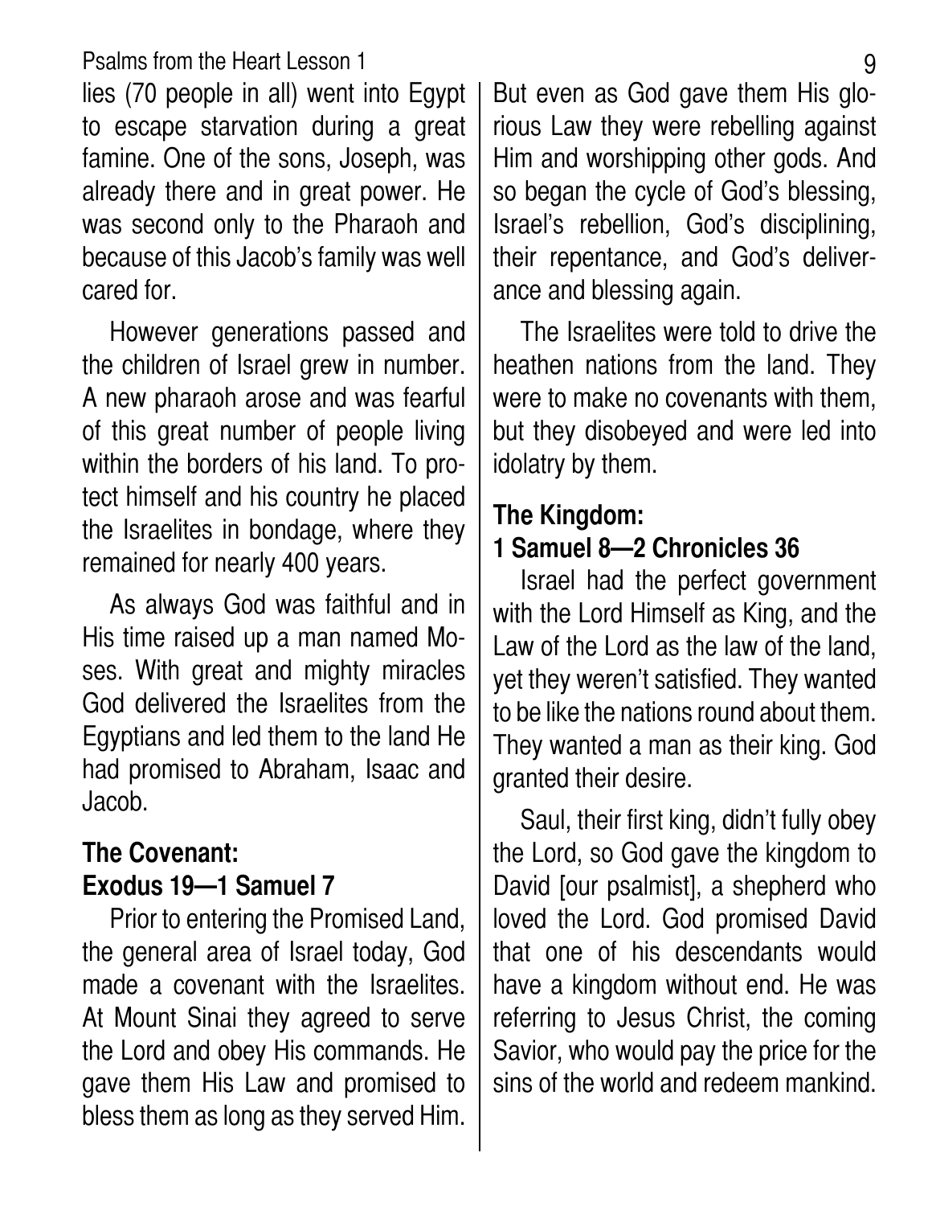lies (70 people in all) went into Egypt to escape starvation during a great famine. One of the sons, Joseph, was already there and in great power. He was second only to the Pharaoh and because of this Jacob's family was well cared for.

However generations passed and the children of Israel grew in number. A new pharaoh arose and was fearful of this great number of people living within the borders of his land. To protect himself and his country he placed the Israelites in bondage, where they remained for nearly 400 years.

As always God was faithful and in His time raised up a man named Moses. With great and mighty miracles God delivered the Israelites from the Egyptians and led them to the land He had promised to Abraham, Isaac and Jacob.

**The Covenant: Exodus 19—1 Samuel 7**

Prior to entering the Promised Land, the general area of Israel today, God made a covenant with the Israelites. At Mount Sinai they agreed to serve the Lord and obey His commands. He gave them His Law and promised to bless them as long as they served Him. But even as God gave them His glorious Law they were rebelling against Him and worshipping other gods. And so began the cycle of God's blessing, Israel's rebellion, God's disciplining, their repentance, and God's deliverance and blessing again.

The Israelites were told to drive the heathen nations from the land. They were to make no covenants with them, but they disobeyed and were led into idolatry by them.

**The Kingdom: 1 Samuel 8—2 Chronicles 36**

Israel had the perfect government with the Lord Himself as King, and the Law of the Lord as the law of the land, yet they weren't satisfied. They wanted to be like the nations round about them. They wanted a man as their king. God granted their desire.

Saul, their first king, didn't fully obey the Lord, so God gave the kingdom to David [our psalmist], a shepherd who loved the Lord. God promised David that one of his descendants would have a kingdom without end. He was referring to Jesus Christ, the coming Savior, who would pay the price for the sins of the world and redeem mankind.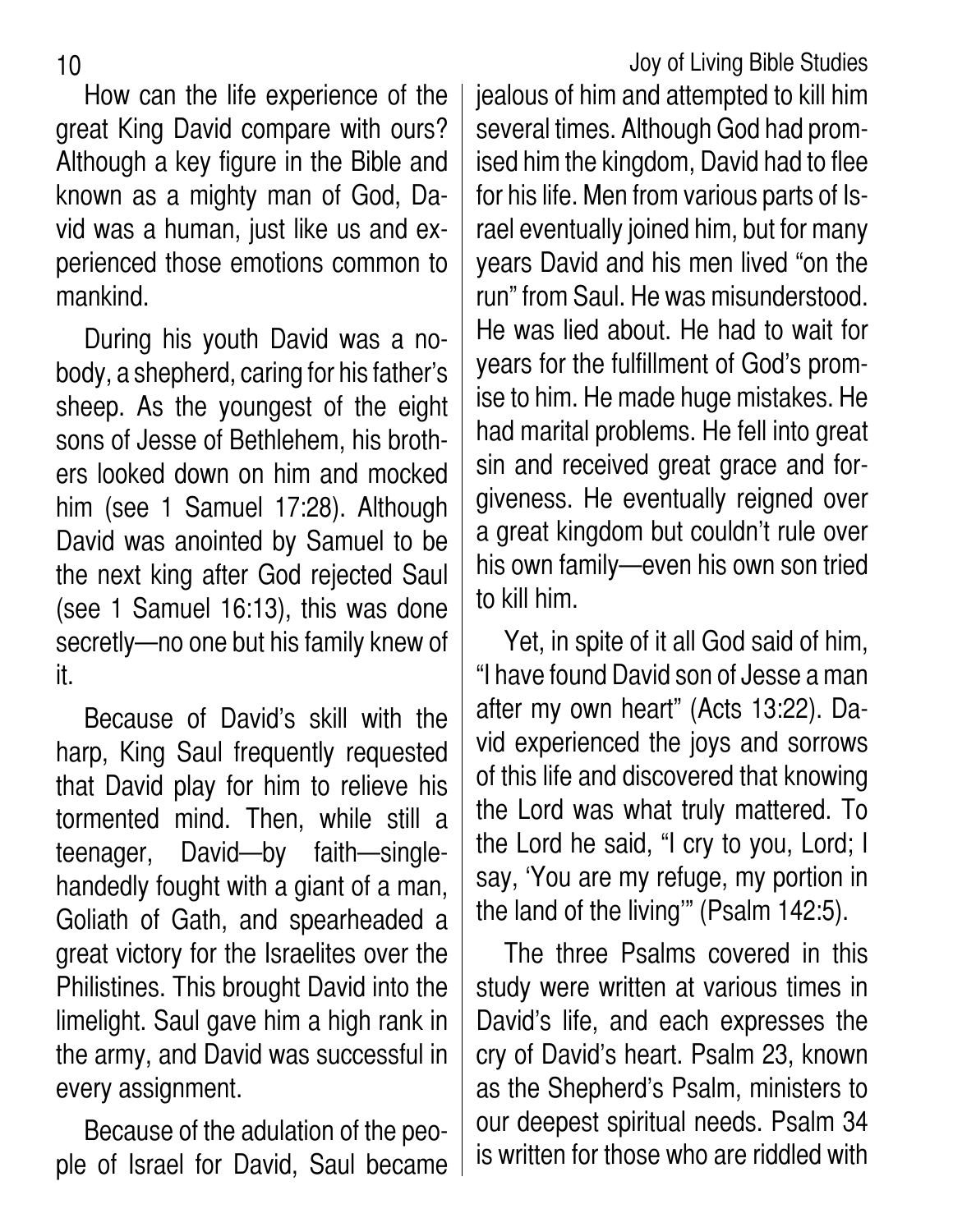How can the life experience of the great King David compare with ours? Although a key figure in the Bible and known as a mighty man of God, David was a human, just like us and experienced those emotions common to mankind.

During his youth David was a nobody, a shepherd, caring for his father's sheep. As the youngest of the eight sons of Jesse of Bethlehem, his brothers looked down on him and mocked him (see 1 Samuel 17:28). Although David was anointed by Samuel to be the next king after God rejected Saul (see 1 Samuel 16:13), this was done secretly—no one but his family knew of it.

Because of David's skill with the harp, King Saul frequently requested that David play for him to relieve his tormented mind. Then, while still a teenager, David—by faith—singlehandedly fought with a giant of a man, Goliath of Gath, and spearheaded a great victory for the Israelites over the Philistines. This brought David into the limelight. Saul gave him a high rank in the army, and David was successful in every assignment.

Because of the adulation of the people of Israel for David, Saul became jealous of him and attempted to kill him several times. Although God had promised him the kingdom, David had to flee for his life. Men from various parts of Israel eventually joined him, but for many years David and his men lived "on the run" from Saul. He was misunderstood. He was lied about. He had to wait for years for the fulfillment of God's promise to him. He made huge mistakes. He had marital problems. He fell into great sin and received great grace and forgiveness. He eventually reigned over a great kingdom but couldn't rule over his own family—even his own son tried to kill him.

Yet, in spite of it all God said of him, "I have found David son of Jesse a man after my own heart" (Acts 13:22). David experienced the joys and sorrows of this life and discovered that knowing the Lord was what truly mattered. To the Lord he said, "I cry to you, Lord; I say, 'You are my refuge, my portion in the land of the living'" (Psalm 142:5).

The three Psalms covered in this study were written at various times in David's life, and each expresses the cry of David's heart. Psalm 23, known as the Shepherd's Psalm, ministers to our deepest spiritual needs. Psalm 34 is written for those who are riddled with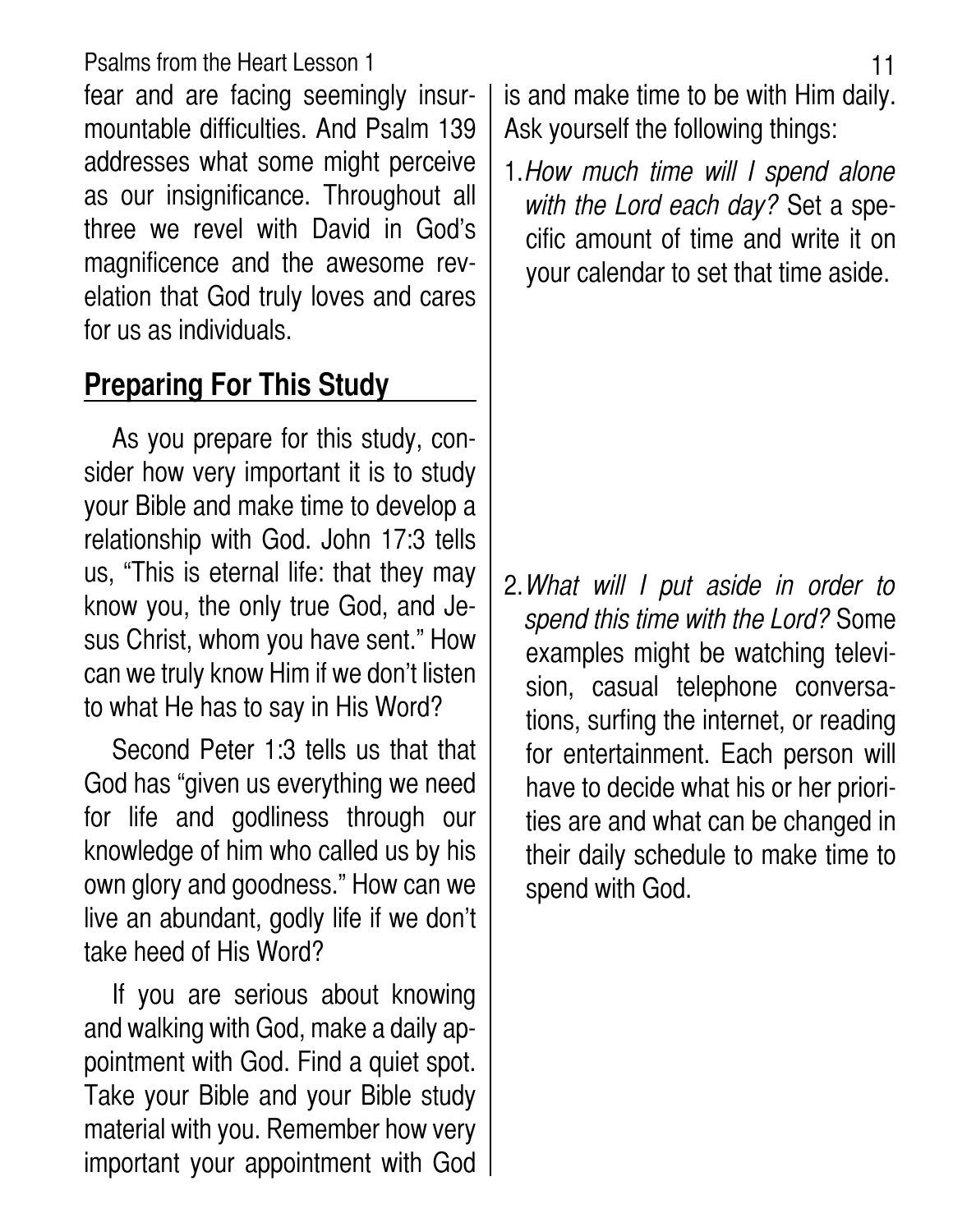fear and are facing seemingly insurmountable difficulties. And Psalm 139 addresses what some might perceive as our insignificance. Throughout all three we revel with David in God's magnificence and the awesome revelation that God truly loves and cares for us as individuals.

## Preparing For This Study

As you prepare for this study, consider how very important it is to study your Bible and make time to develop a relationship with God. John 17:3 tells us, "This is eternal life: that they may know you, the only true God, and Jesus Christ, whom you have sent." How can we truly know Him if we don't listen to what He has to say in His Word?

Second Peter 1:3 tells us that that God has "given us everything we need for life and godliness through our knowledge of him who called us by his own glory and goodness." How can we live an abundant, godly life if we don't take heed of His Word?

If you are serious about knowing and walking with God, make a daily appointment with God. Find a quiet spot. Take your Bible and your Bible study material with you. Remember how very important your appointment with God is and make time to be with Him daily. Ask yourself the following things:

1. *How much time will I spend alone with the Lord each day?* Set a specific amount of time and write it on your calendar to set that time aside.

2. *What will I put aside in order to spend this time with the Lord?* Some examples might be watching television, casual telephone conversations, surfing the internet, or reading for entertainment. Each person will have to decide what his or her priorities are and what can be changed in their daily schedule to make time to spend with God.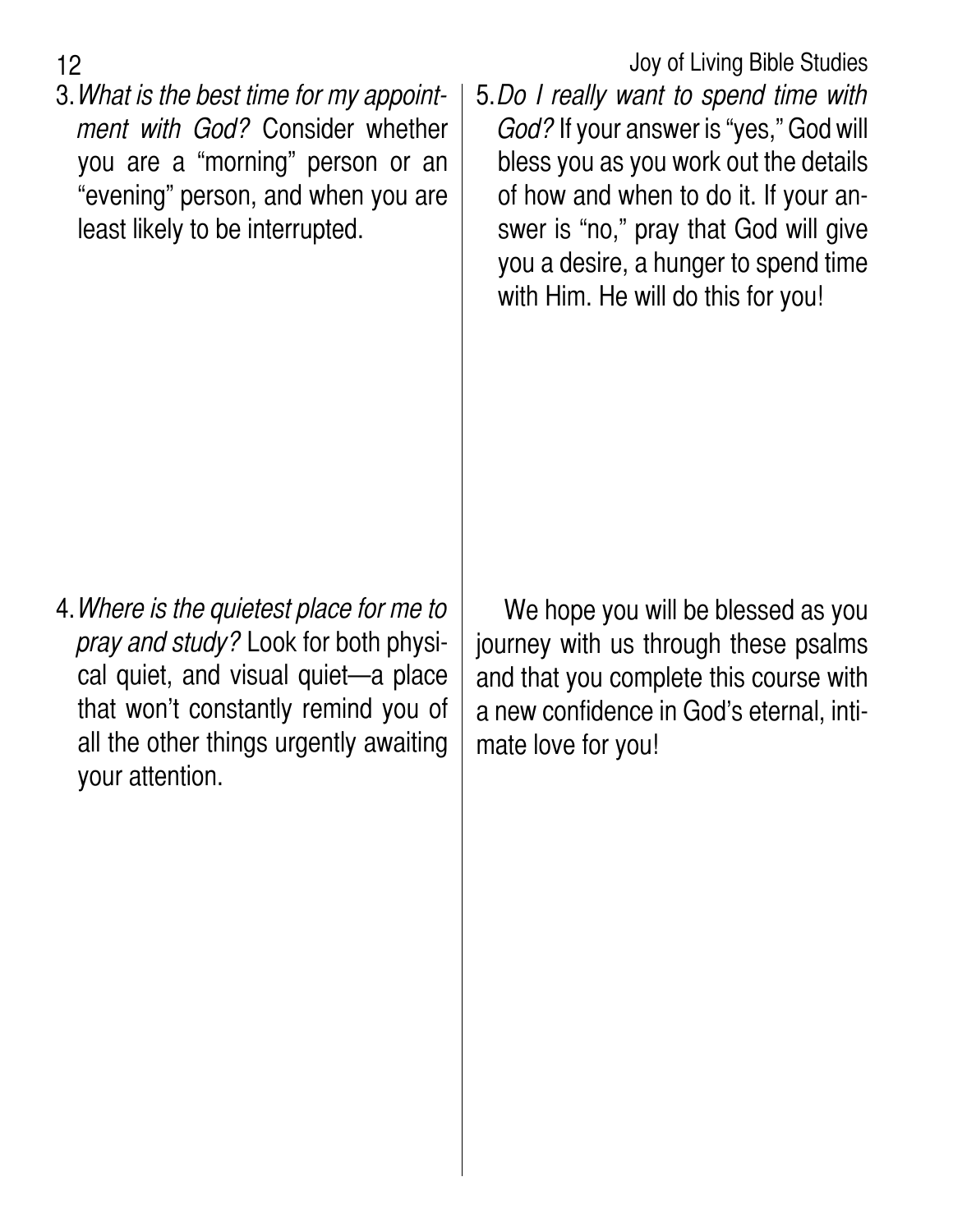3. *What is the best time for my appointment with God?* Consider whether you are a "morning" person or an "evening" person, and when you are least likely to be interrupted.

4. *Where is the quietest place for me to pray and study?* Look for both physical quiet, and visual quiet—a place that won't constantly remind you of all the other things urgently awaiting your attention.

5. *Do I really want to spend time with God?* If your answer is "yes," God will bless you as you work out the details of how and when to do it. If your answer is "no," pray that God will give you a desire, a hunger to spend time with Him. He will do this for you!

We hope you will be blessed as you journey with us through these psalms and that you complete this course with a new confidence in God's eternal, intimate love for you!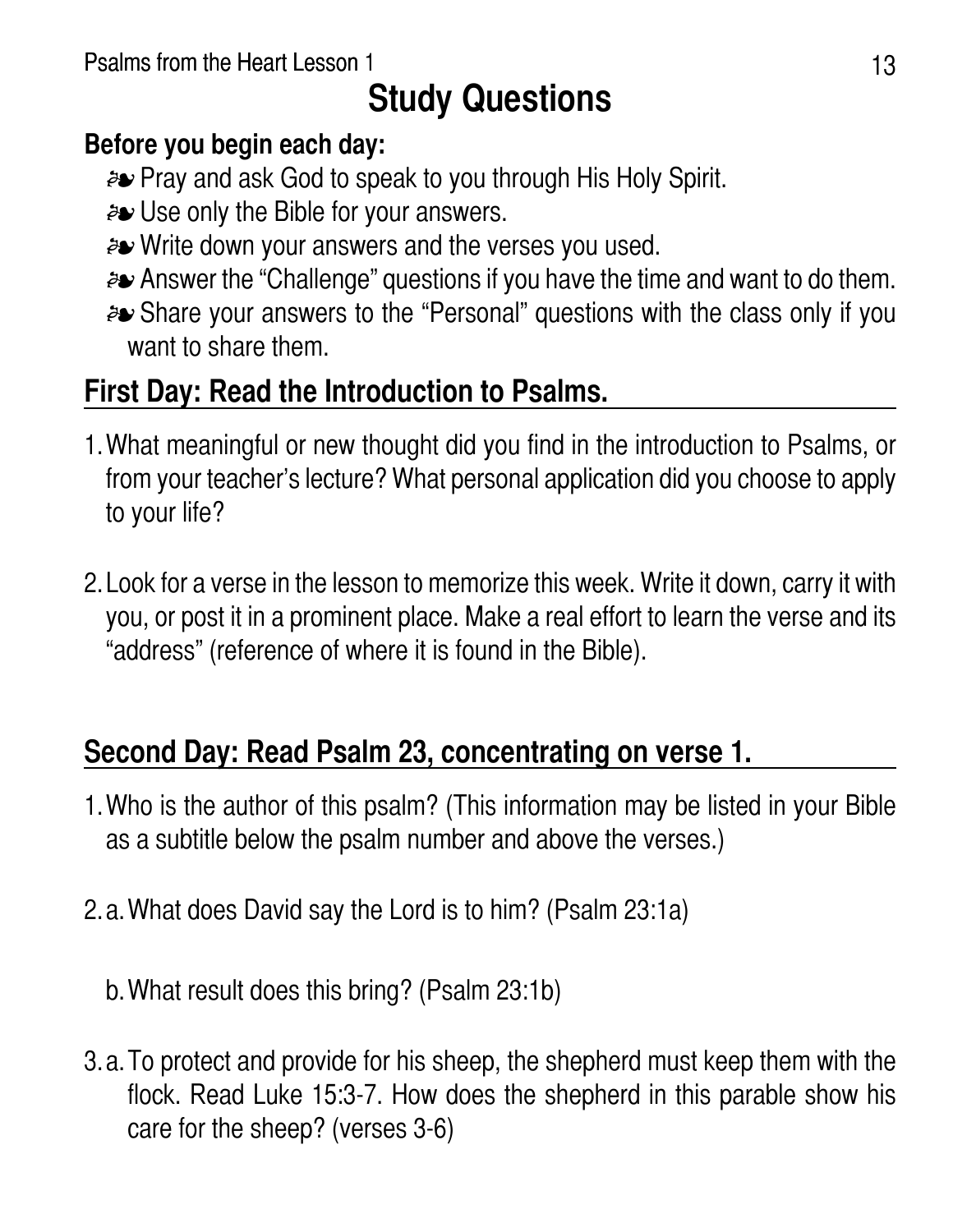# Study Questions

**Before you begin each day:**

- ☙ Pray and ask God to speak to you through His Holy Spirit.
- ☙ Use only the Bible for your answers.
- ☙ Write down your answers and the verses you used.
- ☙ Answer the "Challenge" questions if you have the time and want to do them.
- ☙ Share your answers to the "Personal" questions with the class only if you want to share them.

## First Day: Read the Introduction to Psalms.

1. What meaningful or new thought did you find in the introduction to Psalms, or from your teacher's lecture? What personal application did you choose to apply to your life?

2. Look for a verse in the lesson to memorize this week. Write it down, carry it with you, or post it in a prominent place. Make a real effort to learn the verse and its "address" (reference of where it is found in the Bible).

## Second Day: Read Psalm 23, concentrating on verse 1.

1. Who is the author of this psalm? (This information may be listed in your Bible as a subtitle below the psalm number and above the verses.)

2. a. What does David say the Lord is to him? (Psalm 23:1a)

   b. What result does this bring? (Psalm 23:1b)

3. a. To protect and provide for his sheep, the shepherd must keep them with the flock. Read Luke 15:3-7. How does the shepherd in this parable show his care for the sheep? (verses 3-6)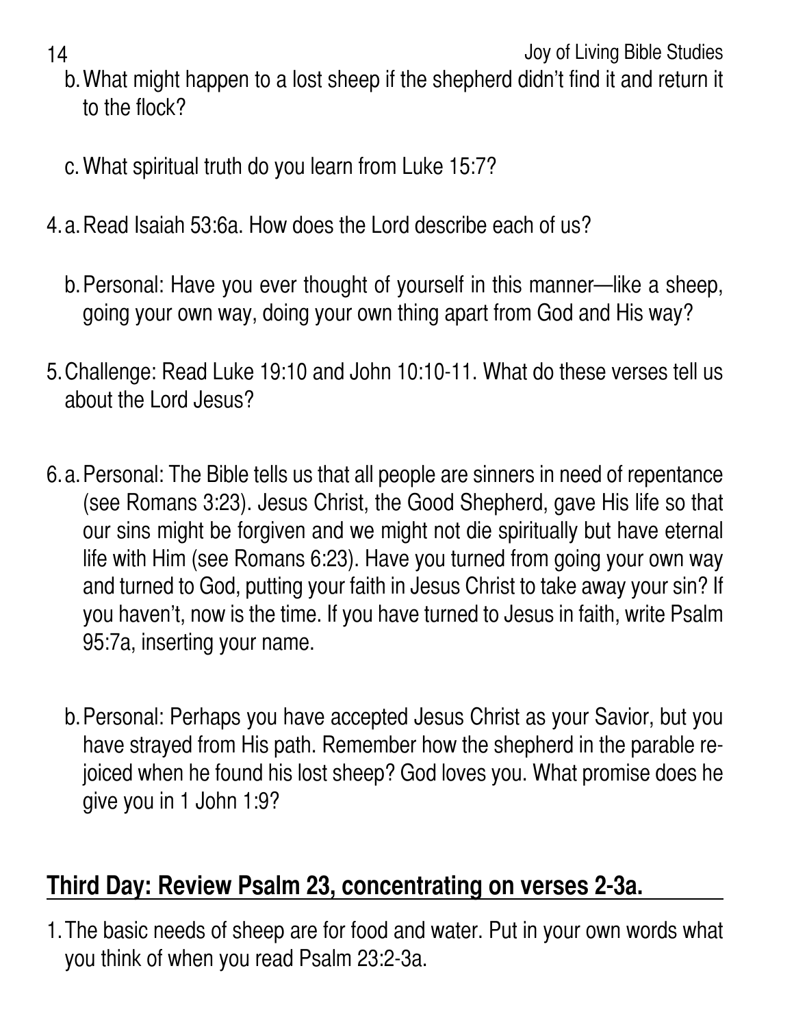b. What might happen to a lost sheep if the shepherd didn't find it and return it to the flock?

c. What spiritual truth do you learn from Luke 15:7?

4. a. Read Isaiah 53:6a. How does the Lord describe each of us?

   b. Personal: Have you ever thought of yourself in this manner—like a sheep, going your own way, doing your own thing apart from God and His way?

5. Challenge: Read Luke 19:10 and John 10:10-11. What do these verses tell us about the Lord Jesus?

6. a. Personal: The Bible tells us that all people are sinners in need of repentance (see Romans 3:23). Jesus Christ, the Good Shepherd, gave His life so that our sins might be forgiven and we might not die spiritually but have eternal life with Him (see Romans 6:23). Have you turned from going your own way and turned to God, putting your faith in Jesus Christ to take away your sin? If you haven't, now is the time. If you have turned to Jesus in faith, write Psalm 95:7a, inserting your name.

   b. Personal: Perhaps you have accepted Jesus Christ as your Savior, but you have strayed from His path. Remember how the shepherd in the parable rejoiced when he found his lost sheep? God loves you. What promise does he give you in 1 John 1:9?

## Third Day: Review Psalm 23, concentrating on verses 2-3a.

1. The basic needs of sheep are for food and water. Put in your own words what you think of when you read Psalm 23:2-3a.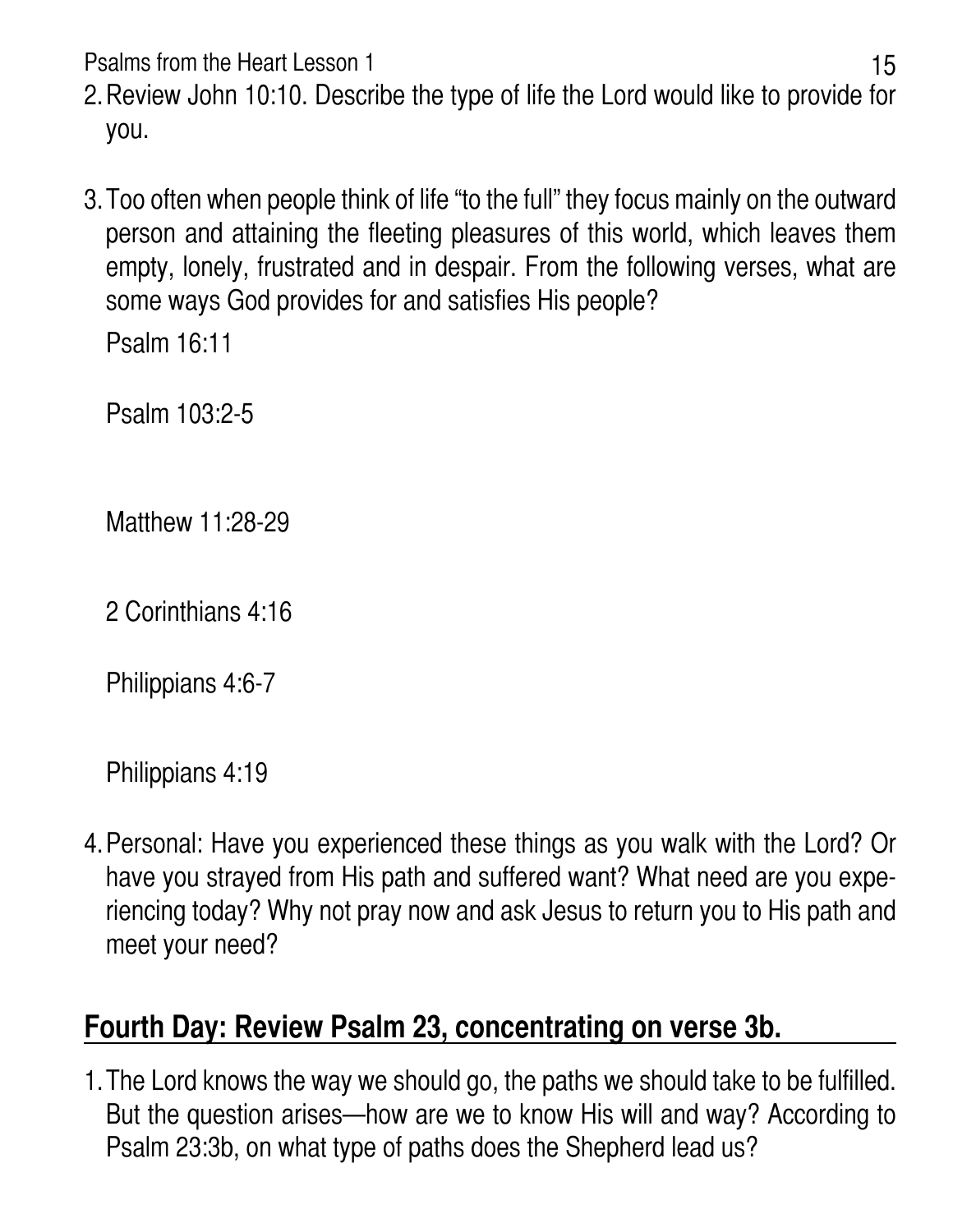2. Review John 10:10. Describe the type of life the Lord would like to provide for you.

3. Too often when people think of life "to the full" they focus mainly on the outward person and attaining the fleeting pleasures of this world, which leaves them empty, lonely, frustrated and in despair. From the following verses, what are some ways God provides for and satisfies His people?

   Psalm 16:11

   Psalm 103:2-5

   Matthew 11:28-29

   2 Corinthians 4:16

   Philippians 4:6-7

   Philippians 4:19

4. Personal: Have you experienced these things as you walk with the Lord? Or have you strayed from His path and suffered want? What need are you experiencing today? Why not pray now and ask Jesus to return you to His path and meet your need?

## Fourth Day: Review Psalm 23, concentrating on verse 3b.

1. The Lord knows the way we should go, the paths we should take to be fulfilled. But the question arises—how are we to know His will and way? According to Psalm 23:3b, on what type of paths does the Shepherd lead us?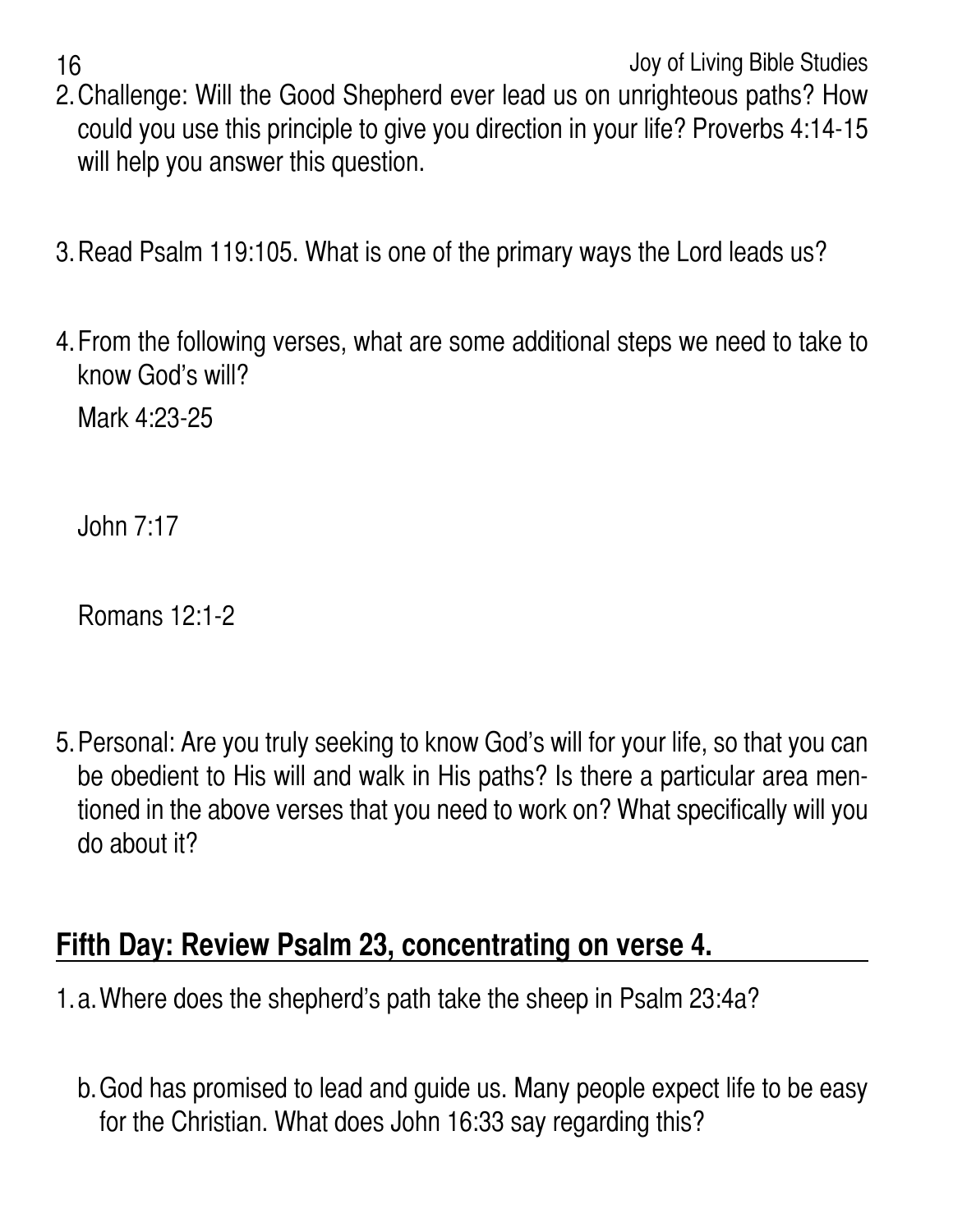2. Challenge: Will the Good Shepherd ever lead us on unrighteous paths? How could you use this principle to give you direction in your life? Proverbs 4:14-15 will help you answer this question.

3. Read Psalm 119:105. What is one of the primary ways the Lord leads us?

4. From the following verses, what are some additional steps we need to take to know God's will?

   Mark 4:23-25

   John 7:17

   Romans 12:1-2

5. Personal: Are you truly seeking to know God's will for your life, so that you can be obedient to His will and walk in His paths? Is there a particular area mentioned in the above verses that you need to work on? What specifically will you do about it?

## Fifth Day: Review Psalm 23, concentrating on verse 4.

1. a. Where does the shepherd's path take the sheep in Psalm 23:4a?

   b. God has promised to lead and guide us. Many people expect life to be easy for the Christian. What does John 16:33 say regarding this?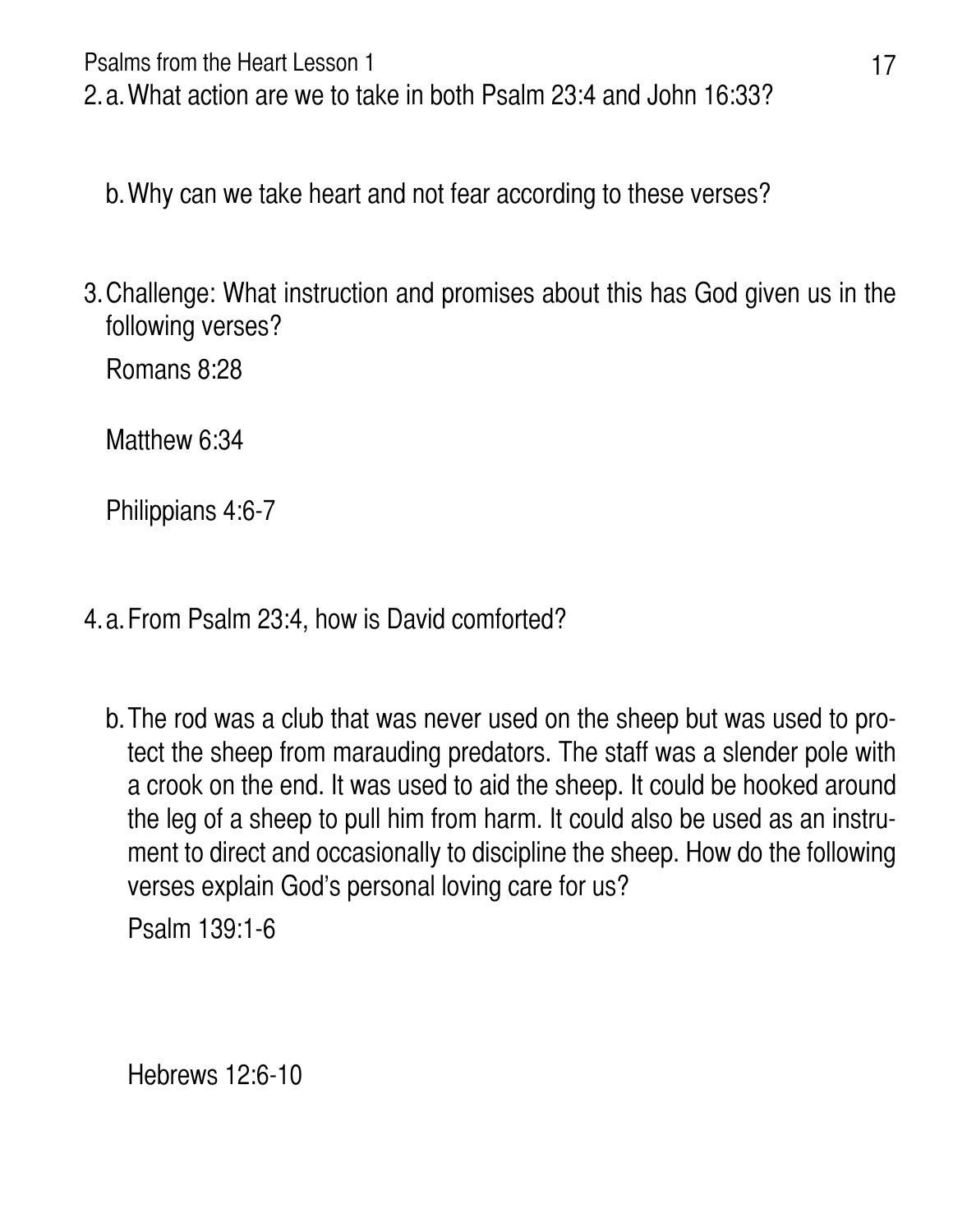2. a. What action are we to take in both Psalm 23:4 and John 16:33?

   b. Why can we take heart and not fear according to these verses?

3. Challenge: What instruction and promises about this has God given us in the following verses?

   Romans 8:28

   Matthew 6:34

   Philippians 4:6-7

4. a. From Psalm 23:4, how is David comforted?

   b. The rod was a club that was never used on the sheep but was used to protect the sheep from marauding predators. The staff was a slender pole with a crook on the end. It was used to aid the sheep. It could be hooked around the leg of a sheep to pull him from harm. It could also be used as an instrument to direct and occasionally to discipline the sheep. How do the following verses explain God's personal loving care for us?

   Psalm 139:1-6

   Hebrews 12:6-10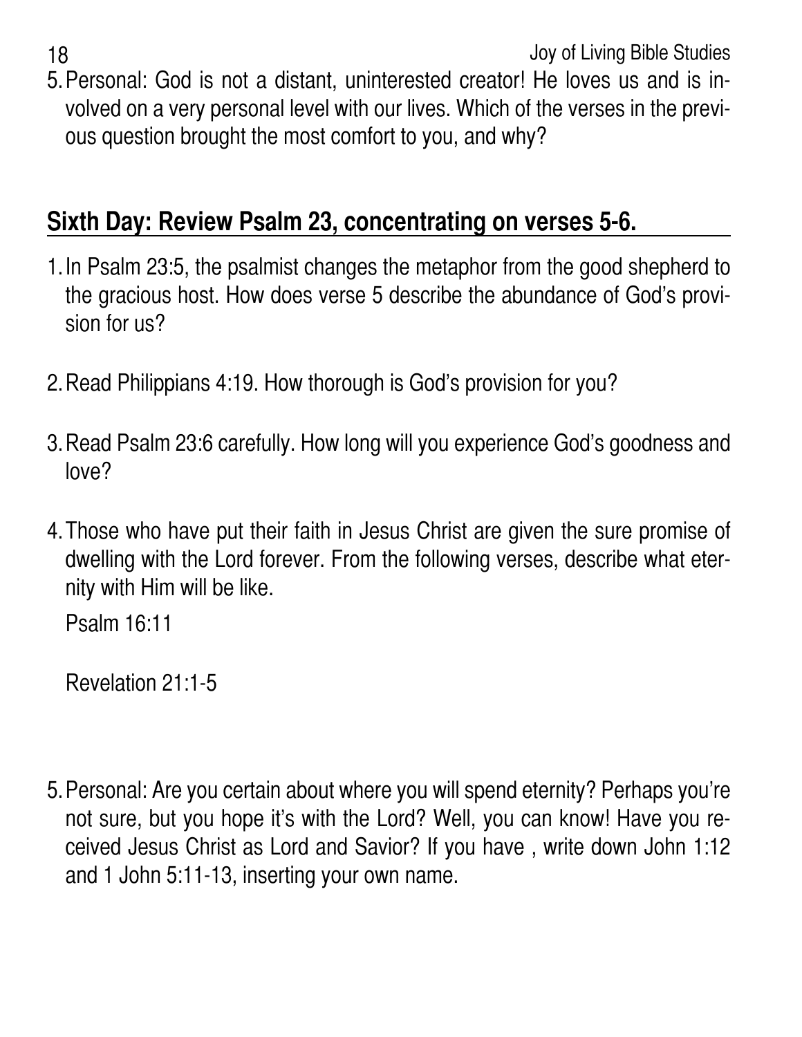5. Personal: God is not a distant, uninterested creator! He loves us and is involved on a very personal level with our lives. Which of the verses in the previous question brought the most comfort to you, and why?

## Sixth Day: Review Psalm 23, concentrating on verses 5-6.

1. In Psalm 23:5, the psalmist changes the metaphor from the good shepherd to the gracious host. How does verse 5 describe the abundance of God's provision for us?

2. Read Philippians 4:19. How thorough is God's provision for you?

3. Read Psalm 23:6 carefully. How long will you experience God's goodness and love?

4. Those who have put their faith in Jesus Christ are given the sure promise of dwelling with the Lord forever. From the following verses, describe what eternity with Him will be like.

   Psalm 16:11

   Revelation 21:1-5

5. Personal: Are you certain about where you will spend eternity? Perhaps you're not sure, but you hope it's with the Lord? Well, you can know! Have you received Jesus Christ as Lord and Savior? If you have , write down John 1:12 and 1 John 5:11-13, inserting your own name.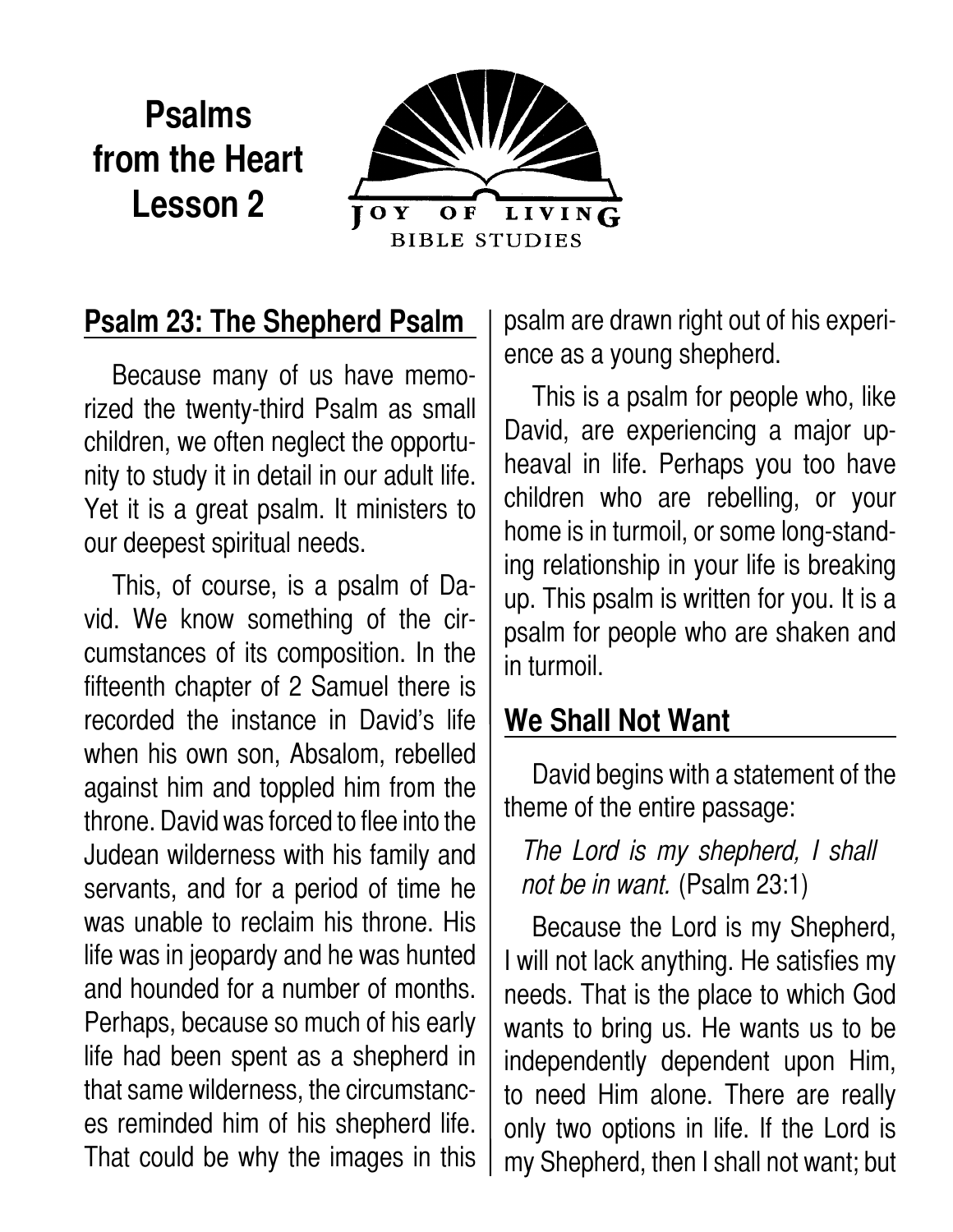# Psalms from the Heart
# Lesson 2

JOY OF LIVING
BIBLE STUDIES

## Psalm 23: The Shepherd Psalm

Because many of us have memorized the twenty-third Psalm as small children, we often neglect the opportunity to study it in detail in our adult life. Yet it is a great psalm. It ministers to our deepest spiritual needs.

This, of course, is a psalm of David. We know something of the circumstances of its composition. In the fifteenth chapter of 2 Samuel there is recorded the instance in David's life when his own son, Absalom, rebelled against him and toppled him from the throne. David was forced to flee into the Judean wilderness with his family and servants, and for a period of time he was unable to reclaim his throne. His life was in jeopardy and he was hunted and hounded for a number of months. Perhaps, because so much of his early life had been spent as a shepherd in that same wilderness, the circumstances reminded him of his shepherd life. That could be why the images in this psalm are drawn right out of his experience as a young shepherd.

This is a psalm for people who, like David, are experiencing a major upheaval in life. Perhaps you too have children who are rebelling, or your home is in turmoil, or some long-standing relationship in your life is breaking up. This psalm is written for you. It is a psalm for people who are shaken and in turmoil.

## We Shall Not Want

David begins with a statement of the theme of the entire passage:

> *The Lord is my shepherd, I shall not be in want.* (Psalm 23:1)

Because the Lord is my Shepherd, I will not lack anything. He satisfies my needs. That is the place to which God wants to bring us. He wants us to be independently dependent upon Him, to need Him alone. There are really only two options in life. If the Lord is my Shepherd, then I shall not want; but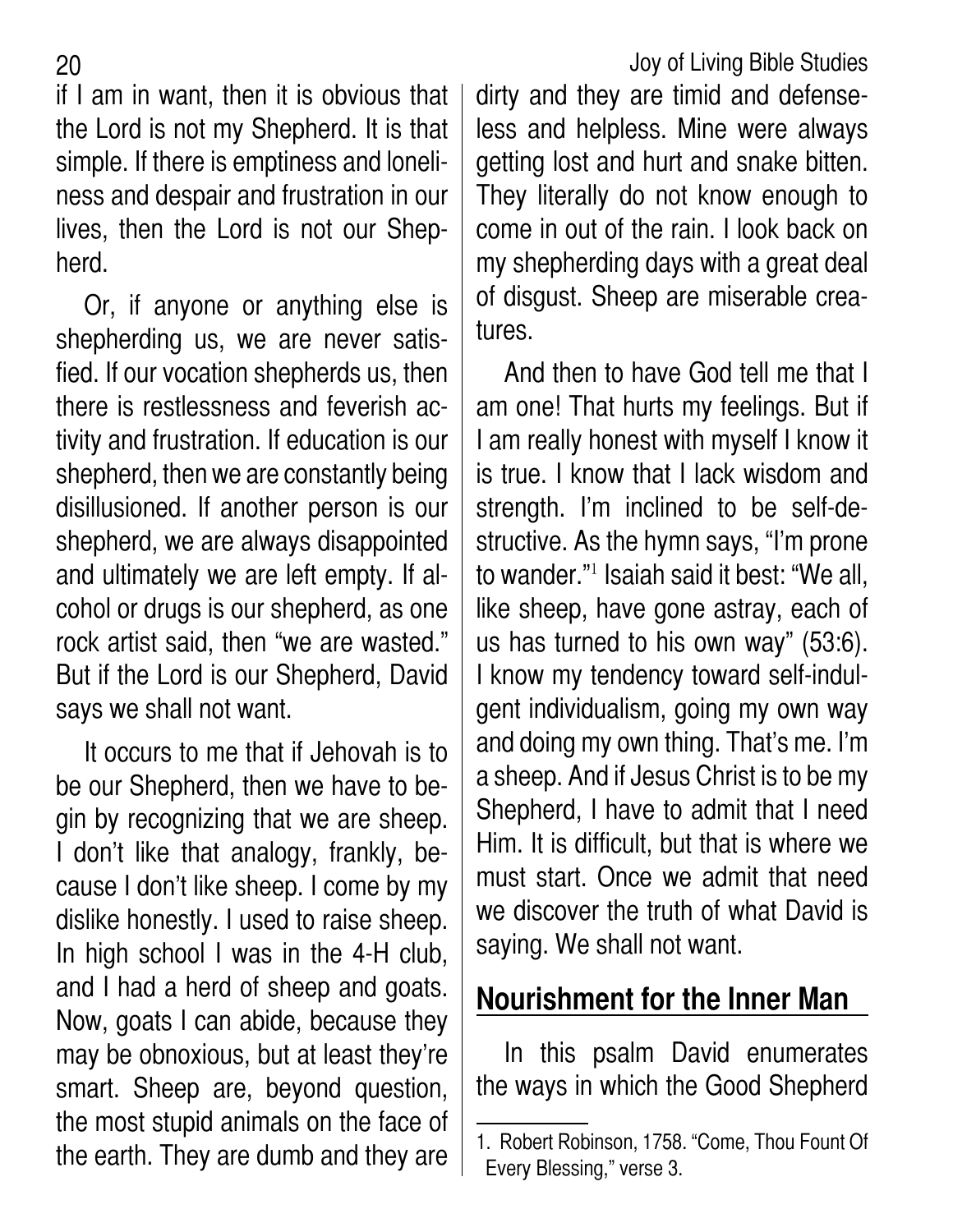if I am in want, then it is obvious that the Lord is not my Shepherd. It is that simple. If there is emptiness and loneliness and despair and frustration in our lives, then the Lord is not our Shepherd.

Or, if anyone or anything else is shepherding us, we are never satisfied. If our vocation shepherds us, then there is restlessness and feverish activity and frustration. If education is our shepherd, then we are constantly being disillusioned. If another person is our shepherd, we are always disappointed and ultimately we are left empty. If alcohol or drugs is our shepherd, as one rock artist said, then "we are wasted." But if the Lord is our Shepherd, David says we shall not want.

It occurs to me that if Jehovah is to be our Shepherd, then we have to begin by recognizing that we are sheep. I don't like that analogy, frankly, because I don't like sheep. I come by my dislike honestly. I used to raise sheep. In high school I was in the 4-H club, and I had a herd of sheep and goats. Now, goats I can abide, because they may be obnoxious, but at least they're smart. Sheep are, beyond question, the most stupid animals on the face of the earth. They are dumb and they are dirty and they are timid and defenseless and helpless. Mine were always getting lost and hurt and snake bitten. They literally do not know enough to come in out of the rain. I look back on my shepherding days with a great deal of disgust. Sheep are miserable creatures.

And then to have God tell me that I am one! That hurts my feelings. But if I am really honest with myself I know it is true. I know that I lack wisdom and strength. I'm inclined to be self-destructive. As the hymn says, "I'm prone to wander."[1] Isaiah said it best: "We all, like sheep, have gone astray, each of us has turned to his own way" (53:6). I know my tendency toward self-indulgent individualism, going my own way and doing my own thing. That's me. I'm a sheep. And if Jesus Christ is to be my Shepherd, I have to admit that I need Him. It is difficult, but that is where we must start. Once we admit that need we discover the truth of what David is saying. We shall not want.

## Nourishment for the Inner Man

In this psalm David enumerates the ways in which the Good Shepherd

1. Robert Robinson, 1758. "Come, Thou Fount Of Every Blessing," verse 3.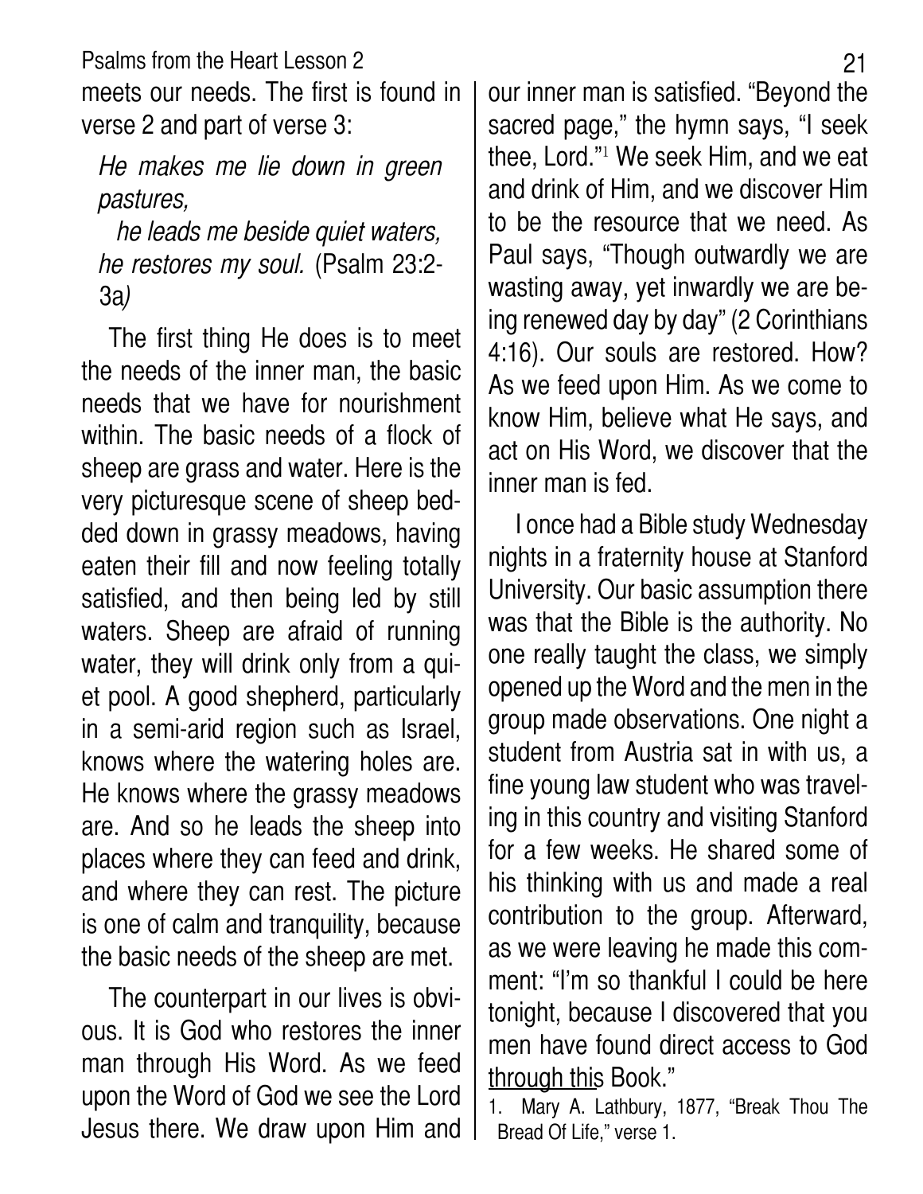meets our needs. The first is found in verse 2 and part of verse 3:

> *He makes me lie down in green pastures,*
> *he leads me beside quiet waters,*
> *he restores my soul.* (Psalm 23:2-3a)

The first thing He does is to meet the needs of the inner man, the basic needs that we have for nourishment within. The basic needs of a flock of sheep are grass and water. Here is the very picturesque scene of sheep bedded down in grassy meadows, having eaten their fill and now feeling totally satisfied, and then being led by still waters. Sheep are afraid of running water, they will drink only from a quiet pool. A good shepherd, particularly in a semi-arid region such as Israel, knows where the watering holes are. He knows where the grassy meadows are. And so he leads the sheep into places where they can feed and drink, and where they can rest. The picture is one of calm and tranquility, because the basic needs of the sheep are met.

The counterpart in our lives is obvious. It is God who restores the inner man through His Word. As we feed upon the Word of God we see the Lord Jesus there. We draw upon Him and our inner man is satisfied. "Beyond the sacred page," the hymn says, "I seek thee, Lord."[1] We seek Him, and we eat and drink of Him, and we discover Him to be the resource that we need. As Paul says, "Though outwardly we are wasting away, yet inwardly we are being renewed day by day" (2 Corinthians 4:16). Our souls are restored. How? As we feed upon Him. As we come to know Him, believe what He says, and act on His Word, we discover that the inner man is fed.

I once had a Bible study Wednesday nights in a fraternity house at Stanford University. Our basic assumption there was that the Bible is the authority. No one really taught the class, we simply opened up the Word and the men in the group made observations. One night a student from Austria sat in with us, a fine young law student who was traveling in this country and visiting Stanford for a few weeks. He shared some of his thinking with us and made a real contribution to the group. Afterward, as we were leaving he made this comment: "I'm so thankful I could be here tonight, because I discovered that you men have found direct access to God through this Book."

1. Mary A. Lathbury, 1877, "Break Thou The Bread Of Life," verse 1.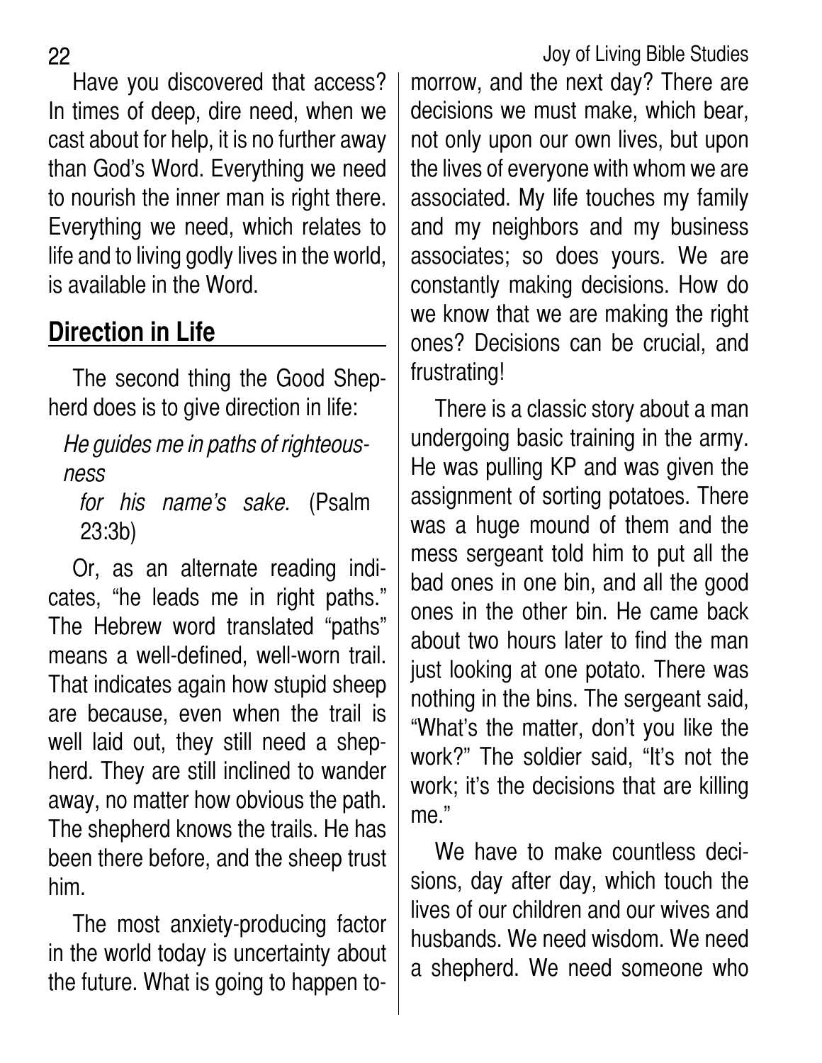Have you discovered that access? In times of deep, dire need, when we cast about for help, it is no further away than God's Word. Everything we need to nourish the inner man is right there. Everything we need, which relates to life and to living godly lives in the world, is available in the Word.

## Direction in Life

The second thing the Good Shepherd does is to give direction in life:

> *He guides me in paths of righteousness*
> *for his name's sake.* (Psalm 23:3b)

Or, as an alternate reading indicates, "he leads me in right paths." The Hebrew word translated "paths" means a well-defined, well-worn trail. That indicates again how stupid sheep are because, even when the trail is well laid out, they still need a shepherd. They are still inclined to wander away, no matter how obvious the path. The shepherd knows the trails. He has been there before, and the sheep trust him.

The most anxiety-producing factor in the world today is uncertainty about the future. What is going to happen tomorrow, and the next day? There are decisions we must make, which bear, not only upon our own lives, but upon the lives of everyone with whom we are associated. My life touches my family and my neighbors and my business associates; so does yours. We are constantly making decisions. How do we know that we are making the right ones? Decisions can be crucial, and frustrating!

There is a classic story about a man undergoing basic training in the army. He was pulling KP and was given the assignment of sorting potatoes. There was a huge mound of them and the mess sergeant told him to put all the bad ones in one bin, and all the good ones in the other bin. He came back about two hours later to find the man just looking at one potato. There was nothing in the bins. The sergeant said, "What's the matter, don't you like the work?" The soldier said, "It's not the work; it's the decisions that are killing me."

We have to make countless decisions, day after day, which touch the lives of our children and our wives and husbands. We need wisdom. We need a shepherd. We need someone who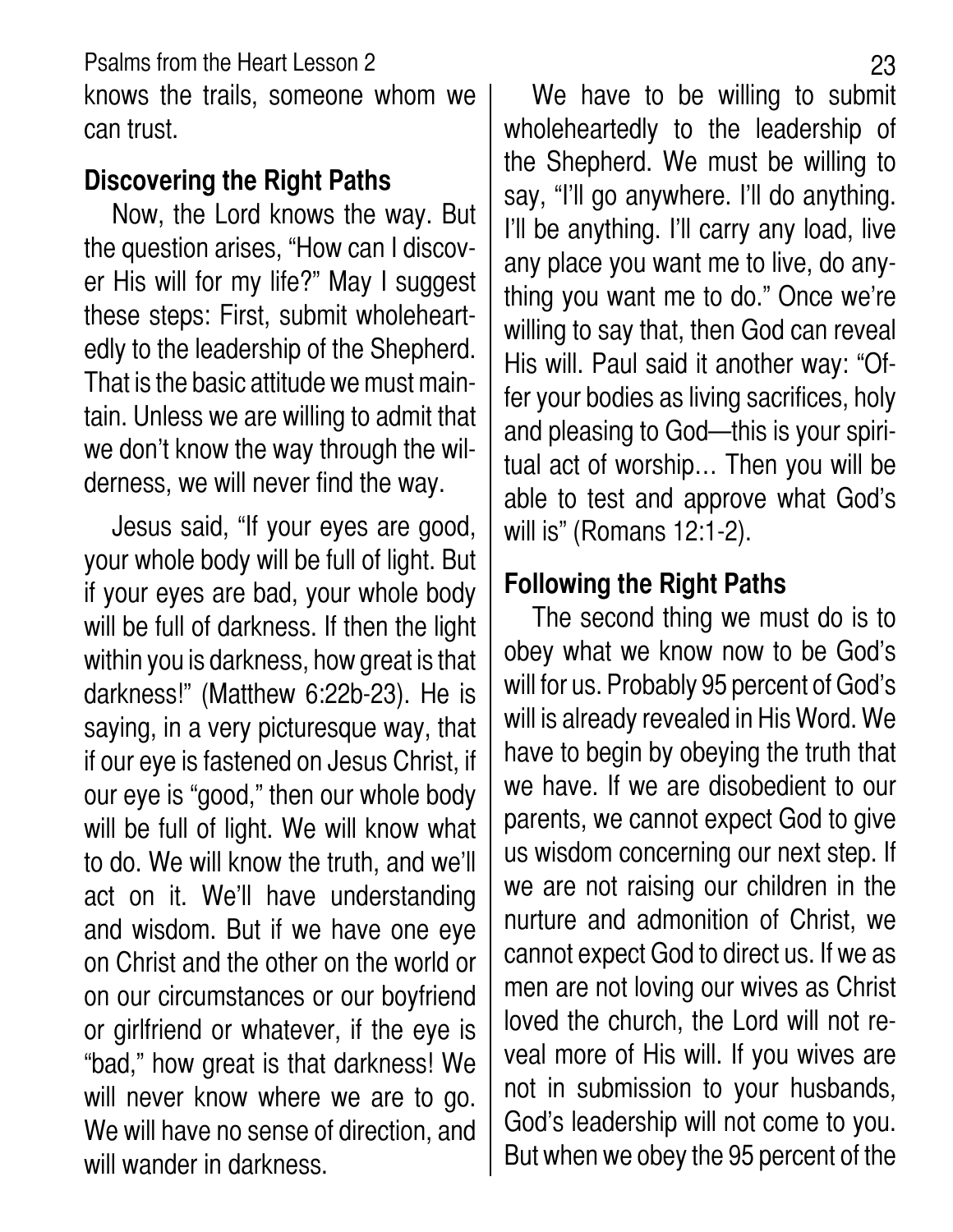knows the trails, someone whom we can trust.

### Discovering the Right Paths

Now, the Lord knows the way. But the question arises, "How can I discover His will for my life?" May I suggest these steps: First, submit wholeheartedly to the leadership of the Shepherd. That is the basic attitude we must maintain. Unless we are willing to admit that we don't know the way through the wilderness, we will never find the way.

Jesus said, "If your eyes are good, your whole body will be full of light. But if your eyes are bad, your whole body will be full of darkness. If then the light within you is darkness, how great is that darkness!" (Matthew 6:22b-23). He is saying, in a very picturesque way, that if our eye is fastened on Jesus Christ, if our eye is "good," then our whole body will be full of light. We will know what to do. We will know the truth, and we'll act on it. We'll have understanding and wisdom. But if we have one eye on Christ and the other on the world or on our circumstances or our boyfriend or girlfriend or whatever, if the eye is "bad," how great is that darkness! We will never know where we are to go. We will have no sense of direction, and will wander in darkness.

We have to be willing to submit wholeheartedly to the leadership of the Shepherd. We must be willing to say, "I'll go anywhere. I'll do anything. I'll be anything. I'll carry any load, live any place you want me to live, do anything you want me to do." Once we're willing to say that, then God can reveal His will. Paul said it another way: "Offer your bodies as living sacrifices, holy and pleasing to God—this is your spiritual act of worship… Then you will be able to test and approve what God's will is" (Romans 12:1-2).

### Following the Right Paths

The second thing we must do is to obey what we know now to be God's will for us. Probably 95 percent of God's will is already revealed in His Word. We have to begin by obeying the truth that we have. If we are disobedient to our parents, we cannot expect God to give us wisdom concerning our next step. If we are not raising our children in the nurture and admonition of Christ, we cannot expect God to direct us. If we as men are not loving our wives as Christ loved the church, the Lord will not reveal more of His will. If you wives are not in submission to your husbands, God's leadership will not come to you. But when we obey the 95 percent of the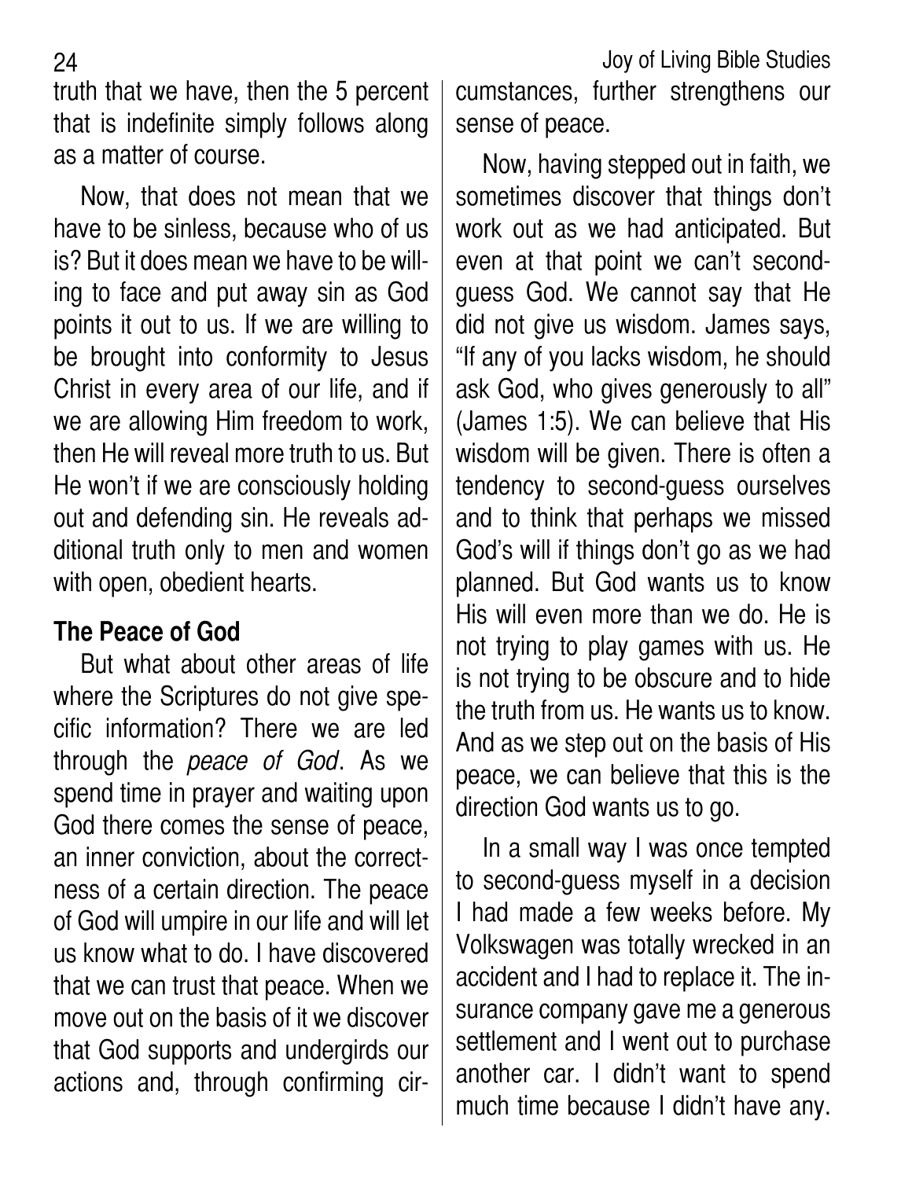truth that we have, then the 5 percent that is indefinite simply follows along as a matter of course.

Now, that does not mean that we have to be sinless, because who of us is? But it does mean we have to be willing to face and put away sin as God points it out to us. If we are willing to be brought into conformity to Jesus Christ in every area of our life, and if we are allowing Him freedom to work, then He will reveal more truth to us. But He won't if we are consciously holding out and defending sin. He reveals additional truth only to men and women with open, obedient hearts.

**The Peace of God**

But what about other areas of life where the Scriptures do not give specific information? There we are led through the *peace of God*. As we spend time in prayer and waiting upon God there comes the sense of peace, an inner conviction, about the correctness of a certain direction. The peace of God will umpire in our life and will let us know what to do. I have discovered that we can trust that peace. When we move out on the basis of it we discover that God supports and undergirds our actions and, through confirming circumstances, further strengthens our sense of peace.

Now, having stepped out in faith, we sometimes discover that things don't work out as we had anticipated. But even at that point we can't second-guess God. We cannot say that He did not give us wisdom. James says, "If any of you lacks wisdom, he should ask God, who gives generously to all" (James 1:5). We can believe that His wisdom will be given. There is often a tendency to second-guess ourselves and to think that perhaps we missed God's will if things don't go as we had planned. But God wants us to know His will even more than we do. He is not trying to play games with us. He is not trying to be obscure and to hide the truth from us. He wants us to know. And as we step out on the basis of His peace, we can believe that this is the direction God wants us to go.

In a small way I was once tempted to second-guess myself in a decision I had made a few weeks before. My Volkswagen was totally wrecked in an accident and I had to replace it. The insurance company gave me a generous settlement and I went out to purchase another car. I didn't want to spend much time because I didn't have any.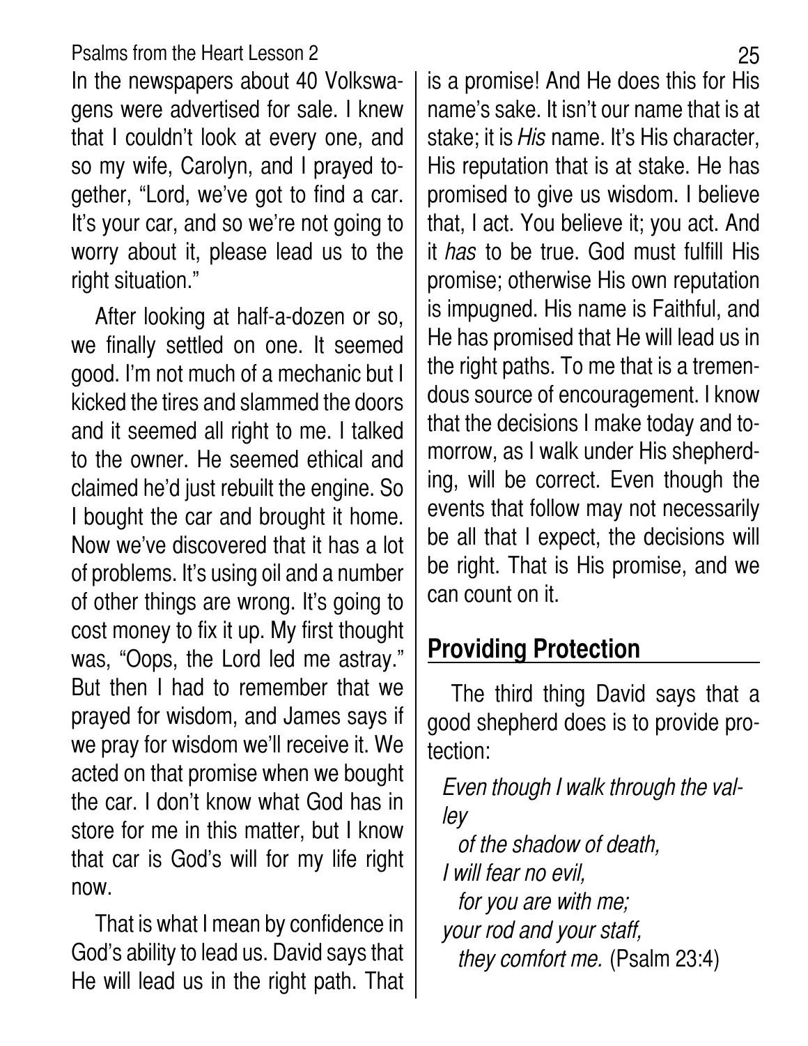In the newspapers about 40 Volkswagens were advertised for sale. I knew that I couldn't look at every one, and so my wife, Carolyn, and I prayed together, "Lord, we've got to find a car. It's your car, and so we're not going to worry about it, please lead us to the right situation."

After looking at half-a-dozen or so, we finally settled on one. It seemed good. I'm not much of a mechanic but I kicked the tires and slammed the doors and it seemed all right to me. I talked to the owner. He seemed ethical and claimed he'd just rebuilt the engine. So I bought the car and brought it home. Now we've discovered that it has a lot of problems. It's using oil and a number of other things are wrong. It's going to cost money to fix it up. My first thought was, "Oops, the Lord led me astray." But then I had to remember that we prayed for wisdom, and James says if we pray for wisdom we'll receive it. We acted on that promise when we bought the car. I don't know what God has in store for me in this matter, but I know that car is God's will for my life right now.

That is what I mean by confidence in God's ability to lead us. David says that He will lead us in the right path. That is a promise! And He does this for His name's sake. It isn't our name that is at stake; it is *His* name. It's His character, His reputation that is at stake. He has promised to give us wisdom. I believe that, I act. You believe it; you act. And it *has* to be true. God must fulfill His promise; otherwise His own reputation is impugned. His name is Faithful, and He has promised that He will lead us in the right paths. To me that is a tremendous source of encouragement. I know that the decisions I make today and tomorrow, as I walk under His shepherding, will be correct. Even though the events that follow may not necessarily be all that I expect, the decisions will be right. That is His promise, and we can count on it.

## Providing Protection

The third thing David says that a good shepherd does is to provide protection:

> *Even though I walk through the valley*
> *of the shadow of death,*
> *I will fear no evil,*
> *for you are with me;*
> *your rod and your staff,*
> *they comfort me.* (Psalm 23:4)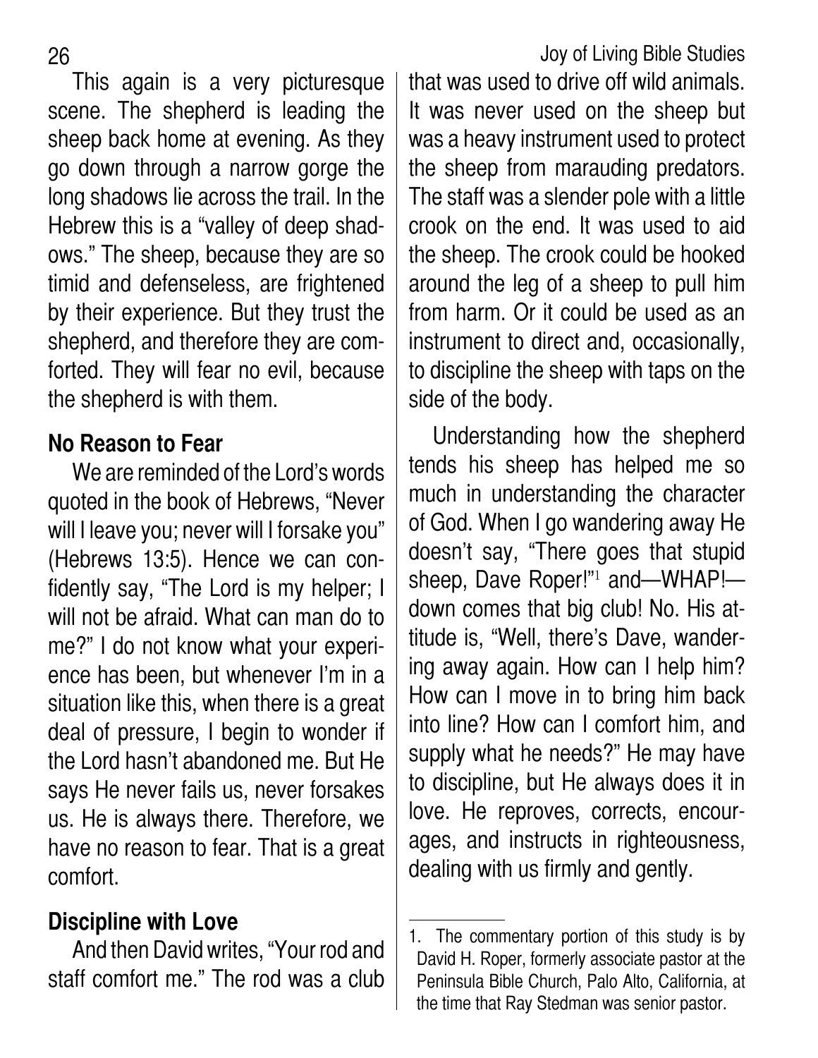This again is a very picturesque scene. The shepherd is leading the sheep back home at evening. As they go down through a narrow gorge the long shadows lie across the trail. In the Hebrew this is a "valley of deep shadows." The sheep, because they are so timid and defenseless, are frightened by their experience. But they trust the shepherd, and therefore they are comforted. They will fear no evil, because the shepherd is with them.

### No Reason to Fear

We are reminded of the Lord's words quoted in the book of Hebrews, "Never will I leave you; never will I forsake you" (Hebrews 13:5). Hence we can confidently say, "The Lord is my helper; I will not be afraid. What can man do to me?" I do not know what your experience has been, but whenever I'm in a situation like this, when there is a great deal of pressure, I begin to wonder if the Lord hasn't abandoned me. But He says He never fails us, never forsakes us. He is always there. Therefore, we have no reason to fear. That is a great comfort.

### Discipline with Love

And then David writes, "Your rod and staff comfort me." The rod was a club that was used to drive off wild animals. It was never used on the sheep but was a heavy instrument used to protect the sheep from marauding predators. The staff was a slender pole with a little crook on the end. It was used to aid the sheep. The crook could be hooked around the leg of a sheep to pull him from harm. Or it could be used as an instrument to direct and, occasionally, to discipline the sheep with taps on the side of the body.

Understanding how the shepherd tends his sheep has helped me so much in understanding the character of God. When I go wandering away He doesn't say, "There goes that stupid sheep, Dave Roper!"[1] and—WHAP!—down comes that big club! No. His attitude is, "Well, there's Dave, wandering away again. How can I help him? How can I move in to bring him back into line? How can I comfort him, and supply what he needs?" He may have to discipline, but He always does it in love. He reproves, corrects, encourages, and instructs in righteousness, dealing with us firmly and gently.

---

1. The commentary portion of this study is by David H. Roper, formerly associate pastor at the Peninsula Bible Church, Palo Alto, California, at the time that Ray Stedman was senior pastor.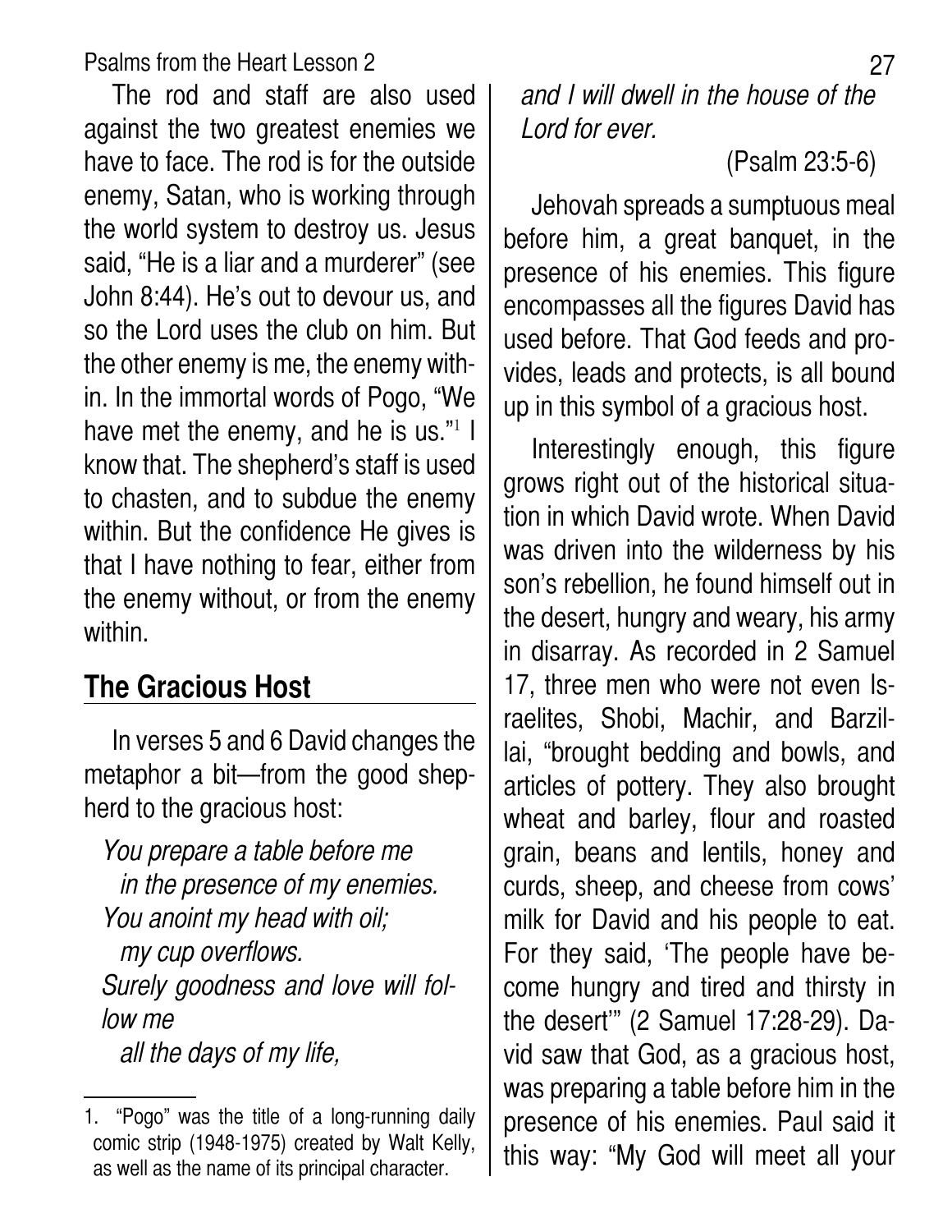The rod and staff are also used against the two greatest enemies we have to face. The rod is for the outside enemy, Satan, who is working through the world system to destroy us. Jesus said, "He is a liar and a murderer" (see John 8:44). He's out to devour us, and so the Lord uses the club on him. But the other enemy is me, the enemy within. In the immortal words of Pogo, "We have met the enemy, and he is us."[1] I know that. The shepherd's staff is used to chasten, and to subdue the enemy within. But the confidence He gives is that I have nothing to fear, either from the enemy without, or from the enemy within.

## The Gracious Host

In verses 5 and 6 David changes the metaphor a bit—from the good shepherd to the gracious host:

*You prepare a table before me*
*in the presence of my enemies.*
*You anoint my head with oil;*
*my cup overflows.*
*Surely goodness and love will follow me*
*all the days of my life,*
*and I will dwell in the house of the Lord for ever.*

(Psalm 23:5-6)

Jehovah spreads a sumptuous meal before him, a great banquet, in the presence of his enemies. This figure encompasses all the figures David has used before. That God feeds and provides, leads and protects, is all bound up in this symbol of a gracious host.

Interestingly enough, this figure grows right out of the historical situation in which David wrote. When David was driven into the wilderness by his son's rebellion, he found himself out in the desert, hungry and weary, his army in disarray. As recorded in 2 Samuel 17, three men who were not even Israelites, Shobi, Machir, and Barzillai, "brought bedding and bowls, and articles of pottery. They also brought wheat and barley, flour and roasted grain, beans and lentils, honey and curds, sheep, and cheese from cows' milk for David and his people to eat. For they said, 'The people have become hungry and tired and thirsty in the desert'" (2 Samuel 17:28-29). David saw that God, as a gracious host, was preparing a table before him in the presence of his enemies. Paul said it this way: "My God will meet all your

---

1. "Pogo" was the title of a long-running daily comic strip (1948-1975) created by Walt Kelly, as well as the name of its principal character.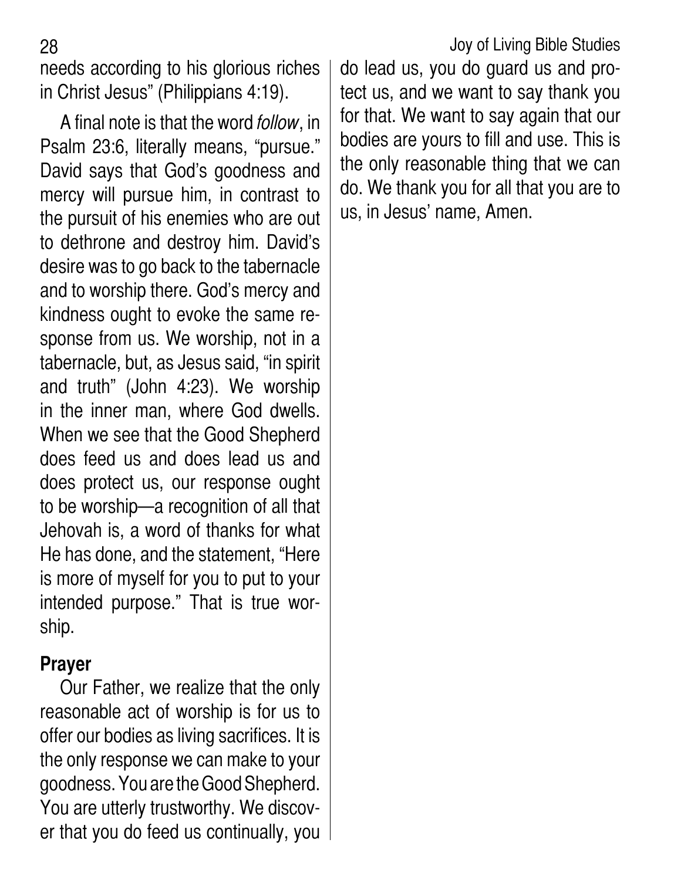needs according to his glorious riches in Christ Jesus" (Philippians 4:19).

A final note is that the word *follow*, in Psalm 23:6, literally means, "pursue." David says that God's goodness and mercy will pursue him, in contrast to the pursuit of his enemies who are out to dethrone and destroy him. David's desire was to go back to the tabernacle and to worship there. God's mercy and kindness ought to evoke the same response from us. We worship, not in a tabernacle, but, as Jesus said, "in spirit and truth" (John 4:23). We worship in the inner man, where God dwells. When we see that the Good Shepherd does feed us and does lead us and does protect us, our response ought to be worship—a recognition of all that Jehovah is, a word of thanks for what He has done, and the statement, "Here is more of myself for you to put to your intended purpose." That is true worship.

## Prayer

Our Father, we realize that the only reasonable act of worship is for us to offer our bodies as living sacrifices. It is the only response we can make to your goodness. You are the Good Shepherd. You are utterly trustworthy. We discover that you do feed us continually, you do lead us, you do guard us and protect us, and we want to say thank you for that. We want to say again that our bodies are yours to fill and use. This is the only reasonable thing that we can do. We thank you for all that you are to us, in Jesus' name, Amen.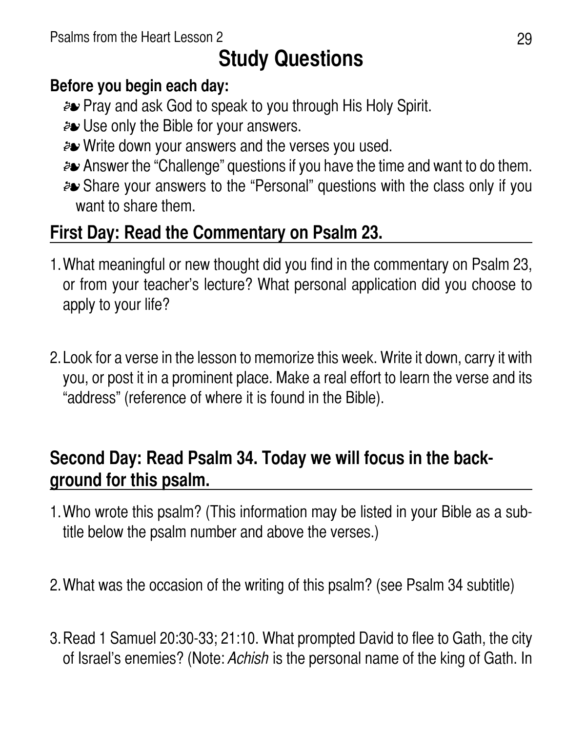# Study Questions

**Before you begin each day:**

- ❧ Pray and ask God to speak to you through His Holy Spirit.
- ❧ Use only the Bible for your answers.
- ❧ Write down your answers and the verses you used.
- ❧ Answer the "Challenge" questions if you have the time and want to do them.
- ❧ Share your answers to the "Personal" questions with the class only if you want to share them.

## First Day: Read the Commentary on Psalm 23.

1. What meaningful or new thought did you find in the commentary on Psalm 23, or from your teacher's lecture? What personal application did you choose to apply to your life?

2. Look for a verse in the lesson to memorize this week. Write it down, carry it with you, or post it in a prominent place. Make a real effort to learn the verse and its "address" (reference of where it is found in the Bible).

## Second Day: Read Psalm 34. Today we will focus in the background for this psalm.

1. Who wrote this psalm? (This information may be listed in your Bible as a subtitle below the psalm number and above the verses.)

2. What was the occasion of the writing of this psalm? (see Psalm 34 subtitle)

3. Read 1 Samuel 20:30-33; 21:10. What prompted David to flee to Gath, the city of Israel's enemies? (Note: *Achish* is the personal name of the king of Gath. In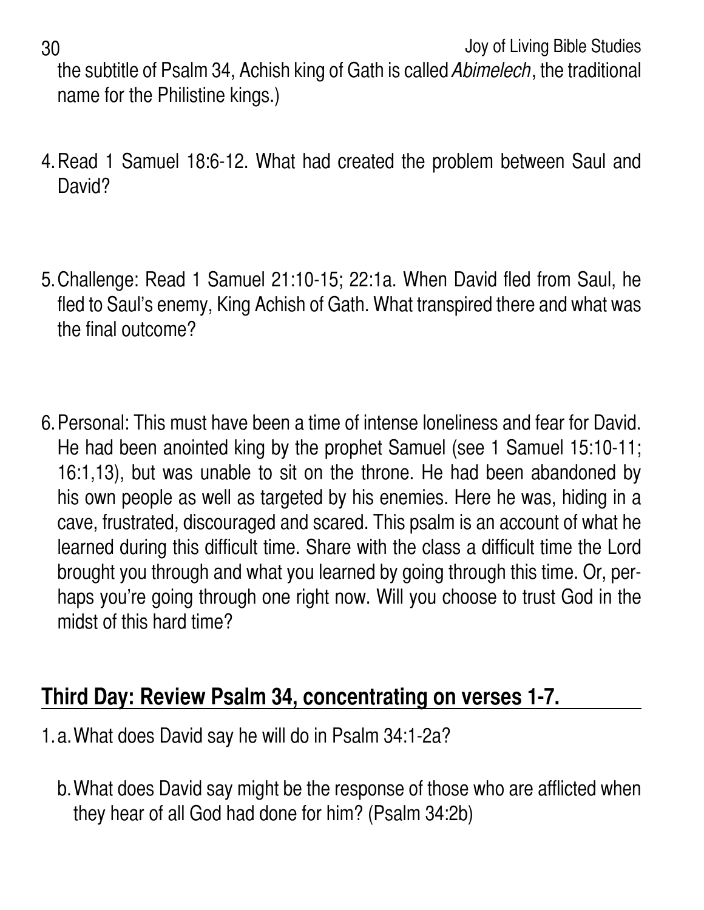the subtitle of Psalm 34, Achish king of Gath is called *Abimelech*, the traditional name for the Philistine kings.)

4. Read 1 Samuel 18:6-12. What had created the problem between Saul and David?

5. Challenge: Read 1 Samuel 21:10-15; 22:1a. When David fled from Saul, he fled to Saul's enemy, King Achish of Gath. What transpired there and what was the final outcome?

6. Personal: This must have been a time of intense loneliness and fear for David. He had been anointed king by the prophet Samuel (see 1 Samuel 15:10-11; 16:1,13), but was unable to sit on the throne. He had been abandoned by his own people as well as targeted by his enemies. Here he was, hiding in a cave, frustrated, discouraged and scared. This psalm is an account of what he learned during this difficult time. Share with the class a difficult time the Lord brought you through and what you learned by going through this time. Or, perhaps you're going through one right now. Will you choose to trust God in the midst of this hard time?

## Third Day: Review Psalm 34, concentrating on verses 1-7.

1. a. What does David say he will do in Psalm 34:1-2a?

   b. What does David say might be the response of those who are afflicted when they hear of all God had done for him? (Psalm 34:2b)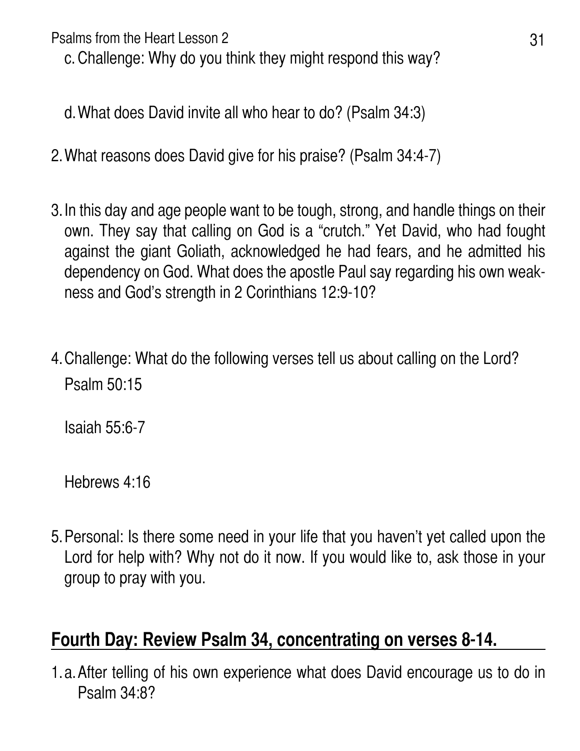c. Challenge: Why do you think they might respond this way?

d. What does David invite all who hear to do? (Psalm 34:3)

2. What reasons does David give for his praise? (Psalm 34:4-7)

3. In this day and age people want to be tough, strong, and handle things on their own. They say that calling on God is a "crutch." Yet David, who had fought against the giant Goliath, acknowledged he had fears, and he admitted his dependency on God. What does the apostle Paul say regarding his own weakness and God's strength in 2 Corinthians 12:9-10?

4. Challenge: What do the following verses tell us about calling on the Lord?

   Psalm 50:15

   Isaiah 55:6-7

   Hebrews 4:16

5. Personal: Is there some need in your life that you haven't yet called upon the Lord for help with? Why not do it now. If you would like to, ask those in your group to pray with you.

## Fourth Day: Review Psalm 34, concentrating on verses 8-14.

1. a. After telling of his own experience what does David encourage us to do in Psalm 34:8?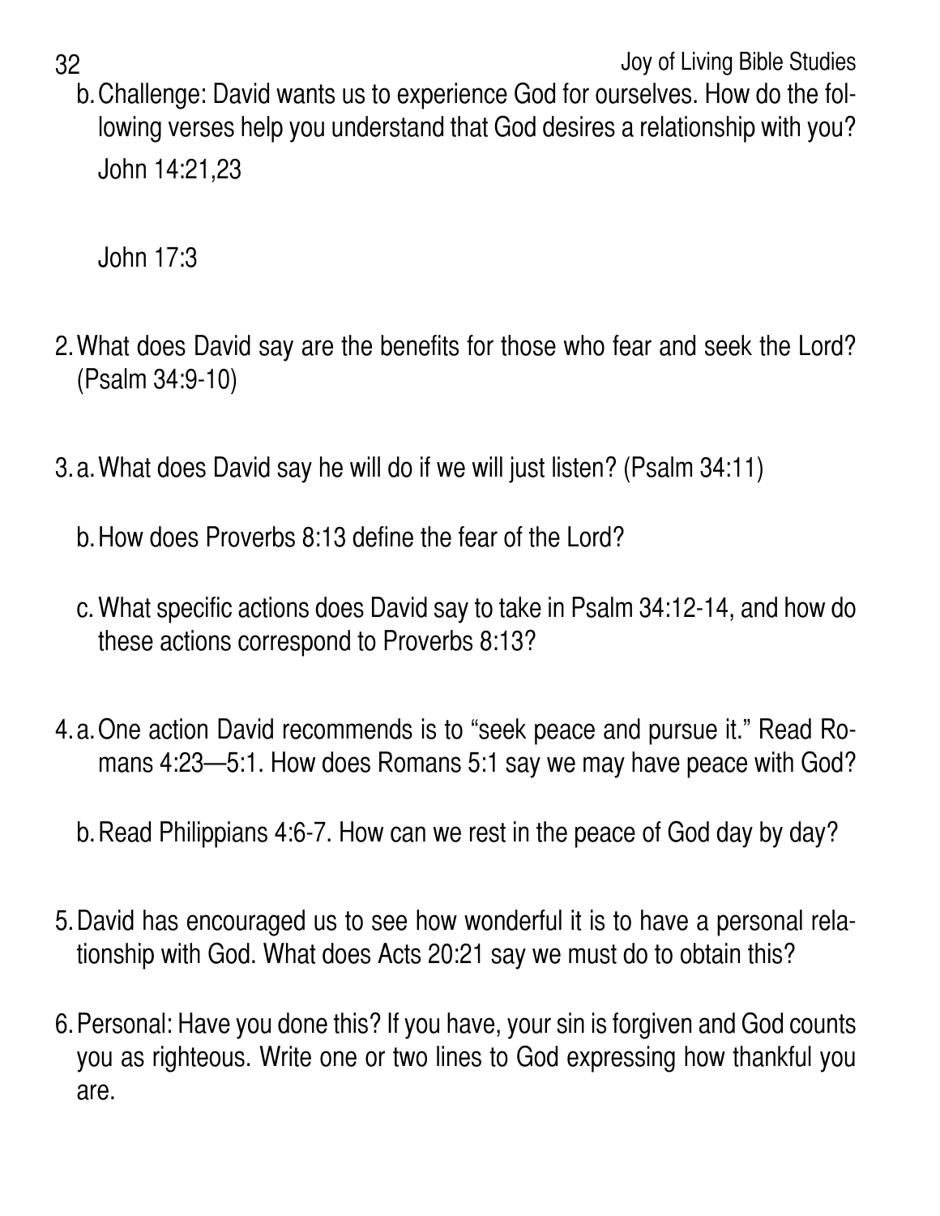b. Challenge: David wants us to experience God for ourselves. How do the following verses help you understand that God desires a relationship with you?

   John 14:21,23

   John 17:3

2. What does David say are the benefits for those who fear and seek the Lord? (Psalm 34:9-10)

3. a. What does David say he will do if we will just listen? (Psalm 34:11)

   b. How does Proverbs 8:13 define the fear of the Lord?

   c. What specific actions does David say to take in Psalm 34:12-14, and how do these actions correspond to Proverbs 8:13?

4. a. One action David recommends is to "seek peace and pursue it." Read Romans 4:23—5:1. How does Romans 5:1 say we may have peace with God?

   b. Read Philippians 4:6-7. How can we rest in the peace of God day by day?

5. David has encouraged us to see how wonderful it is to have a personal relationship with God. What does Acts 20:21 say we must do to obtain this?

6. Personal: Have you done this? If you have, your sin is forgiven and God counts you as righteous. Write one or two lines to God expressing how thankful you are.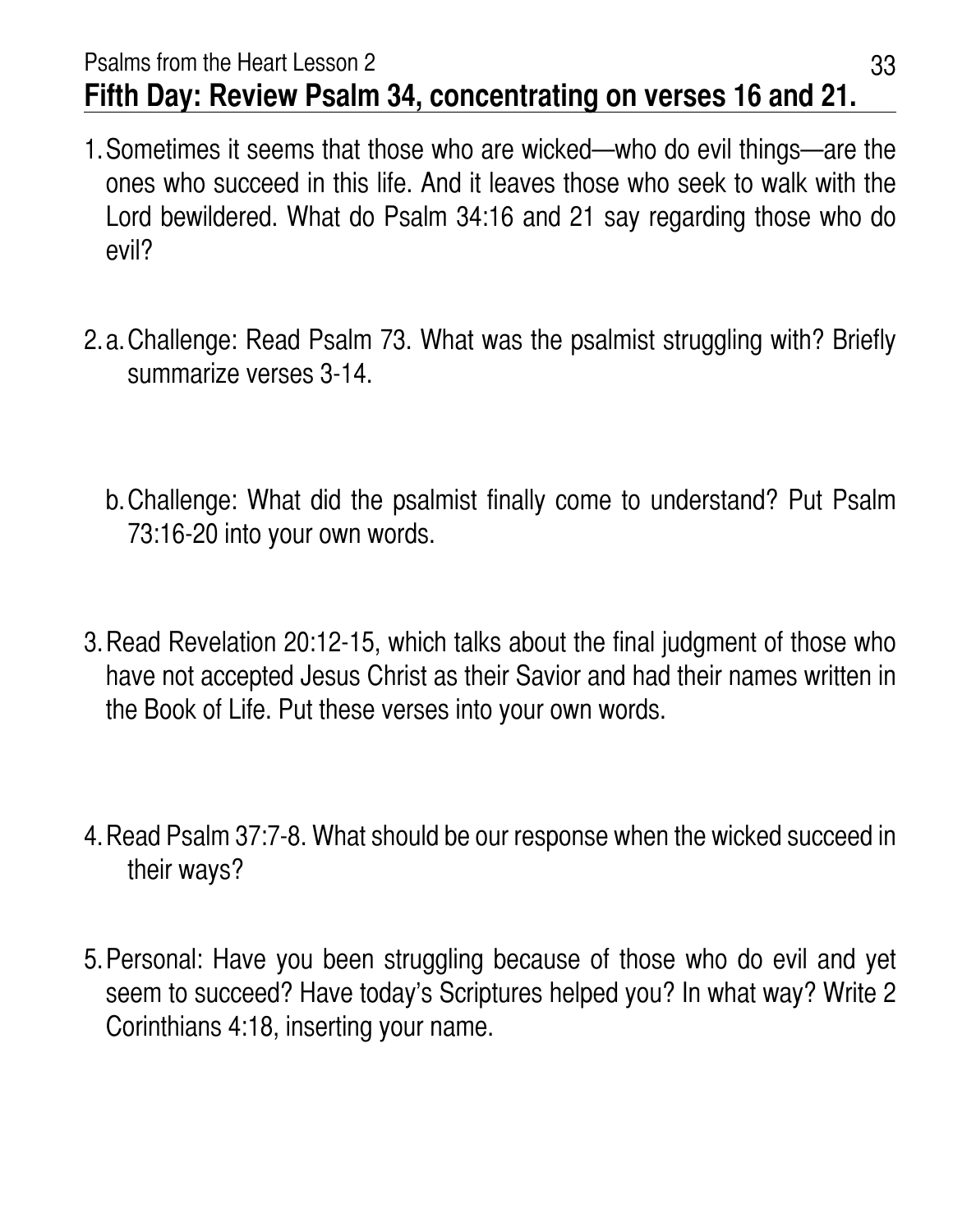## Fifth Day: Review Psalm 34, concentrating on verses 16 and 21.

1. Sometimes it seems that those who are wicked—who do evil things—are the ones who succeed in this life. And it leaves those who seek to walk with the Lord bewildered. What do Psalm 34:16 and 21 say regarding those who do evil?

2. a. Challenge: Read Psalm 73. What was the psalmist struggling with? Briefly summarize verses 3-14.

   b. Challenge: What did the psalmist finally come to understand? Put Psalm 73:16-20 into your own words.

3. Read Revelation 20:12-15, which talks about the final judgment of those who have not accepted Jesus Christ as their Savior and had their names written in the Book of Life. Put these verses into your own words.

4. Read Psalm 37:7-8. What should be our response when the wicked succeed in their ways?

5. Personal: Have you been struggling because of those who do evil and yet seem to succeed? Have today's Scriptures helped you? In what way? Write 2 Corinthians 4:18, inserting your name.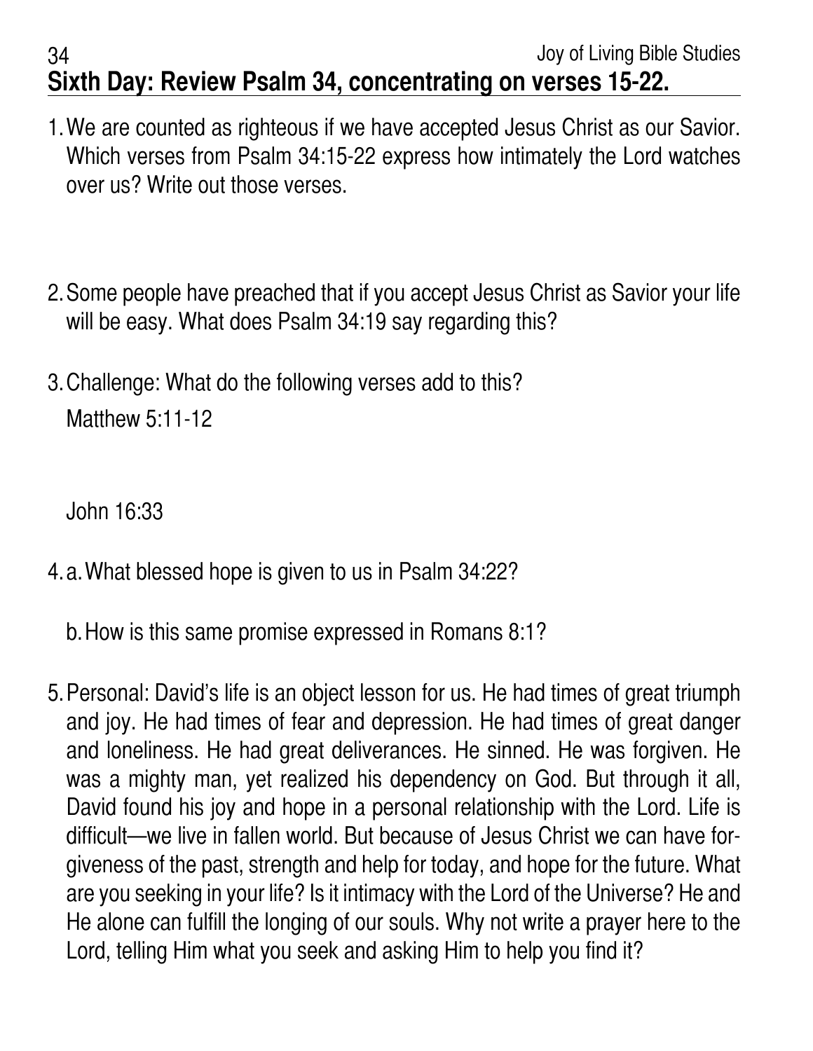## Sixth Day: Review Psalm 34, concentrating on verses 15-22.

1. We are counted as righteous if we have accepted Jesus Christ as our Savior. Which verses from Psalm 34:15-22 express how intimately the Lord watches over us? Write out those verses.

2. Some people have preached that if you accept Jesus Christ as Savior your life will be easy. What does Psalm 34:19 say regarding this?

3. Challenge: What do the following verses add to this?

   Matthew 5:11-12

   John 16:33

4. a. What blessed hope is given to us in Psalm 34:22?

   b. How is this same promise expressed in Romans 8:1?

5. Personal: David's life is an object lesson for us. He had times of great triumph and joy. He had times of fear and depression. He had times of great danger and loneliness. He had great deliverances. He sinned. He was forgiven. He was a mighty man, yet realized his dependency on God. But through it all, David found his joy and hope in a personal relationship with the Lord. Life is difficult—we live in fallen world. But because of Jesus Christ we can have forgiveness of the past, strength and help for today, and hope for the future. What are you seeking in your life? Is it intimacy with the Lord of the Universe? He and He alone can fulfill the longing of our souls. Why not write a prayer here to the Lord, telling Him what you seek and asking Him to help you find it?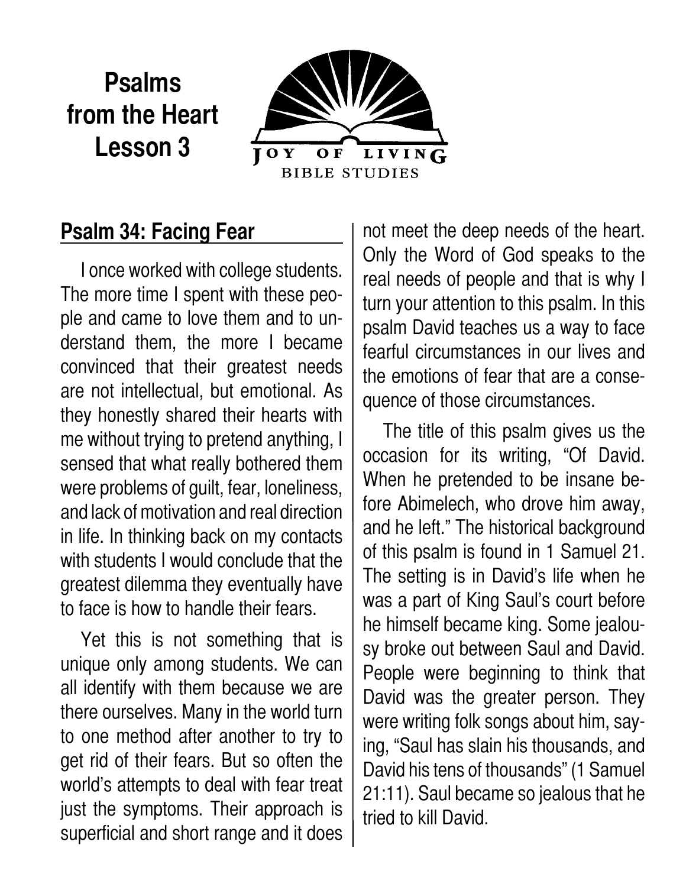# Psalms from the Heart Lesson 3

JOY OF LIVING BIBLE STUDIES

## Psalm 34: Facing Fear

I once worked with college students. The more time I spent with these people and came to love them and to understand them, the more I became convinced that their greatest needs are not intellectual, but emotional. As they honestly shared their hearts with me without trying to pretend anything, I sensed that what really bothered them were problems of guilt, fear, loneliness, and lack of motivation and real direction in life. In thinking back on my contacts with students I would conclude that the greatest dilemma they eventually have to face is how to handle their fears.

Yet this is not something that is unique only among students. We can all identify with them because we are there ourselves. Many in the world turn to one method after another to try to get rid of their fears. But so often the world's attempts to deal with fear treat just the symptoms. Their approach is superficial and short range and it does not meet the deep needs of the heart. Only the Word of God speaks to the real needs of people and that is why I turn your attention to this psalm. In this psalm David teaches us a way to face fearful circumstances in our lives and the emotions of fear that are a consequence of those circumstances.

The title of this psalm gives us the occasion for its writing, "Of David. When he pretended to be insane before Abimelech, who drove him away, and he left." The historical background of this psalm is found in 1 Samuel 21. The setting is in David's life when he was a part of King Saul's court before he himself became king. Some jealousy broke out between Saul and David. People were beginning to think that David was the greater person. They were writing folk songs about him, saying, "Saul has slain his thousands, and David his tens of thousands" (1 Samuel 21:11). Saul became so jealous that he tried to kill David.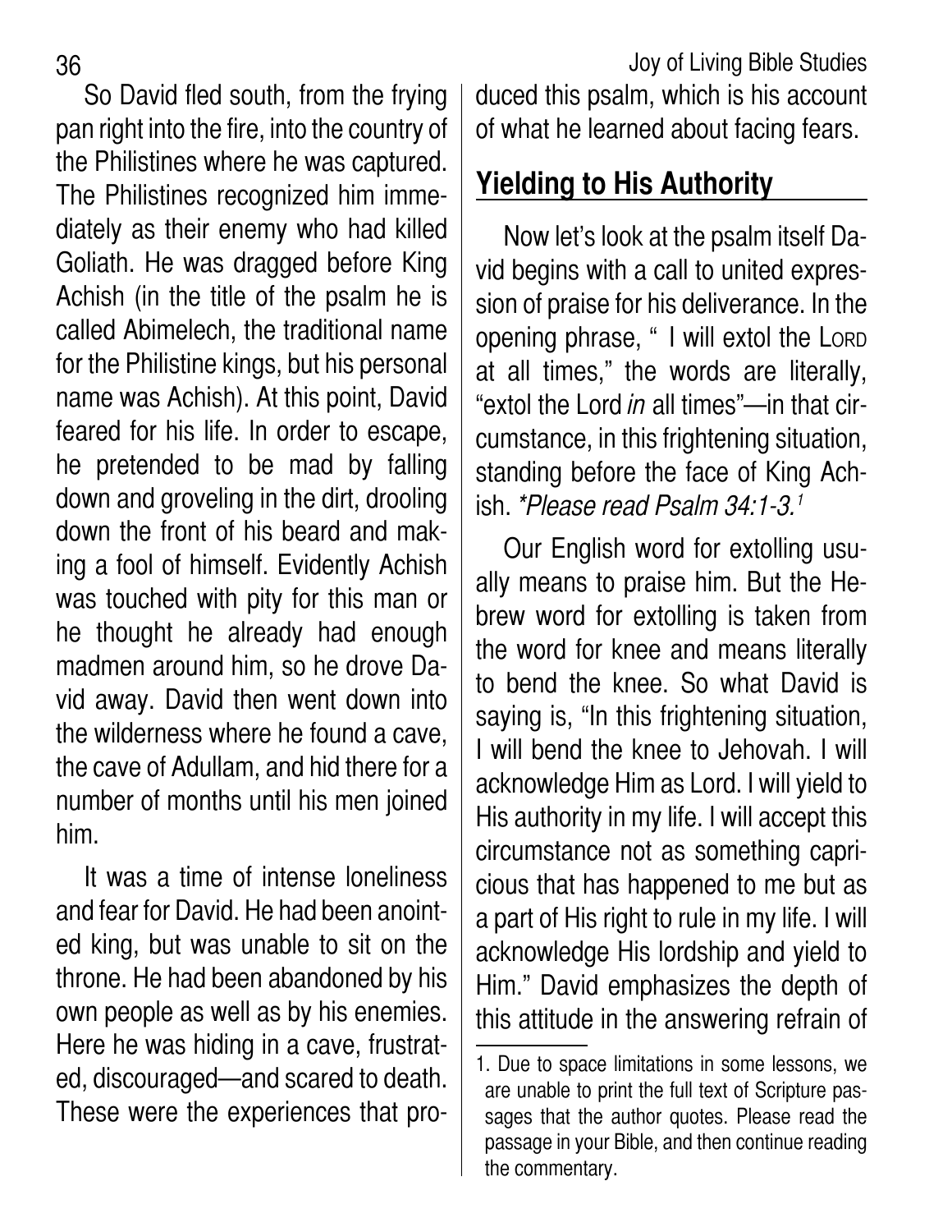So David fled south, from the frying pan right into the fire, into the country of the Philistines where he was captured. The Philistines recognized him immediately as their enemy who had killed Goliath. He was dragged before King Achish (in the title of the psalm he is called Abimelech, the traditional name for the Philistine kings, but his personal name was Achish). At this point, David feared for his life. In order to escape, he pretended to be mad by falling down and groveling in the dirt, drooling down the front of his beard and making a fool of himself. Evidently Achish was touched with pity for this man or he thought he already had enough madmen around him, so he drove David away. David then went down into the wilderness where he found a cave, the cave of Adullam, and hid there for a number of months until his men joined him.

It was a time of intense loneliness and fear for David. He had been anointed king, but was unable to sit on the throne. He had been abandoned by his own people as well as by his enemies. Here he was hiding in a cave, frustrated, discouraged—and scared to death. These were the experiences that produced this psalm, which is his account of what he learned about facing fears.

## Yielding to His Authority

Now let's look at the psalm itself David begins with a call to united expression of praise for his deliverance. In the opening phrase, " I will extol the Lord at all times," the words are literally, "extol the Lord *in* all times"—in that circumstance, in this frightening situation, standing before the face of King Achish. *\*Please read Psalm 34:1-3.*[1]

Our English word for extolling usually means to praise him. But the Hebrew word for extolling is taken from the word for knee and means literally to bend the knee. So what David is saying is, "In this frightening situation, I will bend the knee to Jehovah. I will acknowledge Him as Lord. I will yield to His authority in my life. I will accept this circumstance not as something capricious that has happened to me but as a part of His right to rule in my life. I will acknowledge His lordship and yield to Him." David emphasizes the depth of this attitude in the answering refrain of

1. Due to space limitations in some lessons, we are unable to print the full text of Scripture passages that the author quotes. Please read the passage in your Bible, and then continue reading the commentary.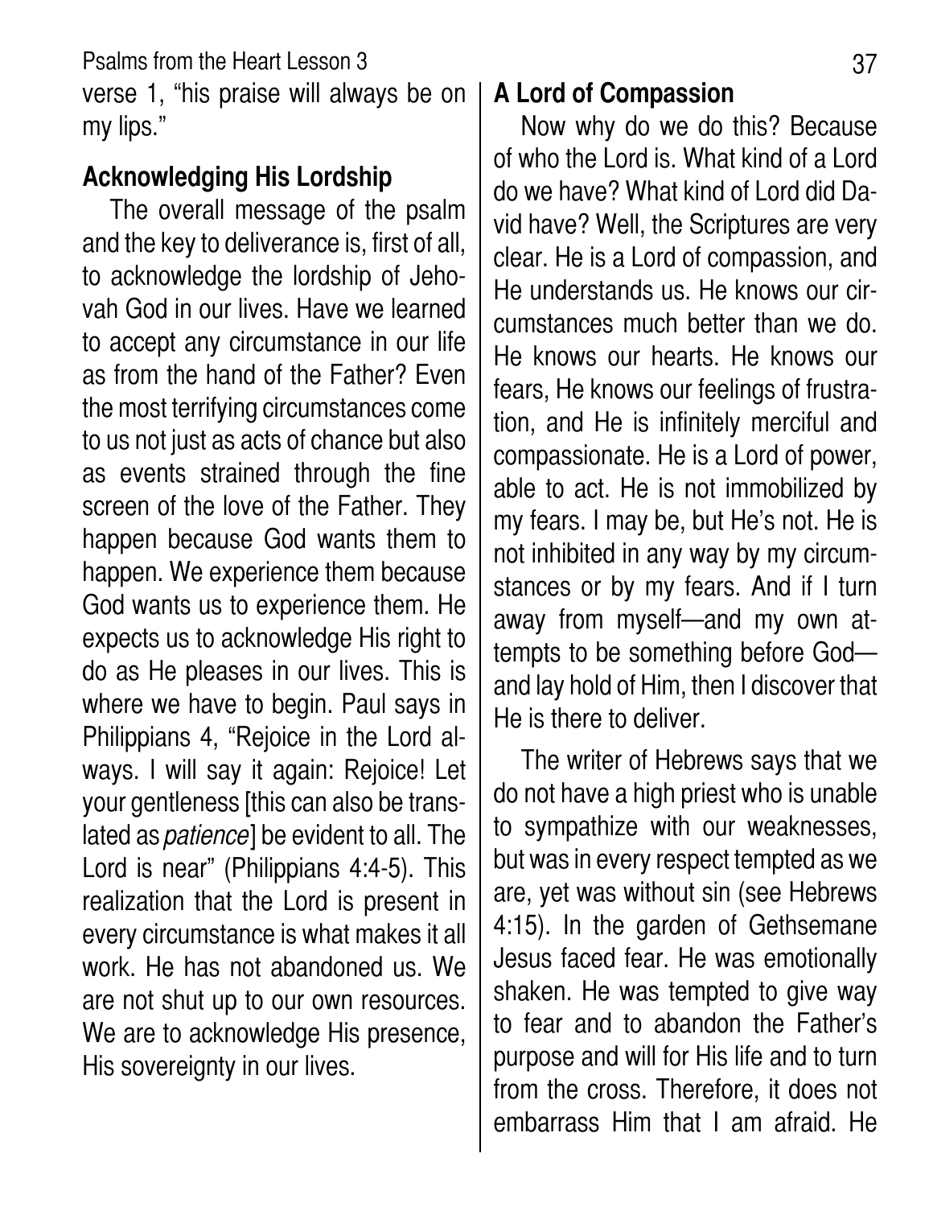verse 1, "his praise will always be on my lips."

## Acknowledging His Lordship

The overall message of the psalm and the key to deliverance is, first of all, to acknowledge the lordship of Jehovah God in our lives. Have we learned to accept any circumstance in our life as from the hand of the Father? Even the most terrifying circumstances come to us not just as acts of chance but also as events strained through the fine screen of the love of the Father. They happen because God wants them to happen. We experience them because God wants us to experience them. He expects us to acknowledge His right to do as He pleases in our lives. This is where we have to begin. Paul says in Philippians 4, "Rejoice in the Lord always. I will say it again: Rejoice! Let your gentleness [this can also be translated as *patience*] be evident to all. The Lord is near" (Philippians 4:4-5). This realization that the Lord is present in every circumstance is what makes it all work. He has not abandoned us. We are not shut up to our own resources. We are to acknowledge His presence, His sovereignty in our lives.

## A Lord of Compassion

Now why do we do this? Because of who the Lord is. What kind of a Lord do we have? What kind of Lord did David have? Well, the Scriptures are very clear. He is a Lord of compassion, and He understands us. He knows our circumstances much better than we do. He knows our hearts. He knows our fears, He knows our feelings of frustration, and He is infinitely merciful and compassionate. He is a Lord of power, able to act. He is not immobilized by my fears. I may be, but He's not. He is not inhibited in any way by my circumstances or by my fears. And if I turn away from myself—and my own attempts to be something before God—and lay hold of Him, then I discover that He is there to deliver.

The writer of Hebrews says that we do not have a high priest who is unable to sympathize with our weaknesses, but was in every respect tempted as we are, yet was without sin (see Hebrews 4:15). In the garden of Gethsemane Jesus faced fear. He was emotionally shaken. He was tempted to give way to fear and to abandon the Father's purpose and will for His life and to turn from the cross. Therefore, it does not embarrass Him that I am afraid. He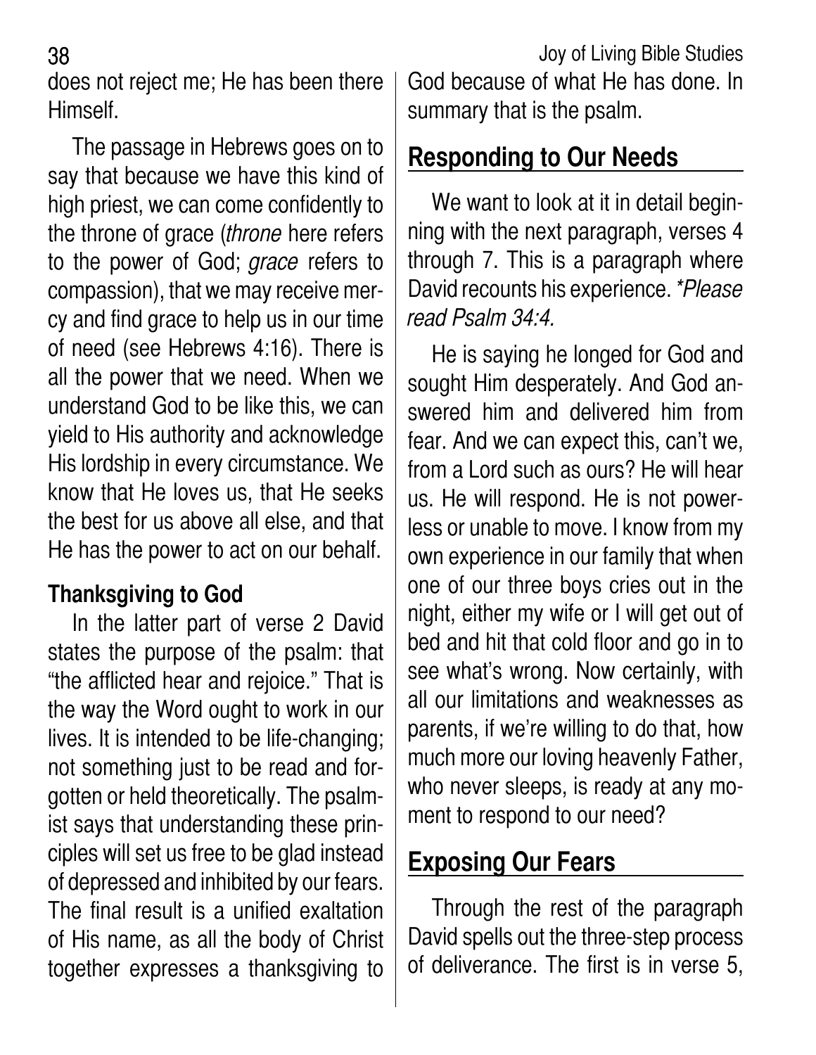does not reject me; He has been there Himself.

The passage in Hebrews goes on to say that because we have this kind of high priest, we can come confidently to the throne of grace (*throne* here refers to the power of God; *grace* refers to compassion), that we may receive mercy and find grace to help us in our time of need (see Hebrews 4:16). There is all the power that we need. When we understand God to be like this, we can yield to His authority and acknowledge His lordship in every circumstance. We know that He loves us, that He seeks the best for us above all else, and that He has the power to act on our behalf.

### Thanksgiving to God

In the latter part of verse 2 David states the purpose of the psalm: that "the afflicted hear and rejoice." That is the way the Word ought to work in our lives. It is intended to be life-changing; not something just to be read and forgotten or held theoretically. The psalmist says that understanding these principles will set us free to be glad instead of depressed and inhibited by our fears. The final result is a unified exaltation of His name, as all the body of Christ together expresses a thanksgiving to God because of what He has done. In summary that is the psalm.

## Responding to Our Needs

We want to look at it in detail beginning with the next paragraph, verses 4 through 7. This is a paragraph where David recounts his experience. **Please read Psalm 34:4.*

He is saying he longed for God and sought Him desperately. And God answered him and delivered him from fear. And we can expect this, can't we, from a Lord such as ours? He will hear us. He will respond. He is not powerless or unable to move. I know from my own experience in our family that when one of our three boys cries out in the night, either my wife or I will get out of bed and hit that cold floor and go in to see what's wrong. Now certainly, with all our limitations and weaknesses as parents, if we're willing to do that, how much more our loving heavenly Father, who never sleeps, is ready at any moment to respond to our need?

## Exposing Our Fears

Through the rest of the paragraph David spells out the three-step process of deliverance. The first is in verse 5,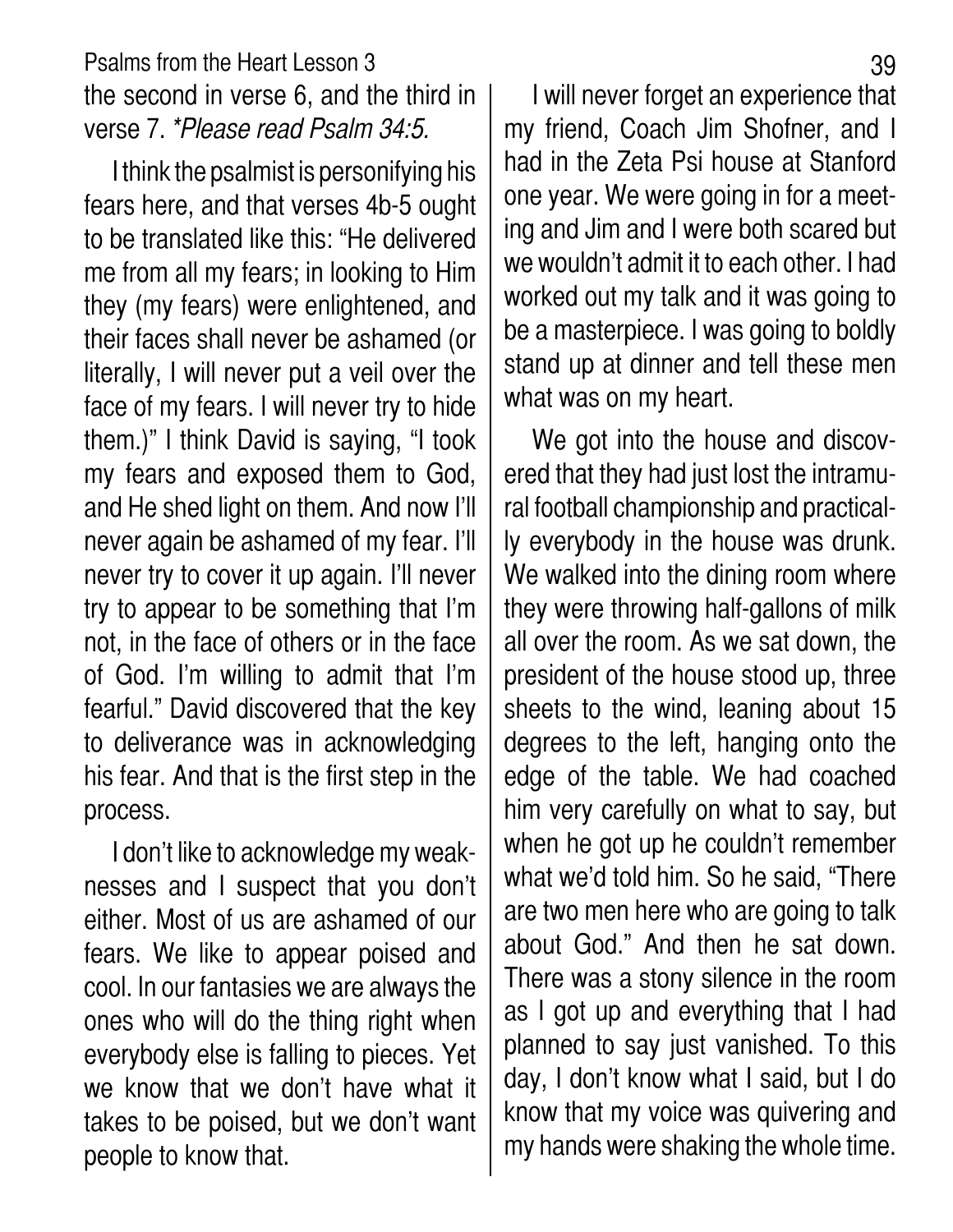the second in verse 6, and the third in verse 7. *\*Please read Psalm 34:5.*

I think the psalmist is personifying his fears here, and that verses 4b-5 ought to be translated like this: "He delivered me from all my fears; in looking to Him they (my fears) were enlightened, and their faces shall never be ashamed (or literally, I will never put a veil over the face of my fears. I will never try to hide them.)" I think David is saying, "I took my fears and exposed them to God, and He shed light on them. And now I'll never again be ashamed of my fear. I'll never try to cover it up again. I'll never try to appear to be something that I'm not, in the face of others or in the face of God. I'm willing to admit that I'm fearful." David discovered that the key to deliverance was in acknowledging his fear. And that is the first step in the process.

I don't like to acknowledge my weaknesses and I suspect that you don't either. Most of us are ashamed of our fears. We like to appear poised and cool. In our fantasies we are always the ones who will do the thing right when everybody else is falling to pieces. Yet we know that we don't have what it takes to be poised, but we don't want people to know that.

I will never forget an experience that my friend, Coach Jim Shofner, and I had in the Zeta Psi house at Stanford one year. We were going in for a meeting and Jim and I were both scared but we wouldn't admit it to each other. I had worked out my talk and it was going to be a masterpiece. I was going to boldly stand up at dinner and tell these men what was on my heart.

We got into the house and discovered that they had just lost the intramural football championship and practically everybody in the house was drunk. We walked into the dining room where they were throwing half-gallons of milk all over the room. As we sat down, the president of the house stood up, three sheets to the wind, leaning about 15 degrees to the left, hanging onto the edge of the table. We had coached him very carefully on what to say, but when he got up he couldn't remember what we'd told him. So he said, "There are two men here who are going to talk about God." And then he sat down. There was a stony silence in the room as I got up and everything that I had planned to say just vanished. To this day, I don't know what I said, but I do know that my voice was quivering and my hands were shaking the whole time.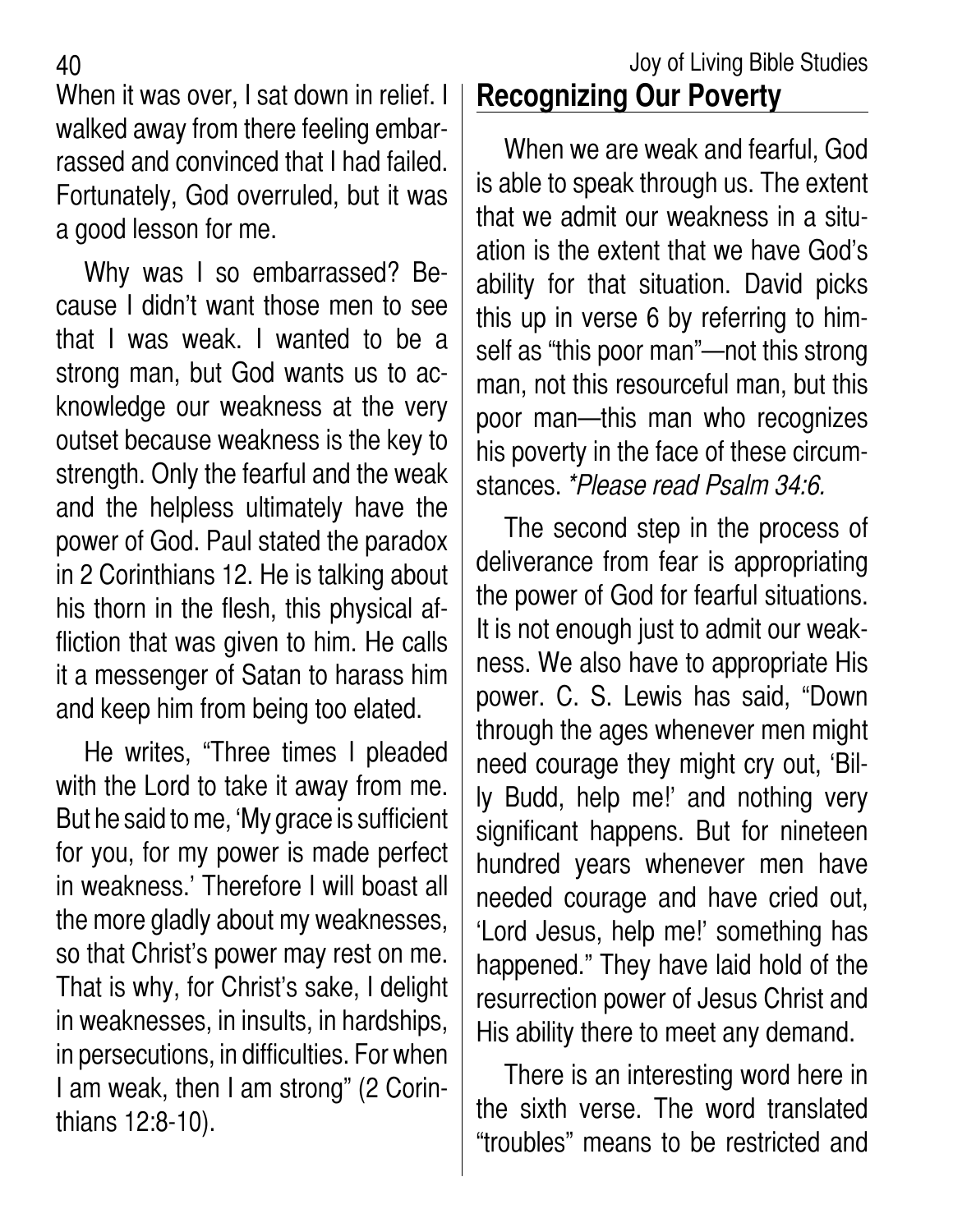When it was over, I sat down in relief. I walked away from there feeling embarrassed and convinced that I had failed. Fortunately, God overruled, but it was a good lesson for me.

Why was I so embarrassed? Because I didn't want those men to see that I was weak. I wanted to be a strong man, but God wants us to acknowledge our weakness at the very outset because weakness is the key to strength. Only the fearful and the weak and the helpless ultimately have the power of God. Paul stated the paradox in 2 Corinthians 12. He is talking about his thorn in the flesh, this physical affliction that was given to him. He calls it a messenger of Satan to harass him and keep him from being too elated.

He writes, "Three times I pleaded with the Lord to take it away from me. But he said to me, 'My grace is sufficient for you, for my power is made perfect in weakness.' Therefore I will boast all the more gladly about my weaknesses, so that Christ's power may rest on me. That is why, for Christ's sake, I delight in weaknesses, in insults, in hardships, in persecutions, in difficulties. For when I am weak, then I am strong" (2 Corinthians 12:8-10).

## Recognizing Our Poverty

When we are weak and fearful, God is able to speak through us. The extent that we admit our weakness in a situation is the extent that we have God's ability for that situation. David picks this up in verse 6 by referring to himself as "this poor man"—not this strong man, not this resourceful man, but this poor man—this man who recognizes his poverty in the face of these circumstances. *\*Please read Psalm 34:6.*

The second step in the process of deliverance from fear is appropriating the power of God for fearful situations. It is not enough just to admit our weakness. We also have to appropriate His power. C. S. Lewis has said, "Down through the ages whenever men might need courage they might cry out, 'Billy Budd, help me!' and nothing very significant happens. But for nineteen hundred years whenever men have needed courage and have cried out, 'Lord Jesus, help me!' something has happened." They have laid hold of the resurrection power of Jesus Christ and His ability there to meet any demand.

There is an interesting word here in the sixth verse. The word translated "troubles" means to be restricted and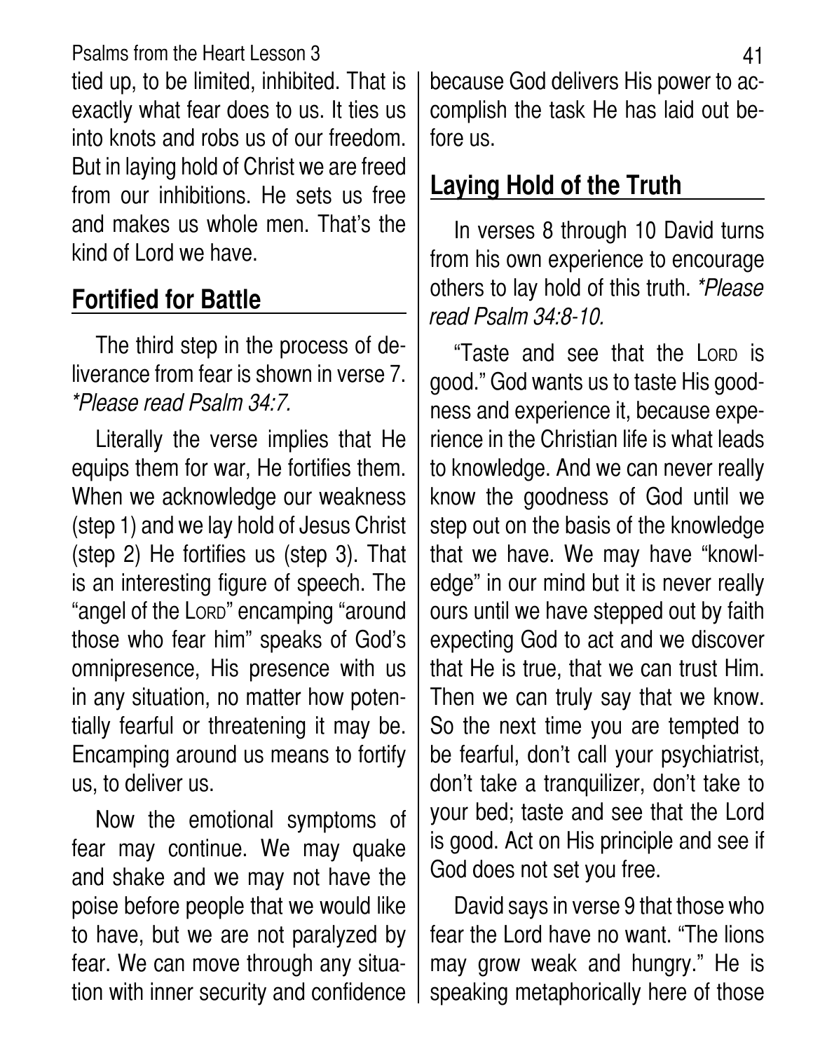tied up, to be limited, inhibited. That is exactly what fear does to us. It ties us into knots and robs us of our freedom. But in laying hold of Christ we are freed from our inhibitions. He sets us free and makes us whole men. That's the kind of Lord we have.

## Fortified for Battle

The third step in the process of deliverance from fear is shown in verse 7. *\*Please read Psalm 34:7.*

Literally the verse implies that He equips them for war, He fortifies them. When we acknowledge our weakness (step 1) and we lay hold of Jesus Christ (step 2) He fortifies us (step 3). That is an interesting figure of speech. The "angel of the LORD" encamping "around those who fear him" speaks of God's omnipresence, His presence with us in any situation, no matter how potentially fearful or threatening it may be. Encamping around us means to fortify us, to deliver us.

Now the emotional symptoms of fear may continue. We may quake and shake and we may not have the poise before people that we would like to have, but we are not paralyzed by fear. We can move through any situation with inner security and confidence because God delivers His power to accomplish the task He has laid out before us.

## Laying Hold of the Truth

In verses 8 through 10 David turns from his own experience to encourage others to lay hold of this truth. *\*Please read Psalm 34:8-10.*

"Taste and see that the LORD is good." God wants us to taste His goodness and experience it, because experience in the Christian life is what leads to knowledge. And we can never really know the goodness of God until we step out on the basis of the knowledge that we have. We may have "knowledge" in our mind but it is never really ours until we have stepped out by faith expecting God to act and we discover that He is true, that we can trust Him. Then we can truly say that we know. So the next time you are tempted to be fearful, don't call your psychiatrist, don't take a tranquilizer, don't take to your bed; taste and see that the Lord is good. Act on His principle and see if God does not set you free.

David says in verse 9 that those who fear the Lord have no want. "The lions may grow weak and hungry." He is speaking metaphorically here of those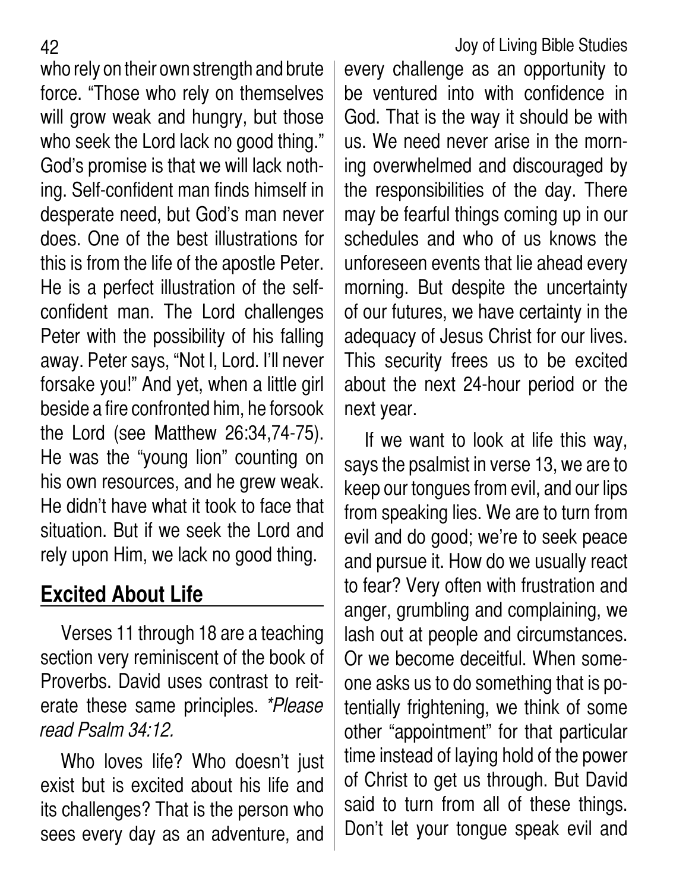who rely on their own strength and brute force. "Those who rely on themselves will grow weak and hungry, but those who seek the Lord lack no good thing." God's promise is that we will lack nothing. Self-confident man finds himself in desperate need, but God's man never does. One of the best illustrations for this is from the life of the apostle Peter. He is a perfect illustration of the self-confident man. The Lord challenges Peter with the possibility of his falling away. Peter says, "Not I, Lord. I'll never forsake you!" And yet, when a little girl beside a fire confronted him, he forsook the Lord (see Matthew 26:34,74-75). He was the "young lion" counting on his own resources, and he grew weak. He didn't have what it took to face that situation. But if we seek the Lord and rely upon Him, we lack no good thing.

## Excited About Life

Verses 11 through 18 are a teaching section very reminiscent of the book of Proverbs. David uses contrast to reiterate these same principles. *\*Please read Psalm 34:12.*

Who loves life? Who doesn't just exist but is excited about his life and its challenges? That is the person who sees every day as an adventure, and every challenge as an opportunity to be ventured into with confidence in God. That is the way it should be with us. We need never arise in the morning overwhelmed and discouraged by the responsibilities of the day. There may be fearful things coming up in our schedules and who of us knows the unforeseen events that lie ahead every morning. But despite the uncertainty of our futures, we have certainty in the adequacy of Jesus Christ for our lives. This security frees us to be excited about the next 24-hour period or the next year.

If we want to look at life this way, says the psalmist in verse 13, we are to keep our tongues from evil, and our lips from speaking lies. We are to turn from evil and do good; we're to seek peace and pursue it. How do we usually react to fear? Very often with frustration and anger, grumbling and complaining, we lash out at people and circumstances. Or we become deceitful. When someone asks us to do something that is potentially frightening, we think of some other "appointment" for that particular time instead of laying hold of the power of Christ to get us through. But David said to turn from all of these things. Don't let your tongue speak evil and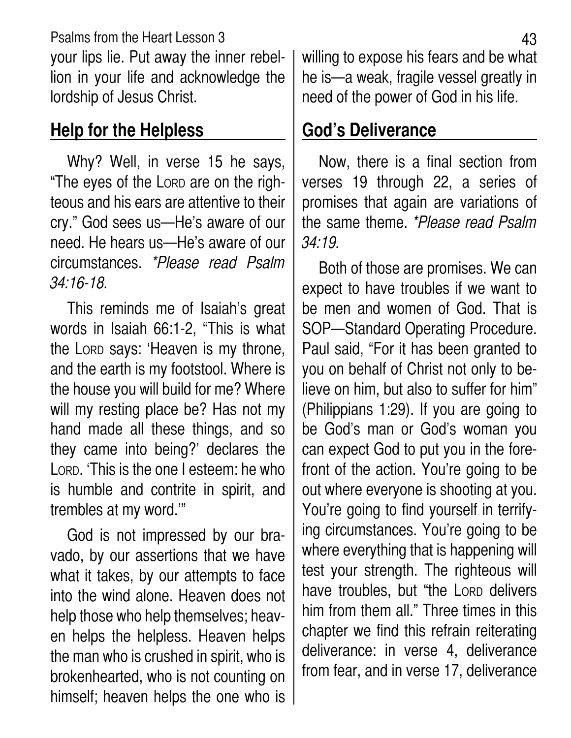your lips lie. Put away the inner rebellion in your life and acknowledge the lordship of Jesus Christ.

## Help for the Helpless

Why? Well, in verse 15 he says, "The eyes of the LORD are on the righteous and his ears are attentive to their cry." God sees us—He's aware of our need. He hears us—He's aware of our circumstances. *\*Please read Psalm 34:16-18.*

This reminds me of Isaiah's great words in Isaiah 66:1-2, "This is what the LORD says: 'Heaven is my throne, and the earth is my footstool. Where is the house you will build for me? Where will my resting place be? Has not my hand made all these things, and so they came into being?' declares the LORD. 'This is the one I esteem: he who is humble and contrite in spirit, and trembles at my word.'"

God is not impressed by our bravado, by our assertions that we have what it takes, by our attempts to face into the wind alone. Heaven does not help those who help themselves; heaven helps the helpless. Heaven helps the man who is crushed in spirit, who is brokenhearted, who is not counting on himself; heaven helps the one who is willing to expose his fears and be what he is—a weak, fragile vessel greatly in need of the power of God in his life.

## God's Deliverance

Now, there is a final section from verses 19 through 22, a series of promises that again are variations of the same theme. *\*Please read Psalm 34:19.*

Both of those are promises. We can expect to have troubles if we want to be men and women of God. That is SOP—Standard Operating Procedure. Paul said, "For it has been granted to you on behalf of Christ not only to believe on him, but also to suffer for him" (Philippians 1:29). If you are going to be God's man or God's woman you can expect God to put you in the forefront of the action. You're going to be out where everyone is shooting at you. You're going to find yourself in terrifying circumstances. You're going to be where everything that is happening will test your strength. The righteous will have troubles, but "the LORD delivers him from them all." Three times in this chapter we find this refrain reiterating deliverance: in verse 4, deliverance from fear, and in verse 17, deliverance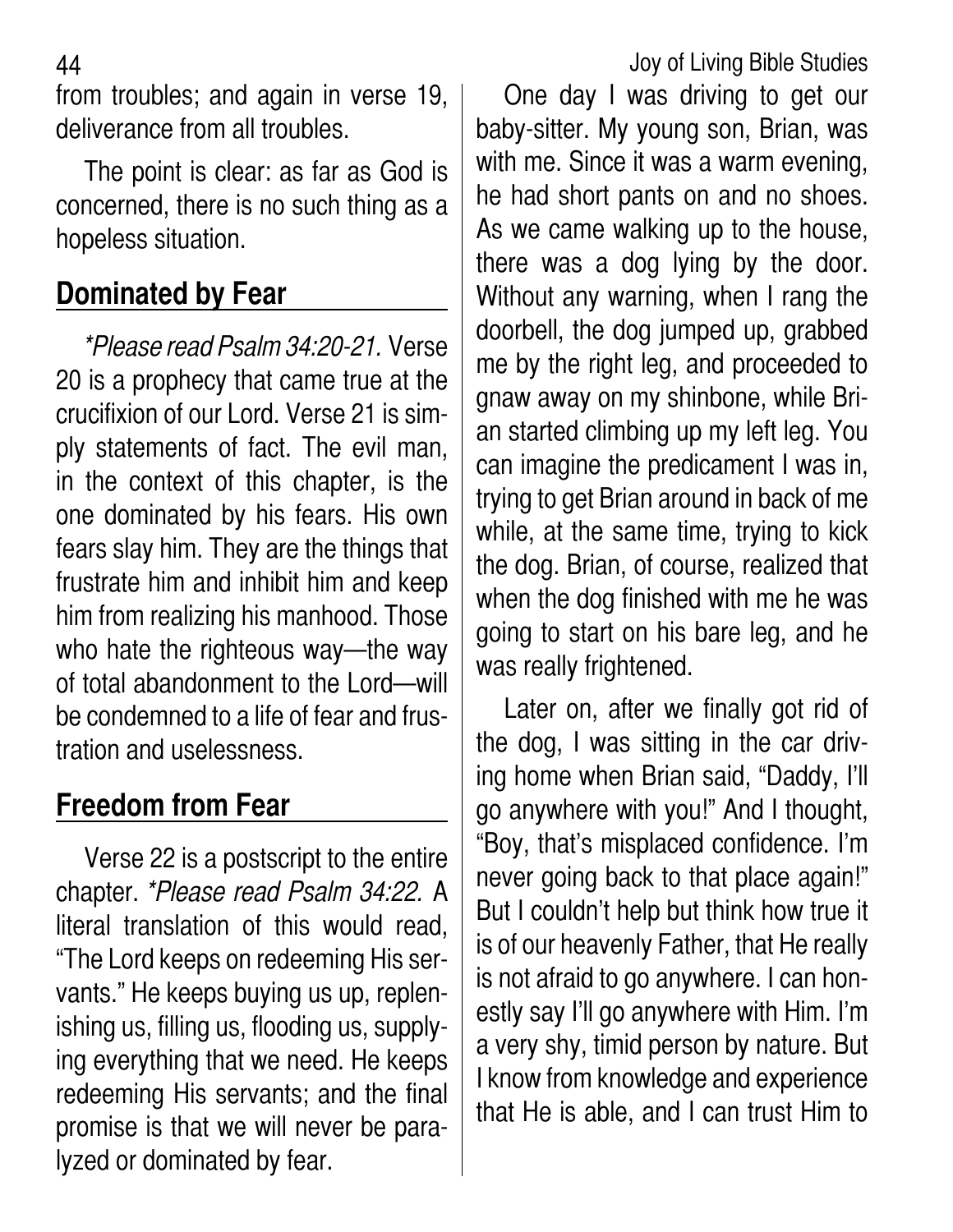from troubles; and again in verse 19, deliverance from all troubles.

The point is clear: as far as God is concerned, there is no such thing as a hopeless situation.

## Dominated by Fear

*\*Please read Psalm 34:20-21.* Verse 20 is a prophecy that came true at the crucifixion of our Lord. Verse 21 is simply statements of fact. The evil man, in the context of this chapter, is the one dominated by his fears. His own fears slay him. They are the things that frustrate him and inhibit him and keep him from realizing his manhood. Those who hate the righteous way—the way of total abandonment to the Lord—will be condemned to a life of fear and frustration and uselessness.

## Freedom from Fear

Verse 22 is a postscript to the entire chapter. *\*Please read Psalm 34:22.* A literal translation of this would read, "The Lord keeps on redeeming His servants." He keeps buying us up, replenishing us, filling us, flooding us, supplying everything that we need. He keeps redeeming His servants; and the final promise is that we will never be paralyzed or dominated by fear.

One day I was driving to get our baby-sitter. My young son, Brian, was with me. Since it was a warm evening, he had short pants on and no shoes. As we came walking up to the house, there was a dog lying by the door. Without any warning, when I rang the doorbell, the dog jumped up, grabbed me by the right leg, and proceeded to gnaw away on my shinbone, while Brian started climbing up my left leg. You can imagine the predicament I was in, trying to get Brian around in back of me while, at the same time, trying to kick the dog. Brian, of course, realized that when the dog finished with me he was going to start on his bare leg, and he was really frightened.

Later on, after we finally got rid of the dog, I was sitting in the car driving home when Brian said, "Daddy, I'll go anywhere with you!" And I thought, "Boy, that's misplaced confidence. I'm never going back to that place again!" But I couldn't help but think how true it is of our heavenly Father, that He really is not afraid to go anywhere. I can honestly say I'll go anywhere with Him. I'm a very shy, timid person by nature. But I know from knowledge and experience that He is able, and I can trust Him to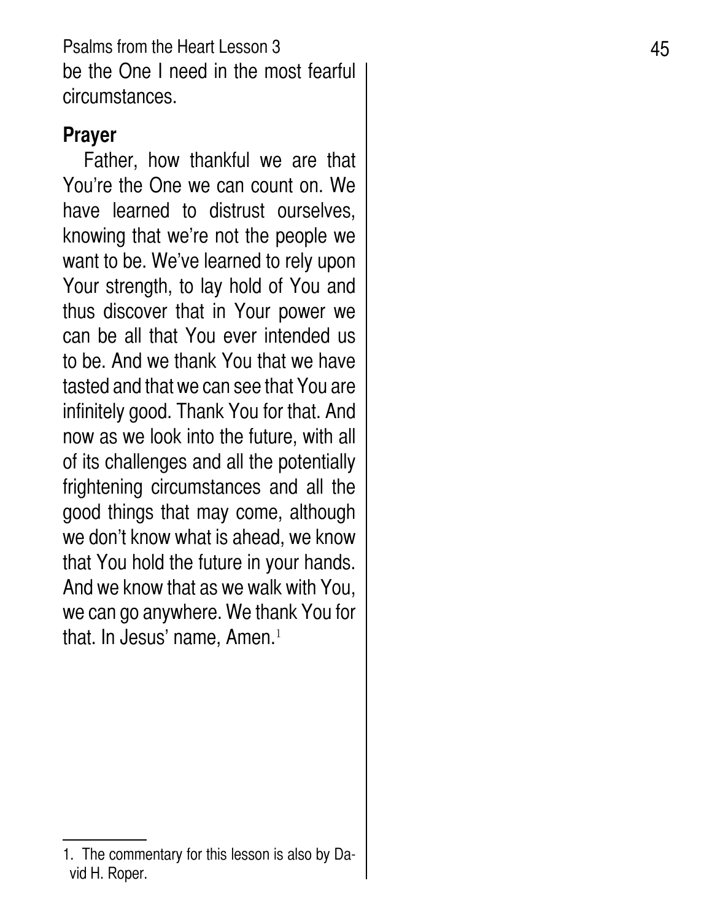be the One I need in the most fearful circumstances.

## Prayer

Father, how thankful we are that You're the One we can count on. We have learned to distrust ourselves, knowing that we're not the people we want to be. We've learned to rely upon Your strength, to lay hold of You and thus discover that in Your power we can be all that You ever intended us to be. And we thank You that we have tasted and that we can see that You are infinitely good. Thank You for that. And now as we look into the future, with all of its challenges and all the potentially frightening circumstances and all the good things that may come, although we don't know what is ahead, we know that You hold the future in your hands. And we know that as we walk with You, we can go anywhere. We thank You for that. In Jesus' name, Amen.[1]

---

1. The commentary for this lesson is also by David H. Roper.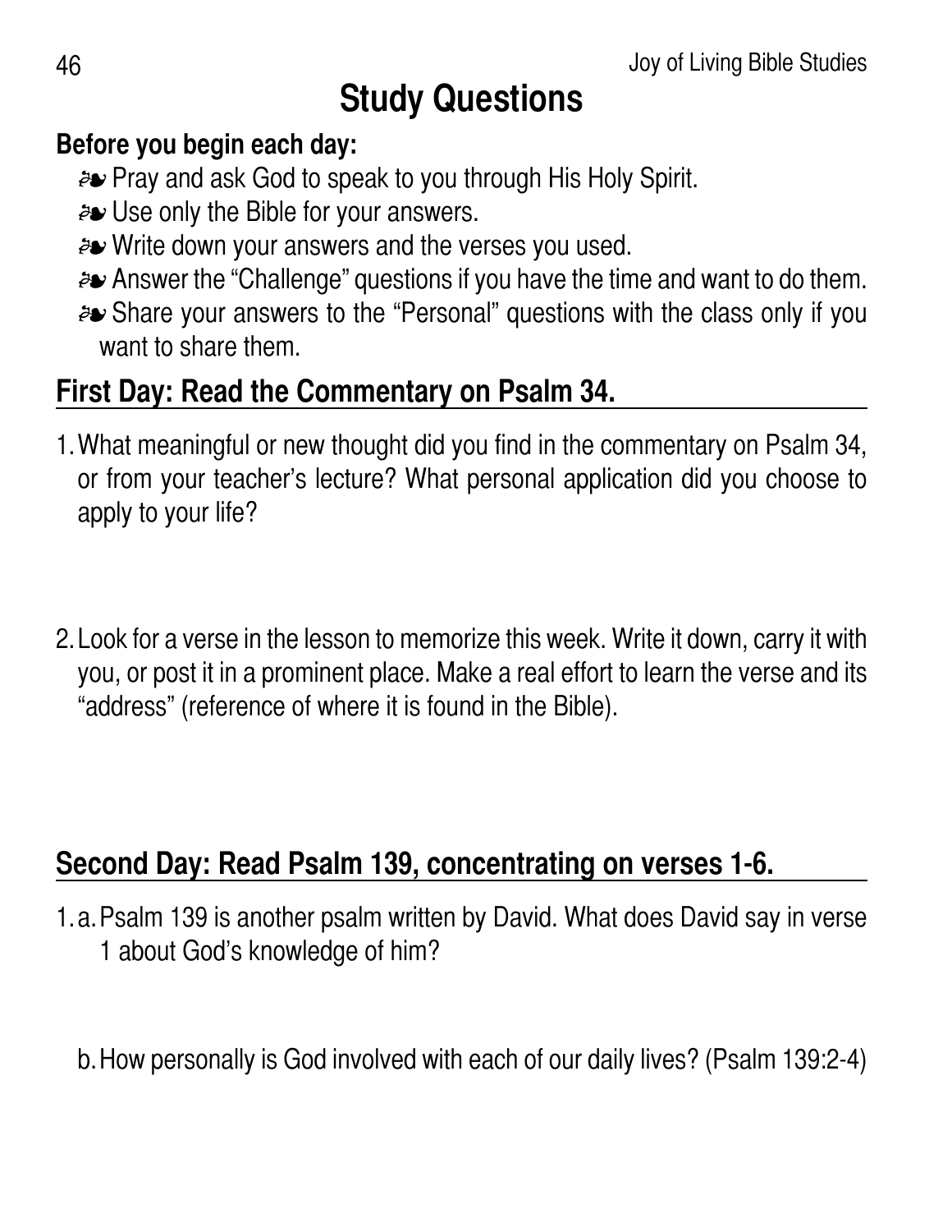# Study Questions

**Before you begin each day:**

- Pray and ask God to speak to you through His Holy Spirit.
- Use only the Bible for your answers.
- Write down your answers and the verses you used.
- Answer the "Challenge" questions if you have the time and want to do them.
- Share your answers to the "Personal" questions with the class only if you want to share them.

## First Day: Read the Commentary on Psalm 34.

1. What meaningful or new thought did you find in the commentary on Psalm 34, or from your teacher's lecture? What personal application did you choose to apply to your life?

2. Look for a verse in the lesson to memorize this week. Write it down, carry it with you, or post it in a prominent place. Make a real effort to learn the verse and its "address" (reference of where it is found in the Bible).

## Second Day: Read Psalm 139, concentrating on verses 1-6.

1. a. Psalm 139 is another psalm written by David. What does David say in verse 1 about God's knowledge of him?

   b. How personally is God involved with each of our daily lives? (Psalm 139:2-4)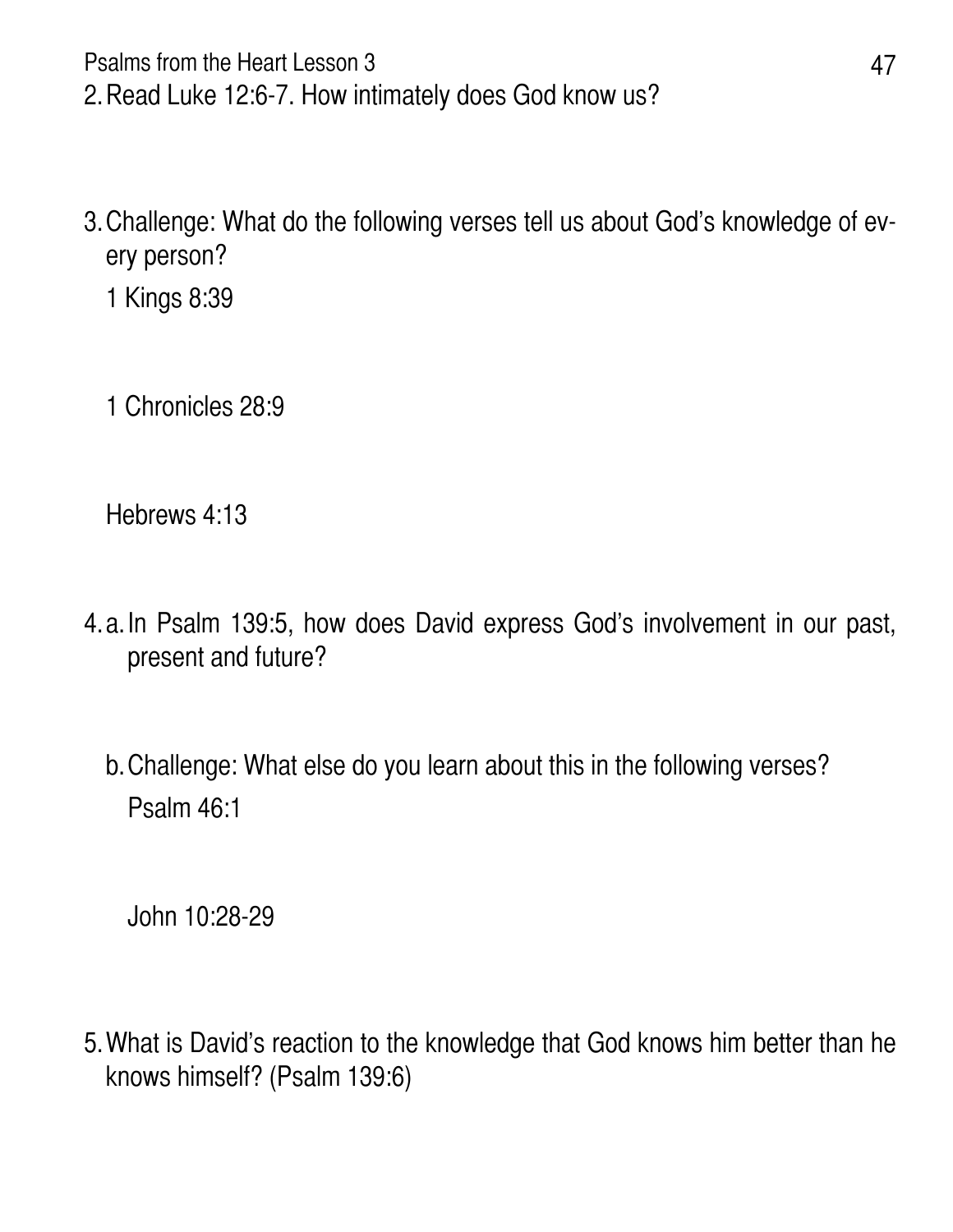2. Read Luke 12:6-7. How intimately does God know us?

3. Challenge: What do the following verses tell us about God's knowledge of every person?

   1 Kings 8:39

   1 Chronicles 28:9

   Hebrews 4:13

4. a. In Psalm 139:5, how does David express God's involvement in our past, present and future?

   b. Challenge: What else do you learn about this in the following verses?

      Psalm 46:1

      John 10:28-29

5. What is David's reaction to the knowledge that God knows him better than he knows himself? (Psalm 139:6)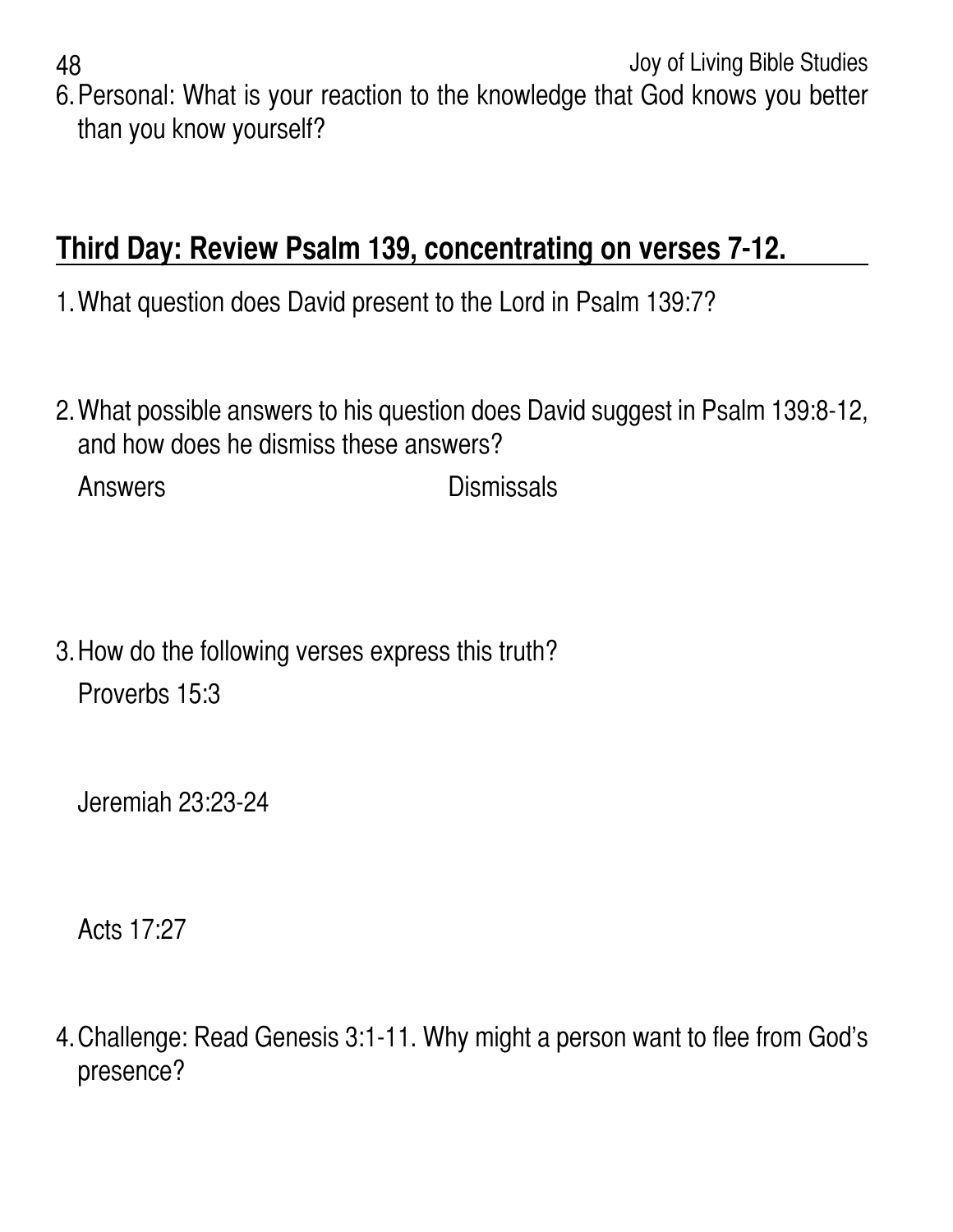6. Personal: What is your reaction to the knowledge that God knows you better than you know yourself?

## Third Day: Review Psalm 139, concentrating on verses 7-12.

1. What question does David present to the Lord in Psalm 139:7?

2. What possible answers to his question does David suggest in Psalm 139:8-12, and how does he dismiss these answers?

   Answers Dismissals

3. How do the following verses express this truth?

   Proverbs 15:3

   Jeremiah 23:23-24

   Acts 17:27

4. Challenge: Read Genesis 3:1-11. Why might a person want to flee from God's presence?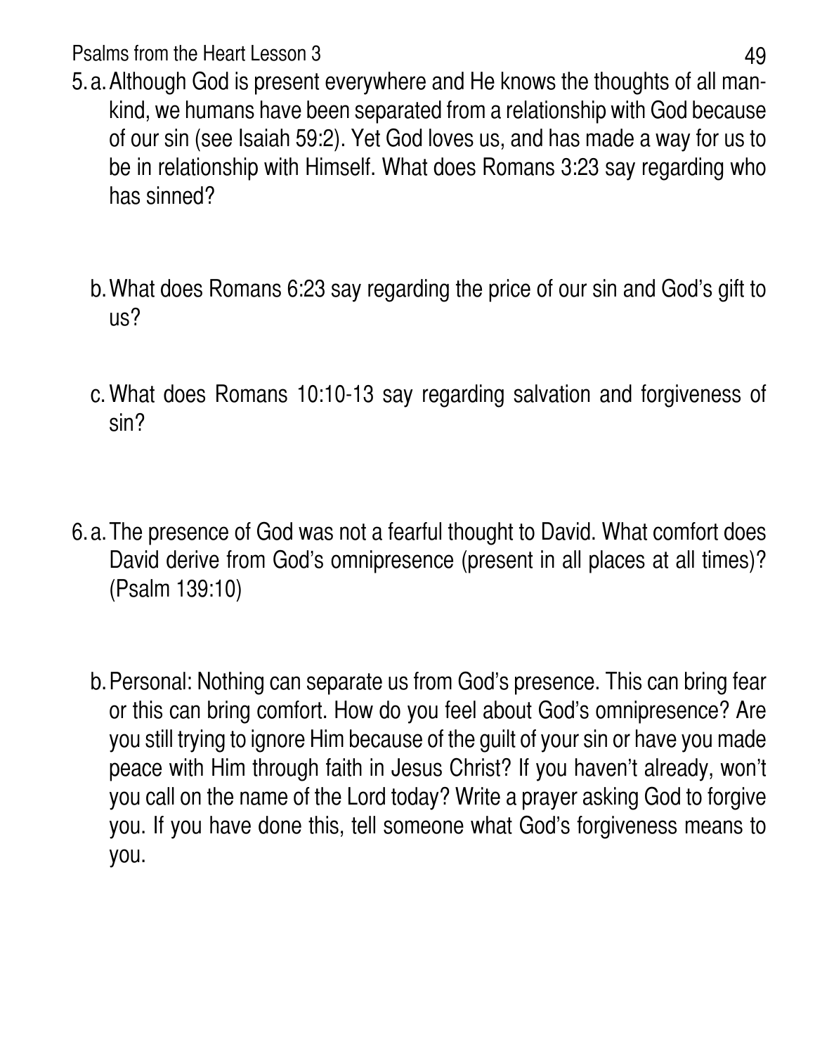5. a. Although God is present everywhere and He knows the thoughts of all mankind, we humans have been separated from a relationship with God because of our sin (see Isaiah 59:2). Yet God loves us, and has made a way for us to be in relationship with Himself. What does Romans 3:23 say regarding who has sinned?

   b. What does Romans 6:23 say regarding the price of our sin and God's gift to us?

   c. What does Romans 10:10-13 say regarding salvation and forgiveness of sin?

6. a. The presence of God was not a fearful thought to David. What comfort does David derive from God's omnipresence (present in all places at all times)? (Psalm 139:10)

   b. Personal: Nothing can separate us from God's presence. This can bring fear or this can bring comfort. How do you feel about God's omnipresence? Are you still trying to ignore Him because of the guilt of your sin or have you made peace with Him through faith in Jesus Christ? If you haven't already, won't you call on the name of the Lord today? Write a prayer asking God to forgive you. If you have done this, tell someone what God's forgiveness means to you.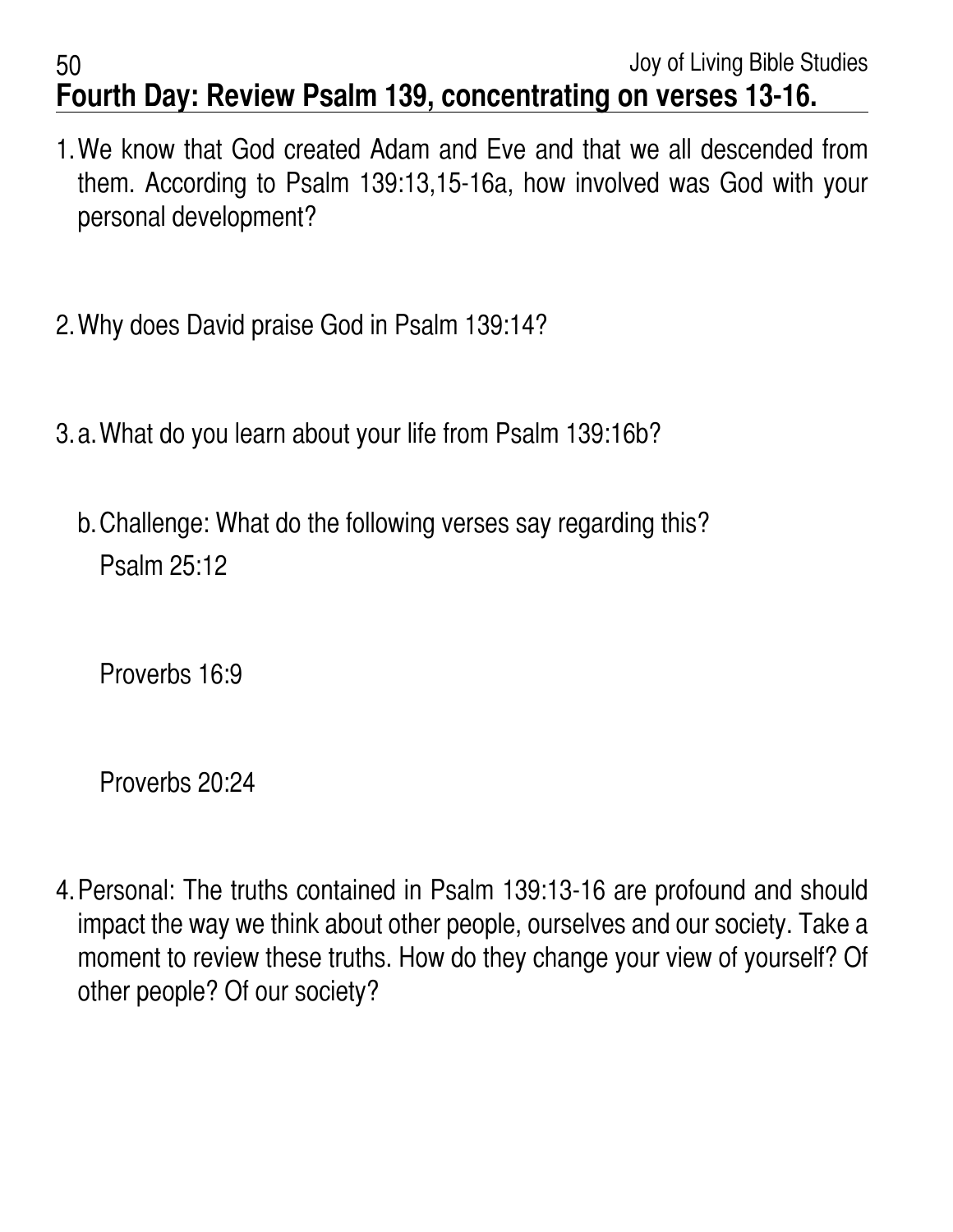## Fourth Day: Review Psalm 139, concentrating on verses 13-16.

1. We know that God created Adam and Eve and that we all descended from them. According to Psalm 139:13,15-16a, how involved was God with your personal development?

2. Why does David praise God in Psalm 139:14?

3. a. What do you learn about your life from Psalm 139:16b?

   b. Challenge: What do the following verses say regarding this?

      Psalm 25:12

      Proverbs 16:9

      Proverbs 20:24

4. Personal: The truths contained in Psalm 139:13-16 are profound and should impact the way we think about other people, ourselves and our society. Take a moment to review these truths. How do they change your view of yourself? Of other people? Of our society?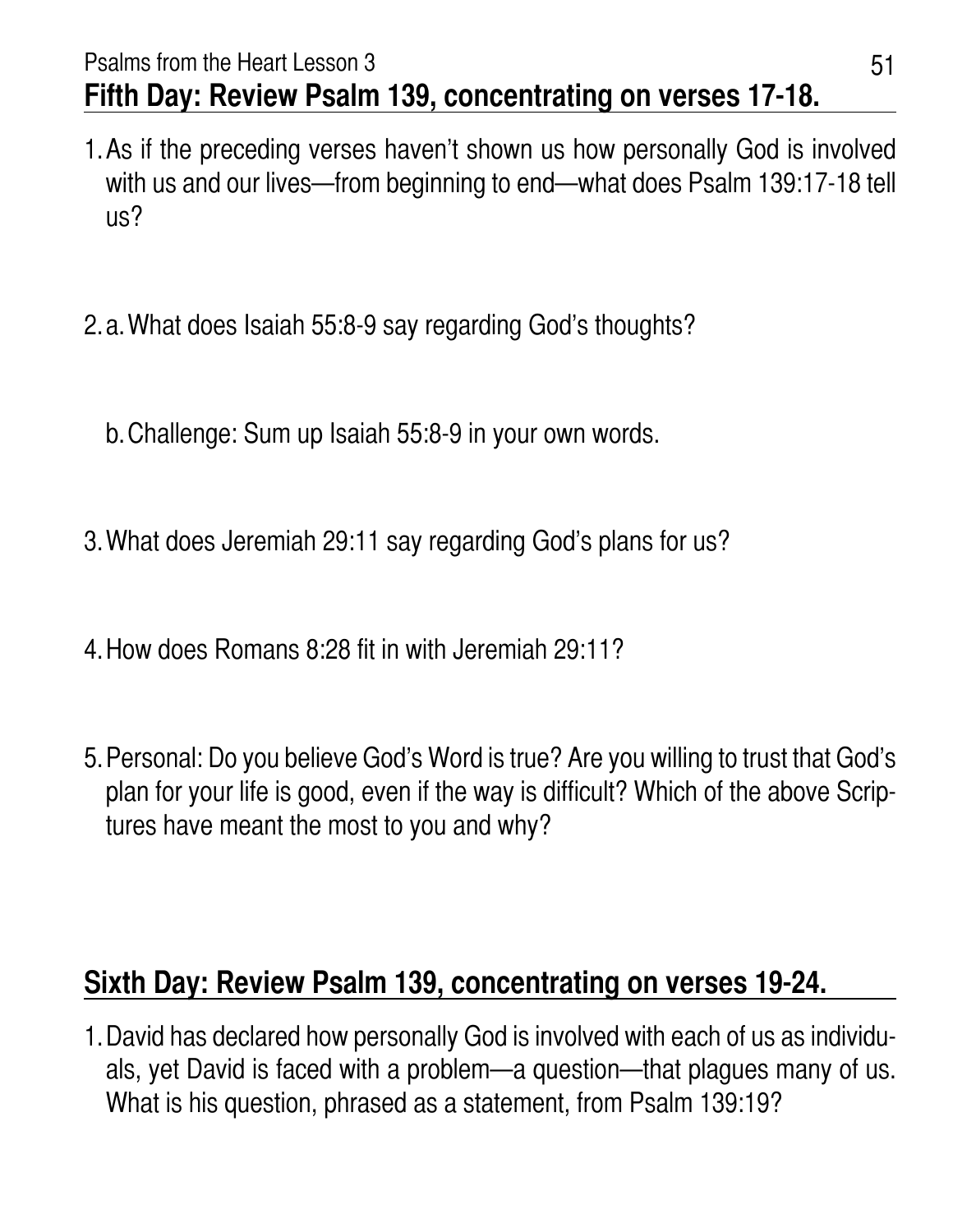## Fifth Day: Review Psalm 139, concentrating on verses 17-18.

1. As if the preceding verses haven't shown us how personally God is involved with us and our lives—from beginning to end—what does Psalm 139:17-18 tell us?

2. a. What does Isaiah 55:8-9 say regarding God's thoughts?

   b. Challenge: Sum up Isaiah 55:8-9 in your own words.

3. What does Jeremiah 29:11 say regarding God's plans for us?

4. How does Romans 8:28 fit in with Jeremiah 29:11?

5. Personal: Do you believe God's Word is true? Are you willing to trust that God's plan for your life is good, even if the way is difficult? Which of the above Scriptures have meant the most to you and why?

## Sixth Day: Review Psalm 139, concentrating on verses 19-24.

1. David has declared how personally God is involved with each of us as individuals, yet David is faced with a problem—a question—that plagues many of us. What is his question, phrased as a statement, from Psalm 139:19?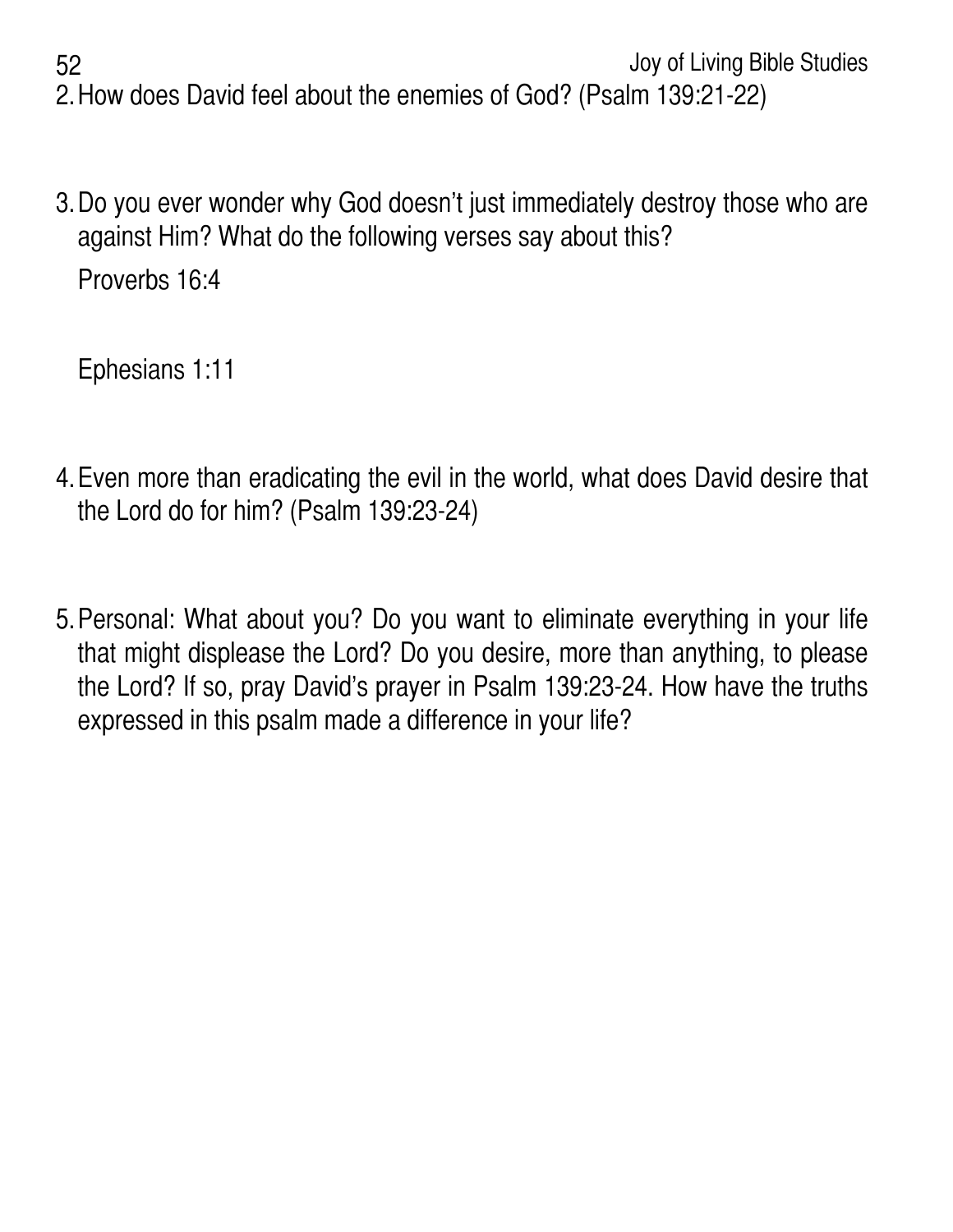2. How does David feel about the enemies of God? (Psalm 139:21-22)

3. Do you ever wonder why God doesn't just immediately destroy those who are against Him? What do the following verses say about this?

   Proverbs 16:4

   Ephesians 1:11

4. Even more than eradicating the evil in the world, what does David desire that the Lord do for him? (Psalm 139:23-24)

5. Personal: What about you? Do you want to eliminate everything in your life that might displease the Lord? Do you desire, more than anything, to please the Lord? If so, pray David's prayer in Psalm 139:23-24. How have the truths expressed in this psalm made a difference in your life?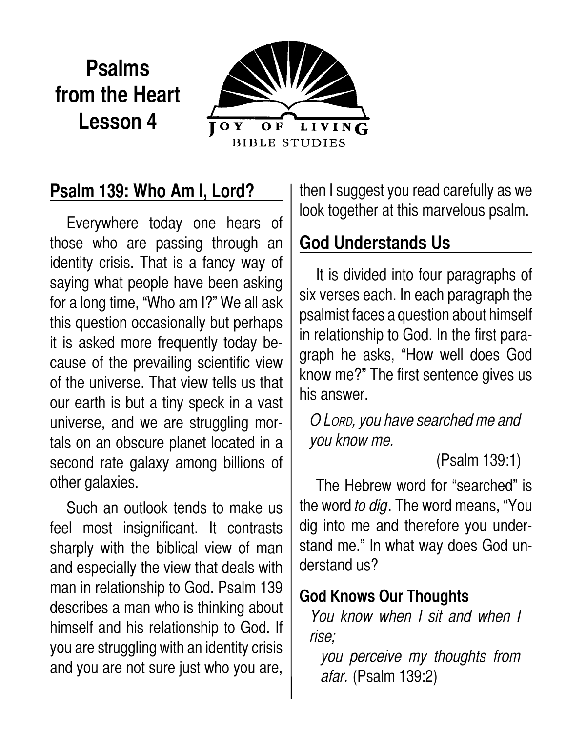# Psalms from the Heart Lesson 4

JOY OF LIVING BIBLE STUDIES

## Psalm 139: Who Am I, Lord?

Everywhere today one hears of those who are passing through an identity crisis. That is a fancy way of saying what people have been asking for a long time, "Who am I?" We all ask this question occasionally but perhaps it is asked more frequently today because of the prevailing scientific view of the universe. That view tells us that our earth is but a tiny speck in a vast universe, and we are struggling mortals on an obscure planet located in a second rate galaxy among billions of other galaxies.

Such an outlook tends to make us feel most insignificant. It contrasts sharply with the biblical view of man and especially the view that deals with man in relationship to God. Psalm 139 describes a man who is thinking about himself and his relationship to God. If you are struggling with an identity crisis and you are not sure just who you are, then I suggest you read carefully as we look together at this marvelous psalm.

## God Understands Us

It is divided into four paragraphs of six verses each. In each paragraph the psalmist faces a question about himself in relationship to God. In the first paragraph he asks, "How well does God know me?" The first sentence gives us his answer.

*O Lord, you have searched me and you know me.*

(Psalm 139:1)

The Hebrew word for "searched" is the word *to dig*. The word means, "You dig into me and therefore you understand me." In what way does God understand us?

### God Knows Our Thoughts

*You know when I sit and when I rise;*
*you perceive my thoughts from afar.* (Psalm 139:2)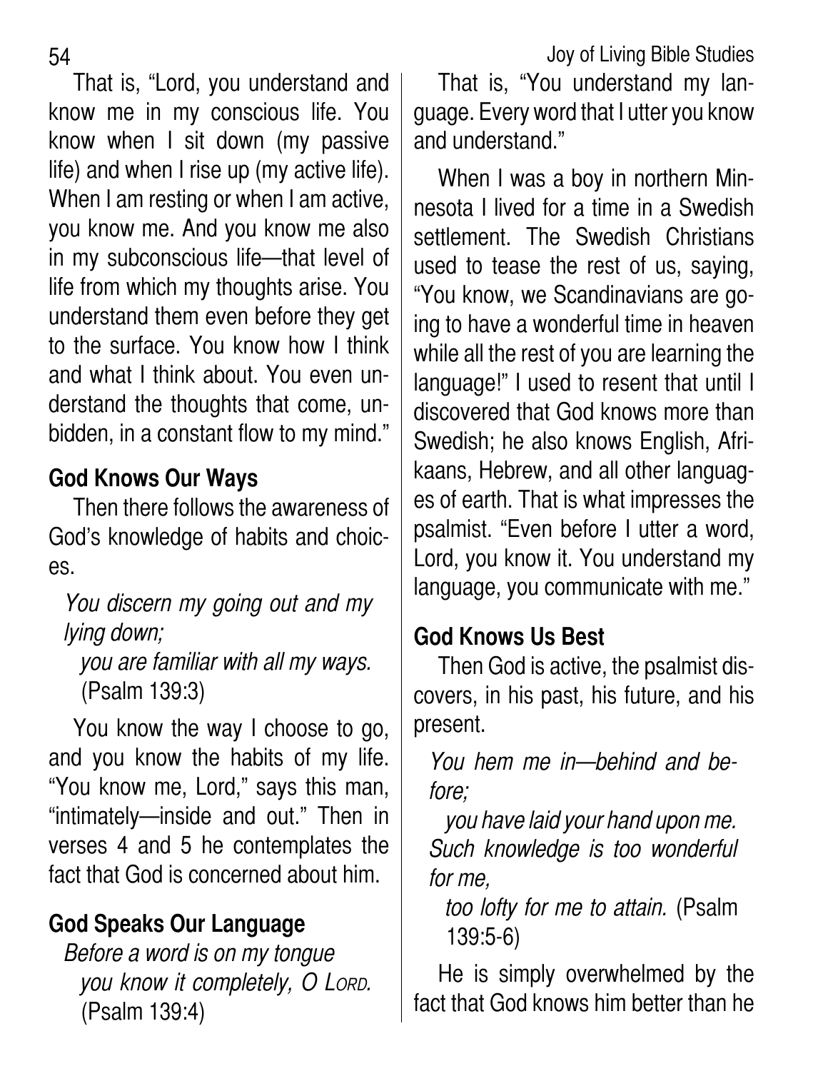That is, "Lord, you understand and know me in my conscious life. You know when I sit down (my passive life) and when I rise up (my active life). When I am resting or when I am active, you know me. And you know me also in my subconscious life—that level of life from which my thoughts arise. You understand them even before they get to the surface. You know how I think and what I think about. You even understand the thoughts that come, unbidden, in a constant flow to my mind."

### God Knows Our Ways

Then there follows the awareness of God's knowledge of habits and choices.

> *You discern my going out and my lying down;*
> *you are familiar with all my ways.* (Psalm 139:3)

You know the way I choose to go, and you know the habits of my life. "You know me, Lord," says this man, "intimately—inside and out." Then in verses 4 and 5 he contemplates the fact that God is concerned about him.

### God Speaks Our Language

> *Before a word is on my tongue*
> *you know it completely, O LORD.* (Psalm 139:4)

That is, "You understand my language. Every word that I utter you know and understand."

When I was a boy in northern Minnesota I lived for a time in a Swedish settlement. The Swedish Christians used to tease the rest of us, saying, "You know, we Scandinavians are going to have a wonderful time in heaven while all the rest of you are learning the language!" I used to resent that until I discovered that God knows more than Swedish; he also knows English, Afrikaans, Hebrew, and all other languages of earth. That is what impresses the psalmist. "Even before I utter a word, Lord, you know it. You understand my language, you communicate with me."

### God Knows Us Best

Then God is active, the psalmist discovers, in his past, his future, and his present.

> *You hem me in—behind and before;*
> *you have laid your hand upon me.*
> *Such knowledge is too wonderful for me,*
> *too lofty for me to attain.* (Psalm 139:5-6)

He is simply overwhelmed by the fact that God knows him better than he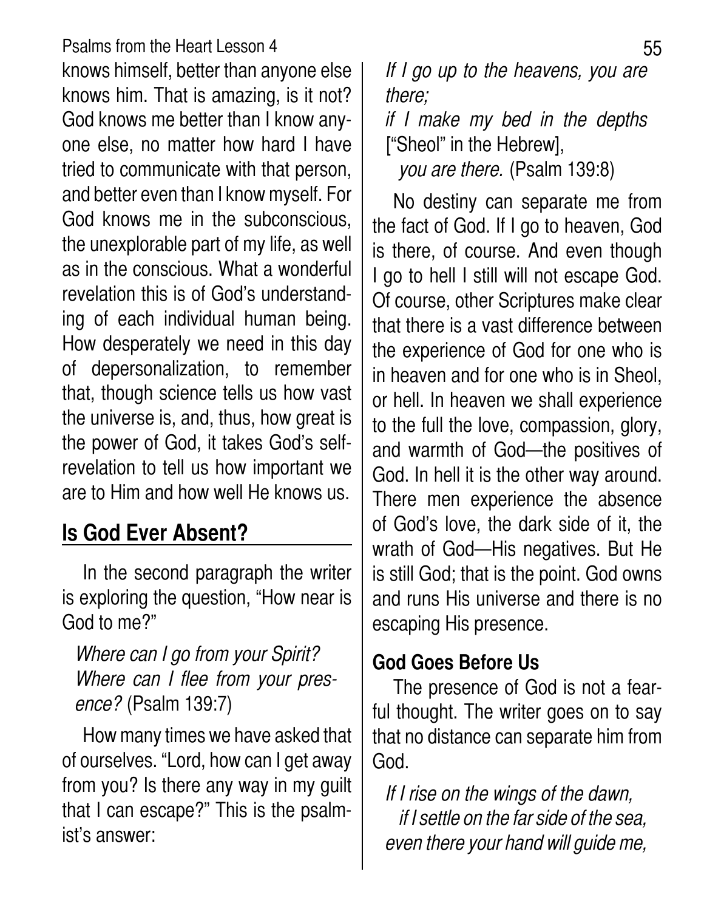knows himself, better than anyone else knows him. That is amazing, is it not? God knows me better than I know anyone else, no matter how hard I have tried to communicate with that person, and better even than I know myself. For God knows me in the subconscious, the unexplorable part of my life, as well as in the conscious. What a wonderful revelation this is of God's understanding of each individual human being. How desperately we need in this day of depersonalization, to remember that, though science tells us how vast the universe is, and, thus, how great is the power of God, it takes God's self-revelation to tell us how important we are to Him and how well He knows us.

## Is God Ever Absent?

In the second paragraph the writer is exploring the question, "How near is God to me?"

> *Where can I go from your Spirit?*
> *Where can I flee from your presence?* (Psalm 139:7)

How many times we have asked that of ourselves. "Lord, how can I get away from you? Is there any way in my guilt that I can escape?" This is the psalmist's answer:

> *If I go up to the heavens, you are there;*
> *if I make my bed in the depths* ["Sheol" in the Hebrew],
> *you are there.* (Psalm 139:8)

No destiny can separate me from the fact of God. If I go to heaven, God is there, of course. And even though I go to hell I still will not escape God. Of course, other Scriptures make clear that there is a vast difference between the experience of God for one who is in heaven and for one who is in Sheol, or hell. In heaven we shall experience to the full the love, compassion, glory, and warmth of God—the positives of God. In hell it is the other way around. There men experience the absence of God's love, the dark side of it, the wrath of God—His negatives. But He is still God; that is the point. God owns and runs His universe and there is no escaping His presence.

### God Goes Before Us

The presence of God is not a fearful thought. The writer goes on to say that no distance can separate him from God.

> *If I rise on the wings of the dawn,*
> *if I settle on the far side of the sea,*
> *even there your hand will guide me,*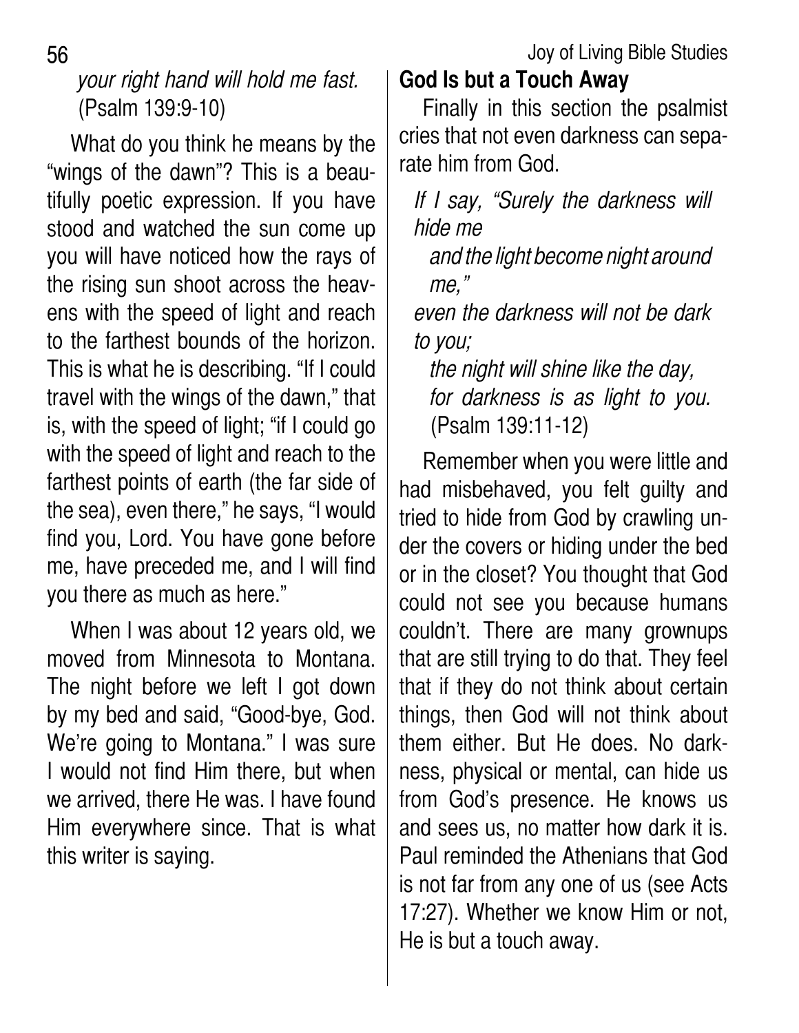*your right hand will hold me fast.*
(Psalm 139:9-10)

What do you think he means by the "wings of the dawn"? This is a beautifully poetic expression. If you have stood and watched the sun come up you will have noticed how the rays of the rising sun shoot across the heavens with the speed of light and reach to the farthest bounds of the horizon. This is what he is describing. "If I could travel with the wings of the dawn," that is, with the speed of light; "if I could go with the speed of light and reach to the farthest points of earth (the far side of the sea), even there," he says, "I would find you, Lord. You have gone before me, have preceded me, and I will find you there as much as here."

When I was about 12 years old, we moved from Minnesota to Montana. The night before we left I got down by my bed and said, "Good-bye, God. We're going to Montana." I was sure I would not find Him there, but when we arrived, there He was. I have found Him everywhere since. That is what this writer is saying.

**God Is but a Touch Away**

Finally in this section the psalmist cries that not even darkness can separate him from God.

*If I say, "Surely the darkness will hide me*
*and the light become night around me,"*
*even the darkness will not be dark to you;*
*the night will shine like the day,*
*for darkness is as light to you.*
(Psalm 139:11-12)

Remember when you were little and had misbehaved, you felt guilty and tried to hide from God by crawling under the covers or hiding under the bed or in the closet? You thought that God could not see you because humans couldn't. There are many grownups that are still trying to do that. They feel that if they do not think about certain things, then God will not think about them either. But He does. No darkness, physical or mental, can hide us from God's presence. He knows us and sees us, no matter how dark it is. Paul reminded the Athenians that God is not far from any one of us (see Acts 17:27). Whether we know Him or not, He is but a touch away.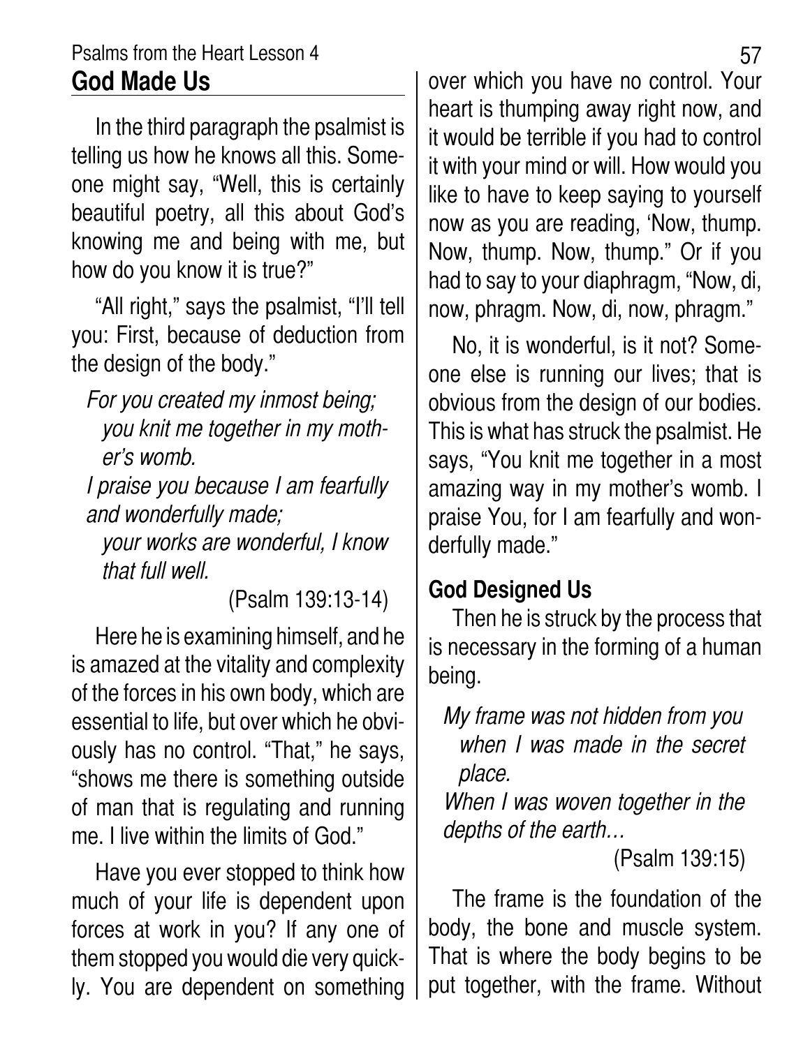## God Made Us

In the third paragraph the psalmist is telling us how he knows all this. Someone might say, "Well, this is certainly beautiful poetry, all this about God's knowing me and being with me, but how do you know it is true?"

"All right," says the psalmist, "I'll tell you: First, because of deduction from the design of the body."

> *For you created my inmost being;*
> *you knit me together in my mother's womb.*
> *I praise you because I am fearfully and wonderfully made;*
> *your works are wonderful, I know that full well.*
>
> (Psalm 139:13-14)

Here he is examining himself, and he is amazed at the vitality and complexity of the forces in his own body, which are essential to life, but over which he obviously has no control. "That," he says, "shows me there is something outside of man that is regulating and running me. I live within the limits of God."

Have you ever stopped to think how much of your life is dependent upon forces at work in you? If any one of them stopped you would die very quickly. You are dependent on something over which you have no control. Your heart is thumping away right now, and it would be terrible if you had to control it with your mind or will. How would you like to have to keep saying to yourself now as you are reading, 'Now, thump. Now, thump. Now, thump." Or if you had to say to your diaphragm, "Now, di, now, phragm. Now, di, now, phragm."

No, it is wonderful, is it not? Someone else is running our lives; that is obvious from the design of our bodies. This is what has struck the psalmist. He says, "You knit me together in a most amazing way in my mother's womb. I praise You, for I am fearfully and wonderfully made."

### God Designed Us

Then he is struck by the process that is necessary in the forming of a human being.

> *My frame was not hidden from you*
> *when I was made in the secret place.*
> *When I was woven together in the depths of the earth…*
>
> (Psalm 139:15)

The frame is the foundation of the body, the bone and muscle system. That is where the body begins to be put together, with the frame. Without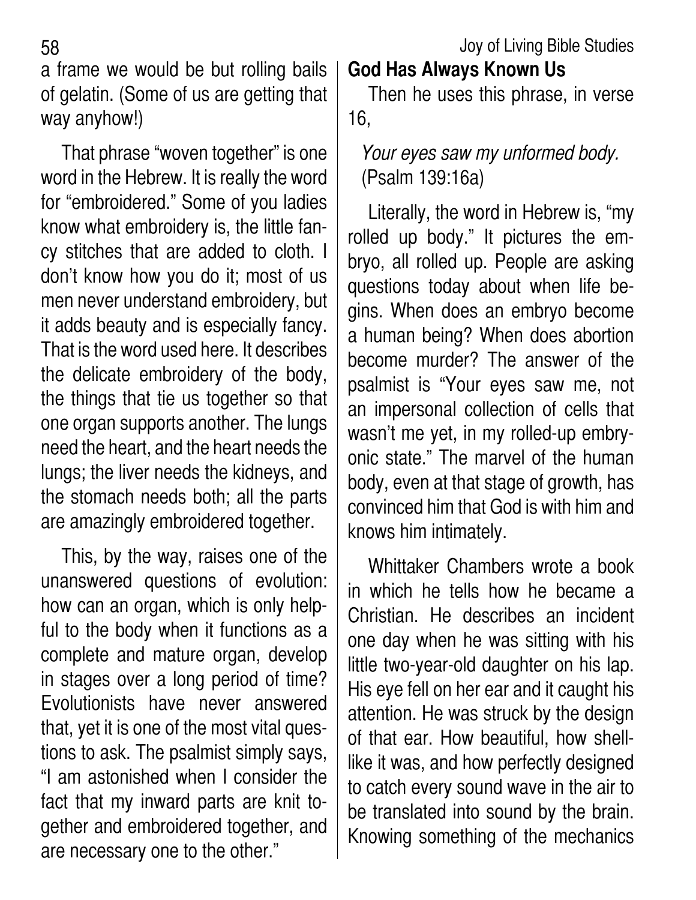a frame we would be but rolling bails of gelatin. (Some of us are getting that way anyhow!)

That phrase "woven together" is one word in the Hebrew. It is really the word for "embroidered." Some of you ladies know what embroidery is, the little fancy stitches that are added to cloth. I don't know how you do it; most of us men never understand embroidery, but it adds beauty and is especially fancy. That is the word used here. It describes the delicate embroidery of the body, the things that tie us together so that one organ supports another. The lungs need the heart, and the heart needs the lungs; the liver needs the kidneys, and the stomach needs both; all the parts are amazingly embroidered together.

This, by the way, raises one of the unanswered questions of evolution: how can an organ, which is only helpful to the body when it functions as a complete and mature organ, develop in stages over a long period of time? Evolutionists have never answered that, yet it is one of the most vital questions to ask. The psalmist simply says, "I am astonished when I consider the fact that my inward parts are knit together and embroidered together, and are necessary one to the other."

## God Has Always Known Us

Then he uses this phrase, in verse 16,

> *Your eyes saw my unformed body.* (Psalm 139:16a)

Literally, the word in Hebrew is, "my rolled up body." It pictures the embryo, all rolled up. People are asking questions today about when life begins. When does an embryo become a human being? When does abortion become murder? The answer of the psalmist is "Your eyes saw me, not an impersonal collection of cells that wasn't me yet, in my rolled-up embryonic state." The marvel of the human body, even at that stage of growth, has convinced him that God is with him and knows him intimately.

Whittaker Chambers wrote a book in which he tells how he became a Christian. He describes an incident one day when he was sitting with his little two-year-old daughter on his lap. His eye fell on her ear and it caught his attention. He was struck by the design of that ear. How beautiful, how shell-like it was, and how perfectly designed to catch every sound wave in the air to be translated into sound by the brain. Knowing something of the mechanics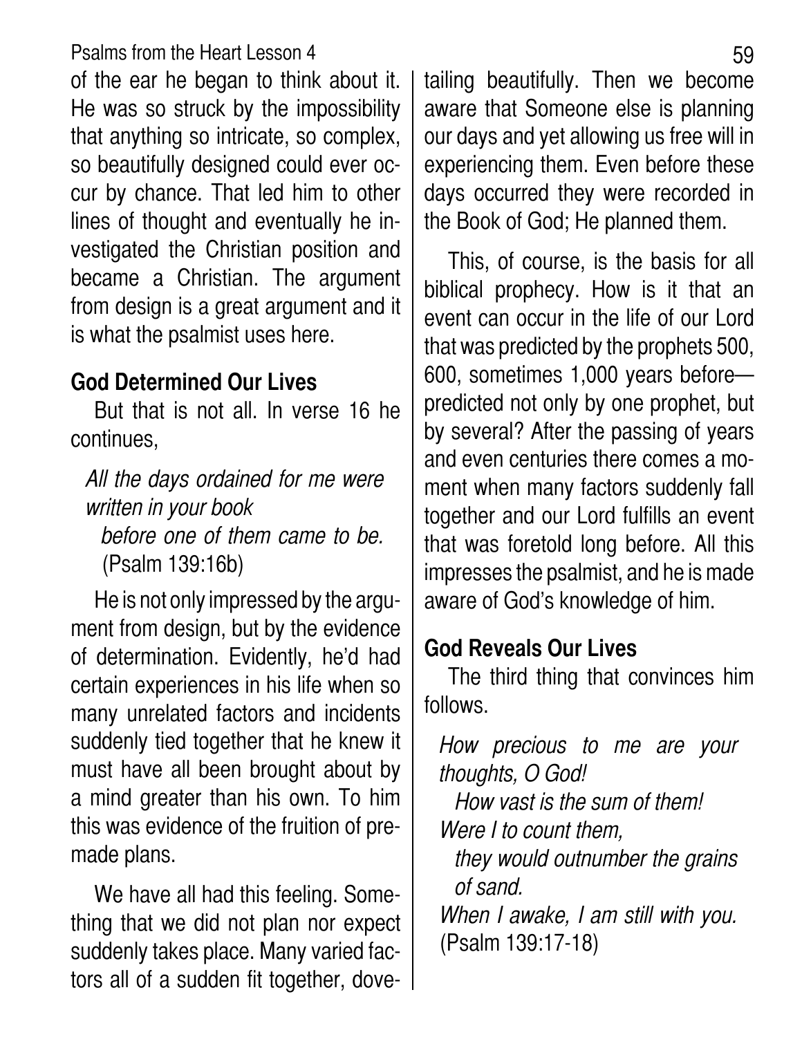of the ear he began to think about it. He was so struck by the impossibility that anything so intricate, so complex, so beautifully designed could ever occur by chance. That led him to other lines of thought and eventually he investigated the Christian position and became a Christian. The argument from design is a great argument and it is what the psalmist uses here.

### God Determined Our Lives

But that is not all. In verse 16 he continues,

> *All the days ordained for me were written in your book*
> *before one of them came to be.*
> (Psalm 139:16b)

He is not only impressed by the argument from design, but by the evidence of determination. Evidently, he'd had certain experiences in his life when so many unrelated factors and incidents suddenly tied together that he knew it must have all been brought about by a mind greater than his own. To him this was evidence of the fruition of premade plans.

We have all had this feeling. Something that we did not plan nor expect suddenly takes place. Many varied factors all of a sudden fit together, dovetailing beautifully. Then we become aware that Someone else is planning our days and yet allowing us free will in experiencing them. Even before these days occurred they were recorded in the Book of God; He planned them.

This, of course, is the basis for all biblical prophecy. How is it that an event can occur in the life of our Lord that was predicted by the prophets 500, 600, sometimes 1,000 years before—predicted not only by one prophet, but by several? After the passing of years and even centuries there comes a moment when many factors suddenly fall together and our Lord fulfills an event that was foretold long before. All this impresses the psalmist, and he is made aware of God's knowledge of him.

### God Reveals Our Lives

The third thing that convinces him follows.

> *How precious to me are your thoughts, O God!*
> *How vast is the sum of them!*
> *Were I to count them,*
> *they would outnumber the grains of sand.*
> *When I awake, I am still with you.*
> (Psalm 139:17-18)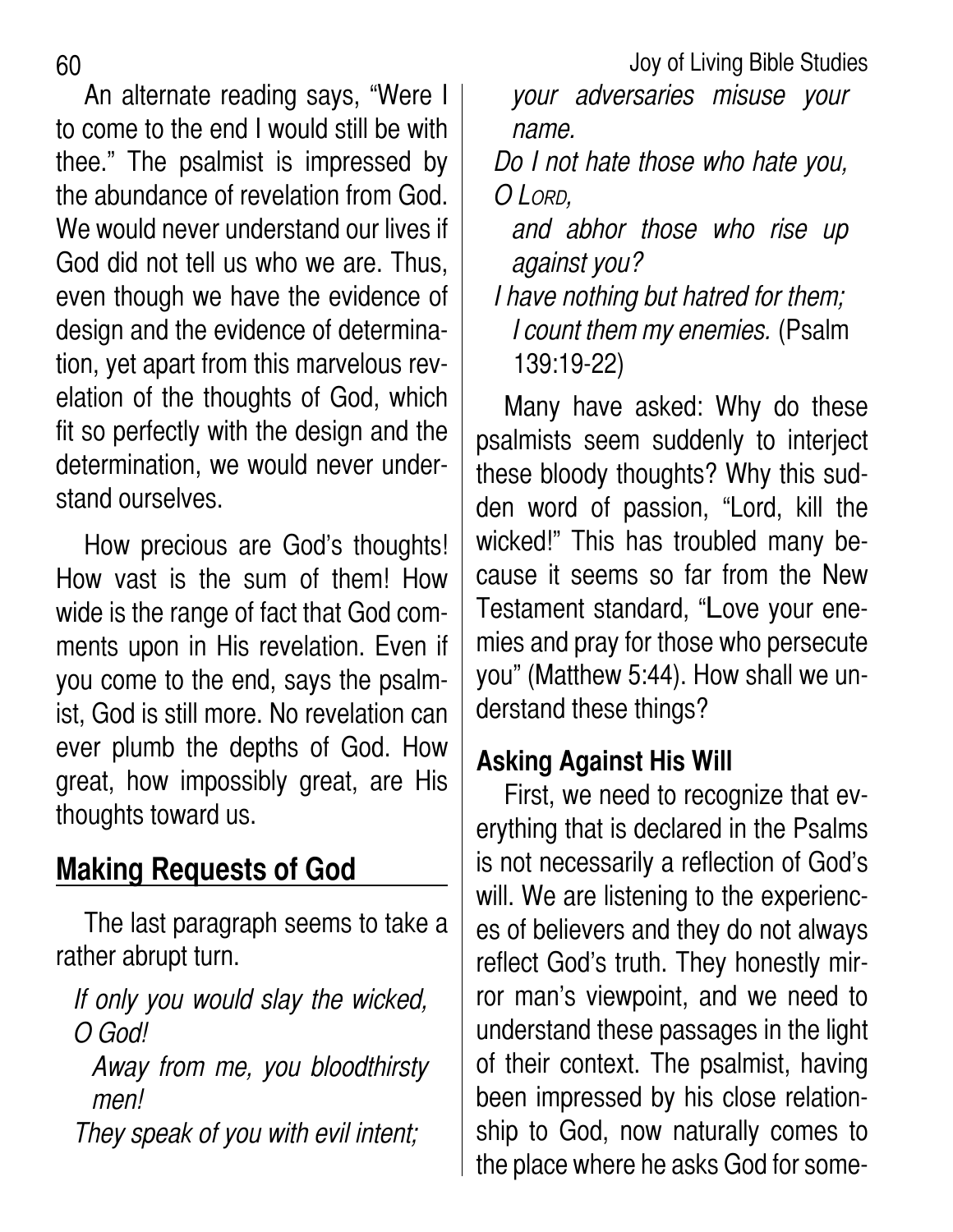An alternate reading says, "Were I to come to the end I would still be with thee." The psalmist is impressed by the abundance of revelation from God. We would never understand our lives if God did not tell us who we are. Thus, even though we have the evidence of design and the evidence of determination, yet apart from this marvelous revelation of the thoughts of God, which fit so perfectly with the design and the determination, we would never understand ourselves.

How precious are God's thoughts! How vast is the sum of them! How wide is the range of fact that God comments upon in His revelation. Even if you come to the end, says the psalmist, God is still more. No revelation can ever plumb the depths of God. How great, how impossibly great, are His thoughts toward us.

## Making Requests of God

The last paragraph seems to take a rather abrupt turn.

*If only you would slay the wicked, O God!*
*Away from me, you bloodthirsty men!*
*They speak of you with evil intent;*
*your adversaries misuse your name.*
*Do I not hate those who hate you, O LORD,*
*and abhor those who rise up against you?*
*I have nothing but hatred for them;*
*I count them my enemies.* (Psalm 139:19-22)

Many have asked: Why do these psalmists seem suddenly to interject these bloody thoughts? Why this sudden word of passion, "Lord, kill the wicked!" This has troubled many because it seems so far from the New Testament standard, "Love your enemies and pray for those who persecute you" (Matthew 5:44). How shall we understand these things?

### Asking Against His Will

First, we need to recognize that everything that is declared in the Psalms is not necessarily a reflection of God's will. We are listening to the experiences of believers and they do not always reflect God's truth. They honestly mirror man's viewpoint, and we need to understand these passages in the light of their context. The psalmist, having been impressed by his close relationship to God, now naturally comes to the place where he asks God for some-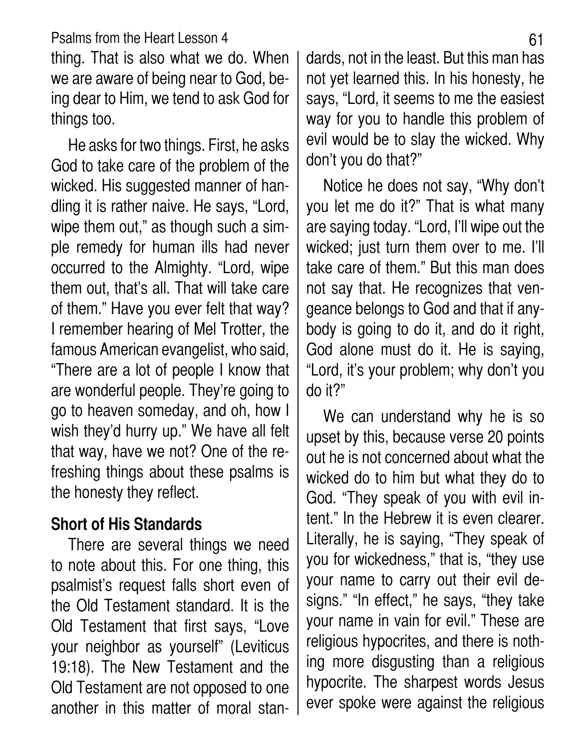thing. That is also what we do. When we are aware of being near to God, being dear to Him, we tend to ask God for things too.

He asks for two things. First, he asks God to take care of the problem of the wicked. His suggested manner of handling it is rather naive. He says, "Lord, wipe them out," as though such a simple remedy for human ills had never occurred to the Almighty. "Lord, wipe them out, that's all. That will take care of them." Have you ever felt that way? I remember hearing of Mel Trotter, the famous American evangelist, who said, "There are a lot of people I know that are wonderful people. They're going to go to heaven someday, and oh, how I wish they'd hurry up." We have all felt that way, have we not? One of the refreshing things about these psalms is the honesty they reflect.

**Short of His Standards**

There are several things we need to note about this. For one thing, this psalmist's request falls short even of the Old Testament standard. It is the Old Testament that first says, "Love your neighbor as yourself" (Leviticus 19:18). The New Testament and the Old Testament are not opposed to one another in this matter of moral standards, not in the least. But this man has not yet learned this. In his honesty, he says, "Lord, it seems to me the easiest way for you to handle this problem of evil would be to slay the wicked. Why don't you do that?"

Notice he does not say, "Why don't you let me do it?" That is what many are saying today. "Lord, I'll wipe out the wicked; just turn them over to me. I'll take care of them." But this man does not say that. He recognizes that vengeance belongs to God and that if anybody is going to do it, and do it right, God alone must do it. He is saying, "Lord, it's your problem; why don't you do it?"

We can understand why he is so upset by this, because verse 20 points out he is not concerned about what the wicked do to him but what they do to God. "They speak of you with evil intent." In the Hebrew it is even clearer. Literally, he is saying, "They speak of you for wickedness," that is, "they use your name to carry out their evil designs." "In effect," he says, "they take your name in vain for evil." These are religious hypocrites, and there is nothing more disgusting than a religious hypocrite. The sharpest words Jesus ever spoke were against the religious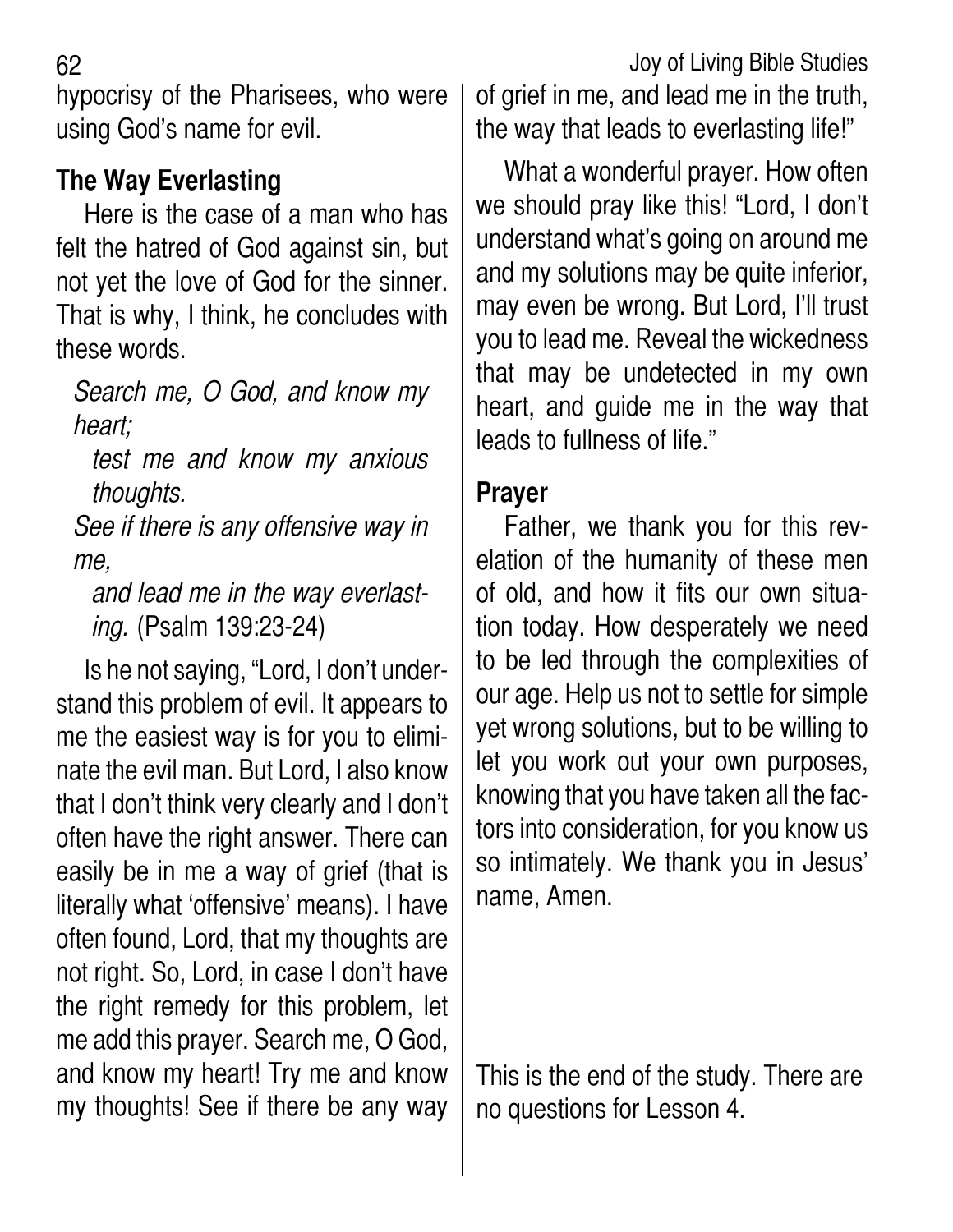hypocrisy of the Pharisees, who were using God's name for evil.

## The Way Everlasting

Here is the case of a man who has felt the hatred of God against sin, but not yet the love of God for the sinner. That is why, I think, he concludes with these words.

> *Search me, O God, and know my heart;*
> *test me and know my anxious thoughts.*
> *See if there is any offensive way in me,*
> *and lead me in the way everlasting.* (Psalm 139:23-24)

Is he not saying, "Lord, I don't understand this problem of evil. It appears to me the easiest way is for you to eliminate the evil man. But Lord, I also know that I don't think very clearly and I don't often have the right answer. There can easily be in me a way of grief (that is literally what 'offensive' means). I have often found, Lord, that my thoughts are not right. So, Lord, in case I don't have the right remedy for this problem, let me add this prayer. Search me, O God, and know my heart! Try me and know my thoughts! See if there be any way of grief in me, and lead me in the truth, the way that leads to everlasting life!"

What a wonderful prayer. How often we should pray like this! "Lord, I don't understand what's going on around me and my solutions may be quite inferior, may even be wrong. But Lord, I'll trust you to lead me. Reveal the wickedness that may be undetected in my own heart, and guide me in the way that leads to fullness of life."

## Prayer

Father, we thank you for this revelation of the humanity of these men of old, and how it fits our own situation today. How desperately we need to be led through the complexities of our age. Help us not to settle for simple yet wrong solutions, but to be willing to let you work out your own purposes, knowing that you have taken all the factors into consideration, for you know us so intimately. We thank you in Jesus' name, Amen.

This is the end of the study. There are no questions for Lesson 4.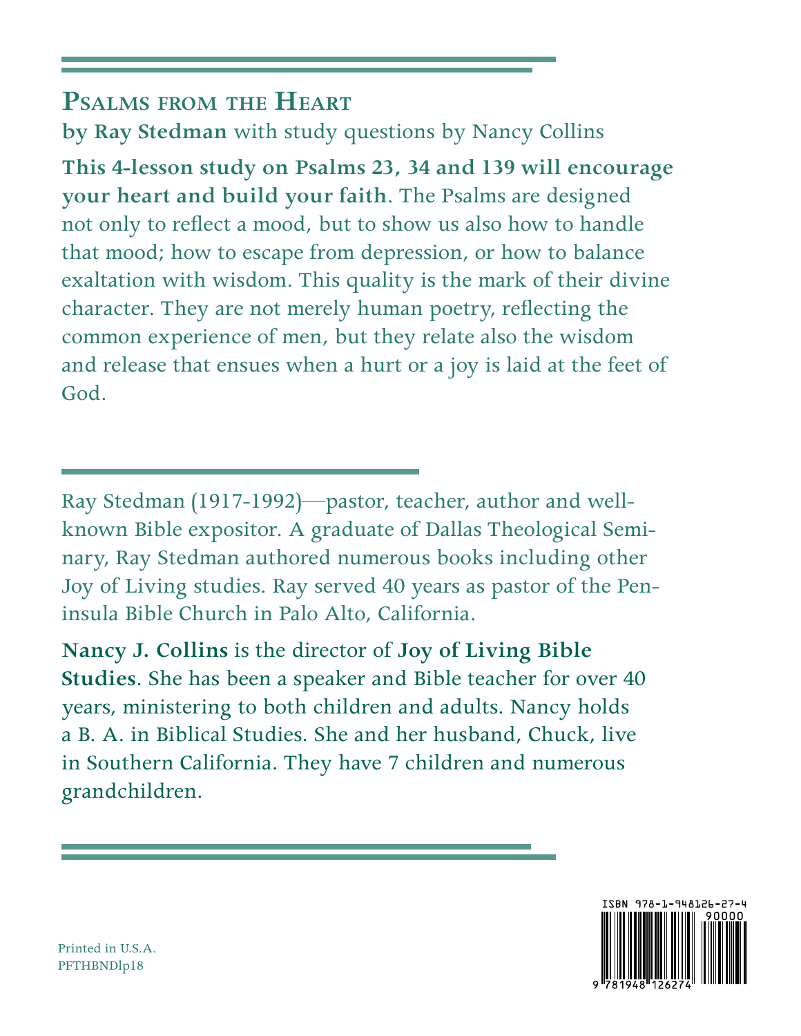## Psalms from the Heart

**by Ray Stedman** with study questions by Nancy Collins

**This 4-lesson study on Psalms 23, 34 and 139 will encourage your heart and build your faith**. The Psalms are designed not only to reflect a mood, but to show us also how to handle that mood; how to escape from depression, or how to balance exaltation with wisdom. This quality is the mark of their divine character. They are not merely human poetry, reflecting the common experience of men, but they relate also the wisdom and release that ensues when a hurt or a joy is laid at the feet of God.

Ray Stedman (1917-1992)—pastor, teacher, author and well-known Bible expositor. A graduate of Dallas Theological Seminary, Ray Stedman authored numerous books including other Joy of Living studies. Ray served 40 years as pastor of the Peninsula Bible Church in Palo Alto, California.

**Nancy J. Collins** is the director of **Joy of Living Bible Studies**. She has been a speaker and Bible teacher for over 40 years, ministering to both children and adults. Nancy holds a B. A. in Biblical Studies. She and her husband, Chuck, live in Southern California. They have 7 children and numerous grandchildren.

Printed in U.S.A.
PFTHBNDlp18

ISBN 978-1-948126-27-4
90000
9 781948 126274